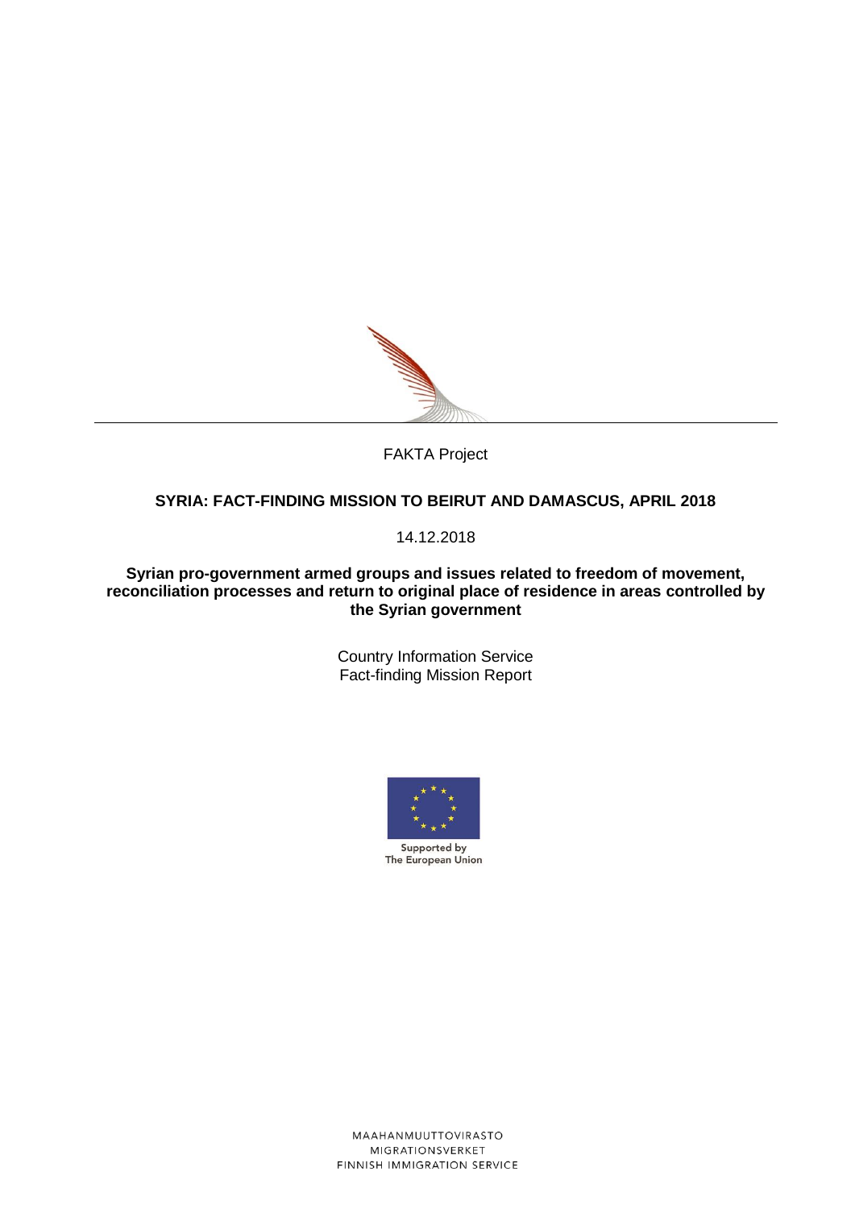FAKTA Project

# SYRIA: FACT-FINDING MISSION TO BEIRUT AND DAMASCUS, APRIL 2018

14.12.2018

**Syrian pro-government armed groups and issues related to freedom of movement, reconciliation processes and return to original place of residence in areas controlled by the Syrian government**

Country Information Service
Fact-finding Mission Report

Supported by
The European Union

MAAHANMUUTTOVIRASTO
MIGRATIONSVERKET
FINNISH IMMIGRATION SERVICE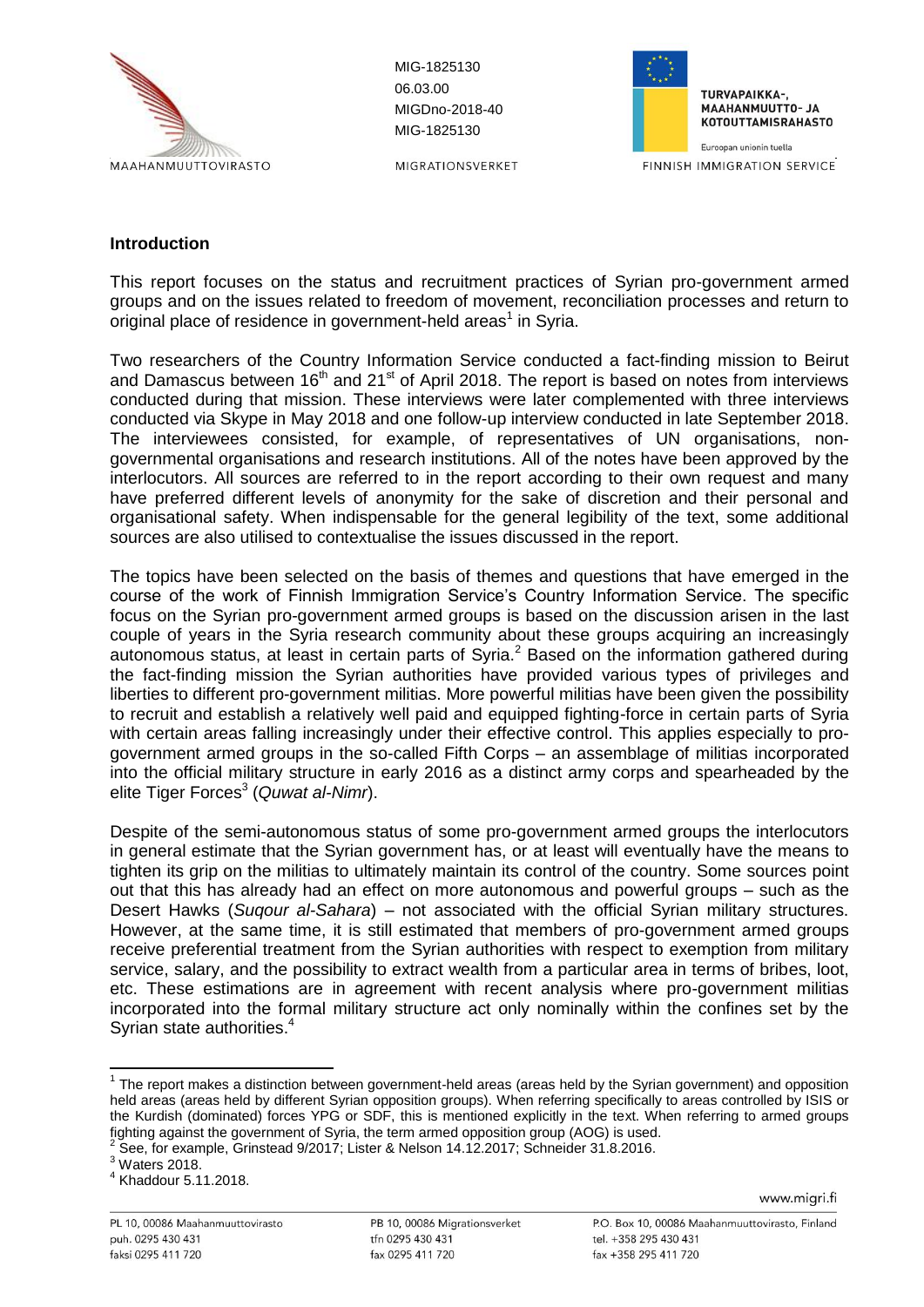## Introduction

This report focuses on the status and recruitment practices of Syrian pro-government armed groups and on the issues related to freedom of movement, reconciliation processes and return to original place of residence in government-held areas[1] in Syria.

Two researchers of the Country Information Service conducted a fact-finding mission to Beirut and Damascus between 16th and 21st of April 2018. The report is based on notes from interviews conducted during that mission. These interviews were later complemented with three interviews conducted via Skype in May 2018 and one follow-up interview conducted in late September 2018. The interviewees consisted, for example, of representatives of UN organisations, non-governmental organisations and research institutions. All of the notes have been approved by the interlocutors. All sources are referred to in the report according to their own request and many have preferred different levels of anonymity for the sake of discretion and their personal and organisational safety. When indispensable for the general legibility of the text, some additional sources are also utilised to contextualise the issues discussed in the report.

The topics have been selected on the basis of themes and questions that have emerged in the course of the work of Finnish Immigration Service's Country Information Service. The specific focus on the Syrian pro-government armed groups is based on the discussion arisen in the last couple of years in the Syria research community about these groups acquiring an increasingly autonomous status, at least in certain parts of Syria.[2] Based on the information gathered during the fact-finding mission the Syrian authorities have provided various types of privileges and liberties to different pro-government militias. More powerful militias have been given the possibility to recruit and establish a relatively well paid and equipped fighting-force in certain parts of Syria with certain areas falling increasingly under their effective control. This applies especially to pro-government armed groups in the so-called Fifth Corps – an assemblage of militias incorporated into the official military structure in early 2016 as a distinct army corps and spearheaded by the elite Tiger Forces[3] (*Quwat al-Nimr*).

Despite of the semi-autonomous status of some pro-government armed groups the interlocutors in general estimate that the Syrian government has, or at least will eventually have the means to tighten its grip on the militias to ultimately maintain its control of the country. Some sources point out that this has already had an effect on more autonomous and powerful groups – such as the Desert Hawks (*Suqour al-Sahara*) – not associated with the official Syrian military structures. However, at the same time, it is still estimated that members of pro-government armed groups receive preferential treatment from the Syrian authorities with respect to exemption from military service, salary, and the possibility to extract wealth from a particular area in terms of bribes, loot, etc. These estimations are in agreement with recent analysis where pro-government militias incorporated into the formal military structure act only nominally within the confines set by the Syrian state authorities.[4]

---

[1] The report makes a distinction between government-held areas (areas held by the Syrian government) and opposition held areas (areas held by different Syrian opposition groups). When referring specifically to areas controlled by ISIS or the Kurdish (dominated) forces YPG or SDF, this is mentioned explicitly in the text. When referring to armed groups fighting against the government of Syria, the term armed opposition group (AOG) is used.

[2] See, for example, Grinstead 9/2017; Lister & Nelson 14.12.2017; Schneider 31.8.2016.

[3] Waters 2018.

[4] Khaddour 5.11.2018.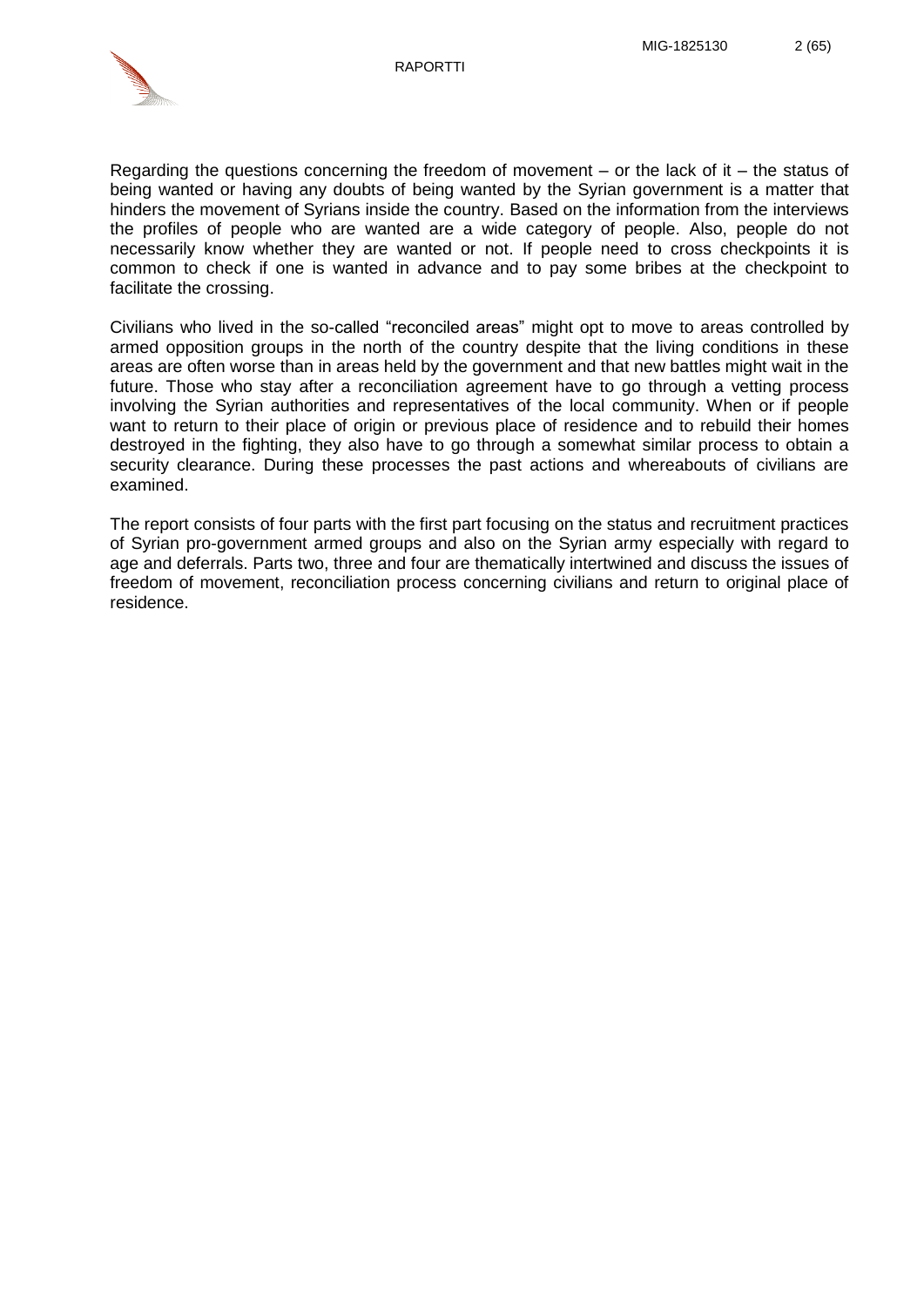Regarding the questions concerning the freedom of movement – or the lack of it – the status of being wanted or having any doubts of being wanted by the Syrian government is a matter that hinders the movement of Syrians inside the country. Based on the information from the interviews the profiles of people who are wanted are a wide category of people. Also, people do not necessarily know whether they are wanted or not. If people need to cross checkpoints it is common to check if one is wanted in advance and to pay some bribes at the checkpoint to facilitate the crossing.

Civilians who lived in the so-called "reconciled areas" might opt to move to areas controlled by armed opposition groups in the north of the country despite that the living conditions in these areas are often worse than in areas held by the government and that new battles might wait in the future. Those who stay after a reconciliation agreement have to go through a vetting process involving the Syrian authorities and representatives of the local community. When or if people want to return to their place of origin or previous place of residence and to rebuild their homes destroyed in the fighting, they also have to go through a somewhat similar process to obtain a security clearance. During these processes the past actions and whereabouts of civilians are examined.

The report consists of four parts with the first part focusing on the status and recruitment practices of Syrian pro-government armed groups and also on the Syrian army especially with regard to age and deferrals. Parts two, three and four are thematically intertwined and discuss the issues of freedom of movement, reconciliation process concerning civilians and return to original place of residence.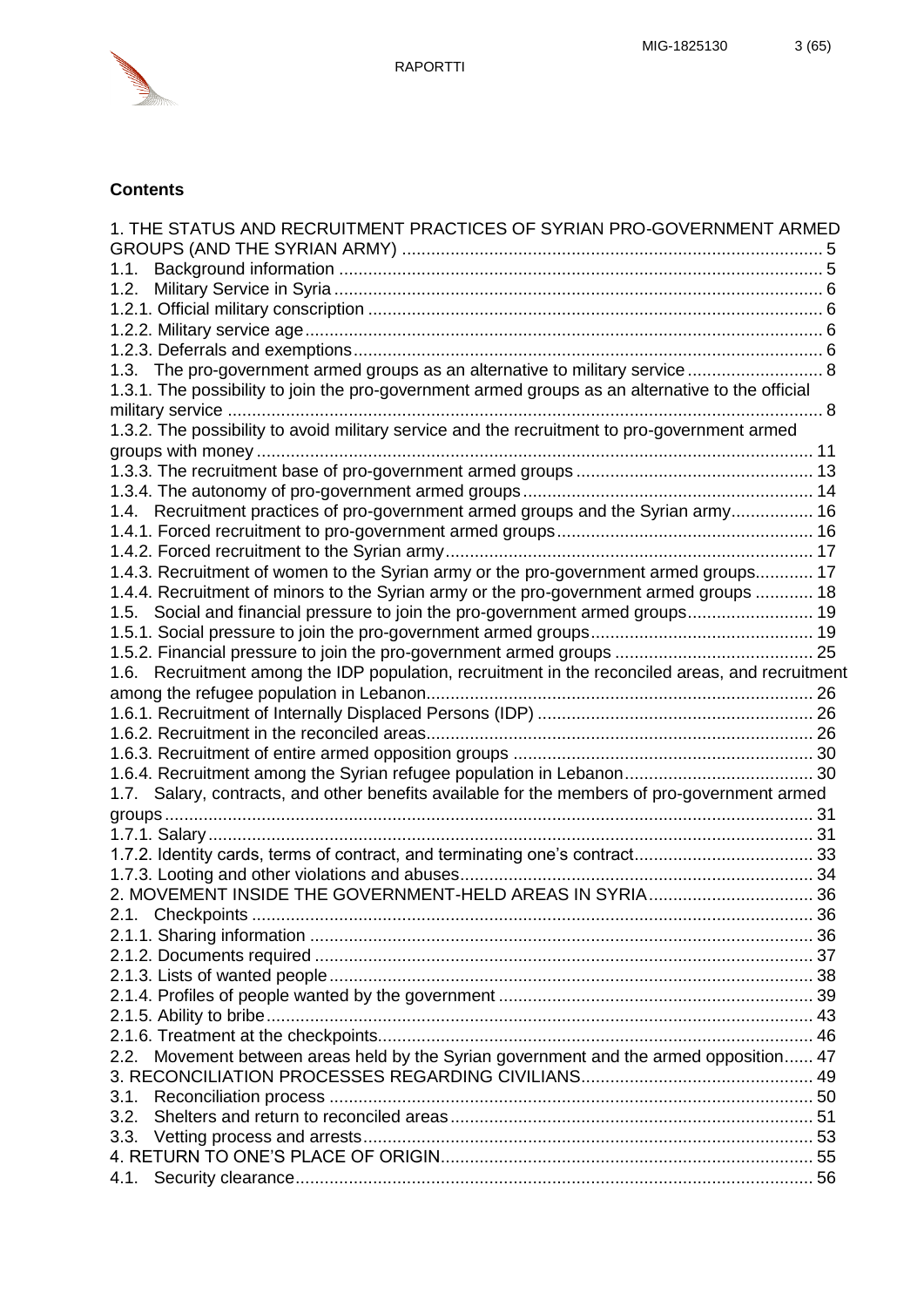## Contents

1. THE STATUS AND RECRUITMENT PRACTICES OF SYRIAN PRO-GOVERNMENT ARMED GROUPS (AND THE SYRIAN ARMY) ........ 5
1.1. Background information ........ 5
1.2. Military Service in Syria ........ 6
1.2.1. Official military conscription ........ 6
1.2.2. Military service age ........ 6
1.2.3. Deferrals and exemptions ........ 6
1.3. The pro-government armed groups as an alternative to military service ........ 8
1.3.1. The possibility to join the pro-government armed groups as an alternative to the official military service ........ 8
1.3.2. The possibility to avoid military service and the recruitment to pro-government armed groups with money ........ 11
1.3.3. The recruitment base of pro-government armed groups ........ 13
1.3.4. The autonomy of pro-government armed groups ........ 14
1.4. Recruitment practices of pro-government armed groups and the Syrian army ........ 16
1.4.1. Forced recruitment to pro-government armed groups ........ 16
1.4.2. Forced recruitment to the Syrian army ........ 17
1.4.3. Recruitment of women to the Syrian army or the pro-government armed groups ........ 17
1.4.4. Recruitment of minors to the Syrian army or the pro-government armed groups ........ 18
1.5. Social and financial pressure to join the pro-government armed groups ........ 19
1.5.1. Social pressure to join the pro-government armed groups ........ 19
1.5.2. Financial pressure to join the pro-government armed groups ........ 25
1.6. Recruitment among the IDP population, recruitment in the reconciled areas, and recruitment among the refugee population in Lebanon ........ 26
1.6.1. Recruitment of Internally Displaced Persons (IDP) ........ 26
1.6.2. Recruitment in the reconciled areas ........ 26
1.6.3. Recruitment of entire armed opposition groups ........ 30
1.6.4. Recruitment among the Syrian refugee population in Lebanon ........ 30
1.7. Salary, contracts, and other benefits available for the members of pro-government armed groups ........ 31
1.7.1. Salary ........ 31
1.7.2. Identity cards, terms of contract, and terminating one's contract ........ 33
1.7.3. Looting and other violations and abuses ........ 34
2. MOVEMENT INSIDE THE GOVERNMENT-HELD AREAS IN SYRIA ........ 36
2.1. Checkpoints ........ 36
2.1.1. Sharing information ........ 36
2.1.2. Documents required ........ 37
2.1.3. Lists of wanted people ........ 38
2.1.4. Profiles of people wanted by the government ........ 39
2.1.5. Ability to bribe ........ 43
2.1.6. Treatment at the checkpoints ........ 46
2.2. Movement between areas held by the Syrian government and the armed opposition ........ 47
3. RECONCILIATION PROCESSES REGARDING CIVILIANS ........ 49
3.1. Reconciliation process ........ 50
3.2. Shelters and return to reconciled areas ........ 51
3.3. Vetting process and arrests ........ 53
4. RETURN TO ONE'S PLACE OF ORIGIN ........ 55
4.1. Security clearance ........ 56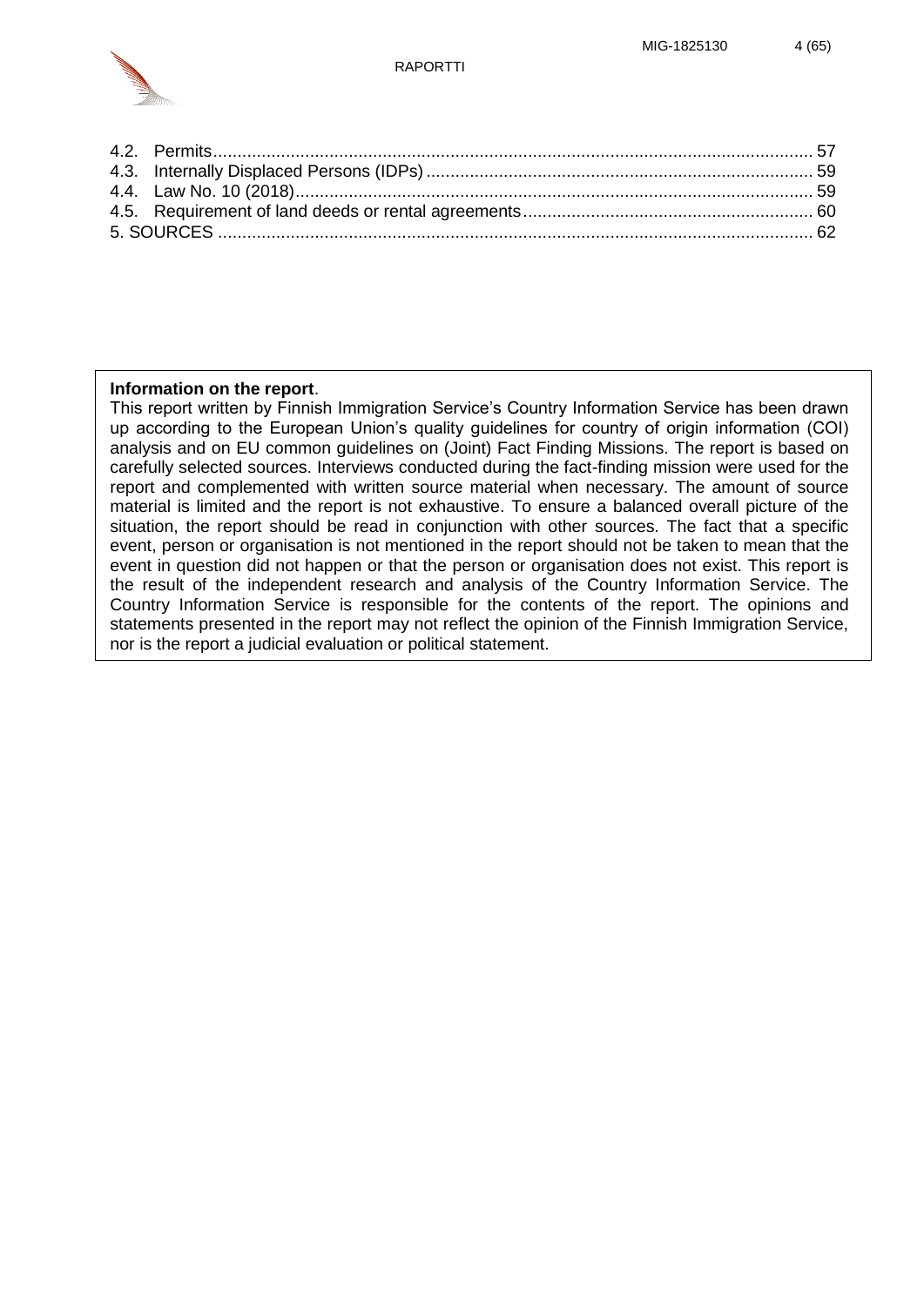4.2. Permits........................................................................................................................ 57
4.3. Internally Displaced Persons (IDPs)................................................................................ 59
4.4. Law No. 10 (2018)........................................................................................................ 59
4.5. Requirement of land deeds or rental agreements............................................................ 60
5. SOURCES ........................................................................................................................ 62

**Information on the report**.

This report written by Finnish Immigration Service's Country Information Service has been drawn up according to the European Union's quality guidelines for country of origin information (COI) analysis and on EU common guidelines on (Joint) Fact Finding Missions. The report is based on carefully selected sources. Interviews conducted during the fact-finding mission were used for the report and complemented with written source material when necessary. The amount of source material is limited and the report is not exhaustive. To ensure a balanced overall picture of the situation, the report should be read in conjunction with other sources. The fact that a specific event, person or organisation is not mentioned in the report should not be taken to mean that the event in question did not happen or that the person or organisation does not exist. This report is the result of the independent research and analysis of the Country Information Service. The Country Information Service is responsible for the contents of the report. The opinions and statements presented in the report may not reflect the opinion of the Finnish Immigration Service, nor is the report a judicial evaluation or political statement.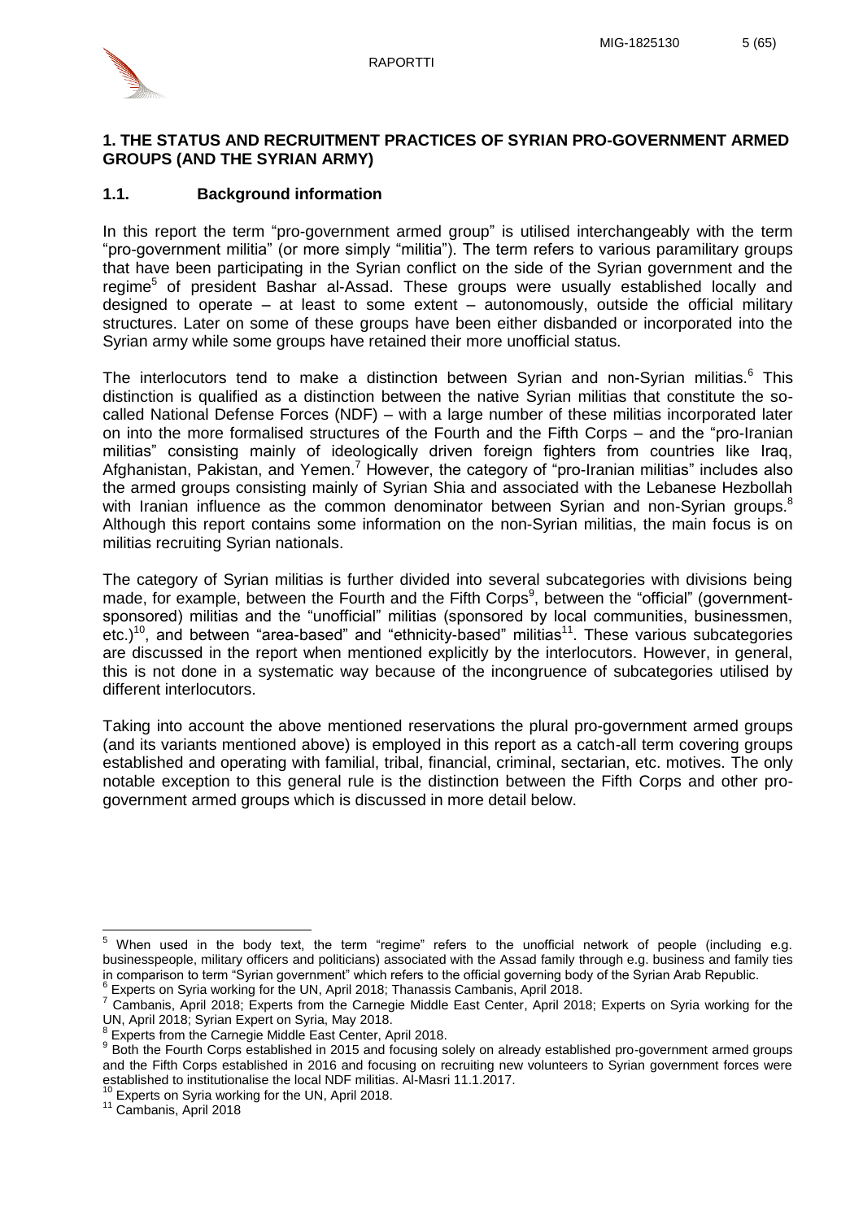## 1. THE STATUS AND RECRUITMENT PRACTICES OF SYRIAN PRO-GOVERNMENT ARMED GROUPS (AND THE SYRIAN ARMY)

### 1.1. Background information

In this report the term "pro-government armed group" is utilised interchangeably with the term "pro-government militia" (or more simply "militia"). The term refers to various paramilitary groups that have been participating in the Syrian conflict on the side of the Syrian government and the regime[5] of president Bashar al-Assad. These groups were usually established locally and designed to operate – at least to some extent – autonomously, outside the official military structures. Later on some of these groups have been either disbanded or incorporated into the Syrian army while some groups have retained their more unofficial status.

The interlocutors tend to make a distinction between Syrian and non-Syrian militias.[6] This distinction is qualified as a distinction between the native Syrian militias that constitute the so-called National Defense Forces (NDF) – with a large number of these militias incorporated later on into the more formalised structures of the Fourth and the Fifth Corps – and the "pro-Iranian militias" consisting mainly of ideologically driven foreign fighters from countries like Iraq, Afghanistan, Pakistan, and Yemen.[7] However, the category of "pro-Iranian militias" includes also the armed groups consisting mainly of Syrian Shia and associated with the Lebanese Hezbollah with Iranian influence as the common denominator between Syrian and non-Syrian groups.[8] Although this report contains some information on the non-Syrian militias, the main focus is on militias recruiting Syrian nationals.

The category of Syrian militias is further divided into several subcategories with divisions being made, for example, between the Fourth and the Fifth Corps[9], between the "official" (government-sponsored) militias and the "unofficial" militias (sponsored by local communities, businessmen, etc.)[10], and between "area-based" and "ethnicity-based" militias[11]. These various subcategories are discussed in the report when mentioned explicitly by the interlocutors. However, in general, this is not done in a systematic way because of the incongruence of subcategories utilised by different interlocutors.

Taking into account the above mentioned reservations the plural pro-government armed groups (and its variants mentioned above) is employed in this report as a catch-all term covering groups established and operating with familial, tribal, financial, criminal, sectarian, etc. motives. The only notable exception to this general rule is the distinction between the Fifth Corps and other pro-government armed groups which is discussed in more detail below.

---

[5] When used in the body text, the term "regime" refers to the unofficial network of people (including e.g. businesspeople, military officers and politicians) associated with the Assad family through e.g. business and family ties in comparison to term "Syrian government" which refers to the official governing body of the Syrian Arab Republic.

[6] Experts on Syria working for the UN, April 2018; Thanassis Cambanis, April 2018.

[7] Cambanis, April 2018; Experts from the Carnegie Middle East Center, April 2018; Experts on Syria working for the UN, April 2018; Syrian Expert on Syria, May 2018.

[8] Experts from the Carnegie Middle East Center, April 2018.

[9] Both the Fourth Corps established in 2015 and focusing solely on already established pro-government armed groups and the Fifth Corps established in 2016 and focusing on recruiting new volunteers to Syrian government forces were established to institutionalise the local NDF militias. Al-Masri 11.1.2017.

[10] Experts on Syria working for the UN, April 2018.

[11] Cambanis, April 2018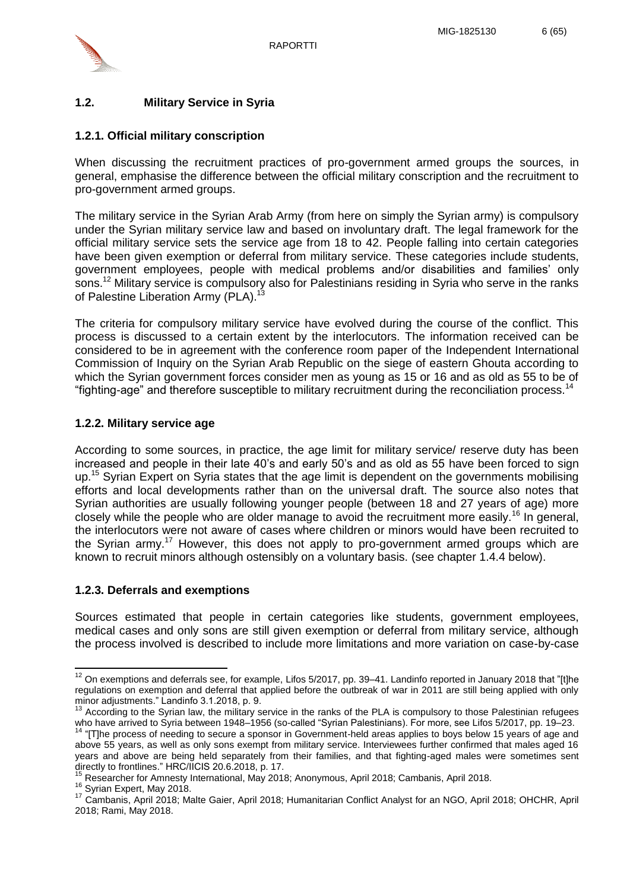## 1.2. Military Service in Syria

### 1.2.1. Official military conscription

When discussing the recruitment practices of pro-government armed groups the sources, in general, emphasise the difference between the official military conscription and the recruitment to pro-government armed groups.

The military service in the Syrian Arab Army (from here on simply the Syrian army) is compulsory under the Syrian military service law and based on involuntary draft. The legal framework for the official military service sets the service age from 18 to 42. People falling into certain categories have been given exemption or deferral from military service. These categories include students, government employees, people with medical problems and/or disabilities and families' only sons.[12] Military service is compulsory also for Palestinians residing in Syria who serve in the ranks of Palestine Liberation Army (PLA).[13]

The criteria for compulsory military service have evolved during the course of the conflict. This process is discussed to a certain extent by the interlocutors. The information received can be considered to be in agreement with the conference room paper of the Independent International Commission of Inquiry on the Syrian Arab Republic on the siege of eastern Ghouta according to which the Syrian government forces consider men as young as 15 or 16 and as old as 55 to be of "fighting-age" and therefore susceptible to military recruitment during the reconciliation process.[14]

### 1.2.2. Military service age

According to some sources, in practice, the age limit for military service/ reserve duty has been increased and people in their late 40's and early 50's and as old as 55 have been forced to sign up.[15] Syrian Expert on Syria states that the age limit is dependent on the governments mobilising efforts and local developments rather than on the universal draft. The source also notes that Syrian authorities are usually following younger people (between 18 and 27 years of age) more closely while the people who are older manage to avoid the recruitment more easily.[16] In general, the interlocutors were not aware of cases where children or minors would have been recruited to the Syrian army.[17] However, this does not apply to pro-government armed groups which are known to recruit minors although ostensibly on a voluntary basis. (see chapter 1.4.4 below).

### 1.2.3. Deferrals and exemptions

Sources estimated that people in certain categories like students, government employees, medical cases and only sons are still given exemption or deferral from military service, although the process involved is described to include more limitations and more variation on case-by-case

---

[12] On exemptions and deferrals see, for example, Lifos 5/2017, pp. 39–41. Landinfo reported in January 2018 that "[t]he regulations on exemption and deferral that applied before the outbreak of war in 2011 are still being applied with only minor adjustments." Landinfo 3.1.2018, p. 9.

[13] According to the Syrian law, the military service in the ranks of the PLA is compulsory to those Palestinian refugees who have arrived to Syria between 1948–1956 (so-called "Syrian Palestinians). For more, see Lifos 5/2017, pp. 19–23.

[14] "[T]he process of needing to secure a sponsor in Government-held areas applies to boys below 15 years of age and above 55 years, as well as only sons exempt from military service. Interviewees further confirmed that males aged 16 years and above are being held separately from their families, and that fighting-aged males were sometimes sent directly to frontlines." HRC/IICIS 20.6.2018, p. 17.

[15] Researcher for Amnesty International, May 2018; Anonymous, April 2018; Cambanis, April 2018.

[16] Syrian Expert, May 2018.

[17] Cambanis, April 2018; Malte Gaier, April 2018; Humanitarian Conflict Analyst for an NGO, April 2018; OHCHR, April 2018; Rami, May 2018.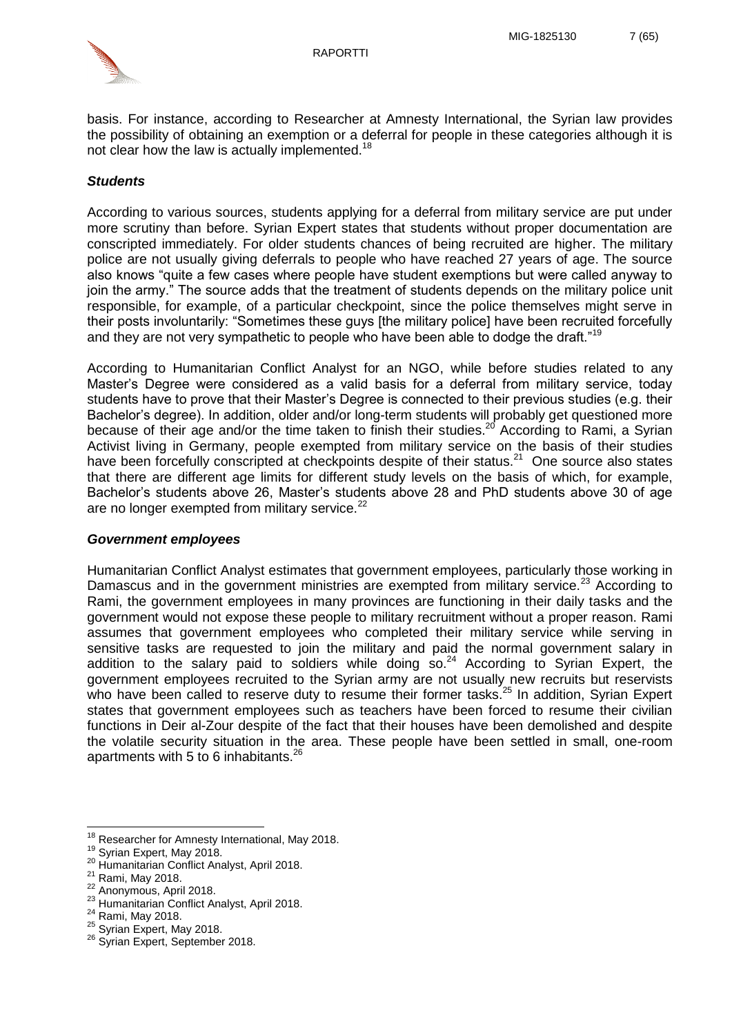basis. For instance, according to Researcher at Amnesty International, the Syrian law provides the possibility of obtaining an exemption or a deferral for people in these categories although it is not clear how the law is actually implemented.[18]

### *Students*

According to various sources, students applying for a deferral from military service are put under more scrutiny than before. Syrian Expert states that students without proper documentation are conscripted immediately. For older students chances of being recruited are higher. The military police are not usually giving deferrals to people who have reached 27 years of age. The source also knows "quite a few cases where people have student exemptions but were called anyway to join the army." The source adds that the treatment of students depends on the military police unit responsible, for example, of a particular checkpoint, since the police themselves might serve in their posts involuntarily: "Sometimes these guys [the military police] have been recruited forcefully and they are not very sympathetic to people who have been able to dodge the draft."[19]

According to Humanitarian Conflict Analyst for an NGO, while before studies related to any Master's Degree were considered as a valid basis for a deferral from military service, today students have to prove that their Master's Degree is connected to their previous studies (e.g. their Bachelor's degree). In addition, older and/or long-term students will probably get questioned more because of their age and/or the time taken to finish their studies.[20] According to Rami, a Syrian Activist living in Germany, people exempted from military service on the basis of their studies have been forcefully conscripted at checkpoints despite of their status.[21] One source also states that there are different age limits for different study levels on the basis of which, for example, Bachelor's students above 26, Master's students above 28 and PhD students above 30 of age are no longer exempted from military service.[22]

### *Government employees*

Humanitarian Conflict Analyst estimates that government employees, particularly those working in Damascus and in the government ministries are exempted from military service.[23] According to Rami, the government employees in many provinces are functioning in their daily tasks and the government would not expose these people to military recruitment without a proper reason. Rami assumes that government employees who completed their military service while serving in sensitive tasks are requested to join the military and paid the normal government salary in addition to the salary paid to soldiers while doing so.[24] According to Syrian Expert, the government employees recruited to the Syrian army are not usually new recruits but reservists who have been called to reserve duty to resume their former tasks.[25] In addition, Syrian Expert states that government employees such as teachers have been forced to resume their civilian functions in Deir al-Zour despite of the fact that their houses have been demolished and despite the volatile security situation in the area. These people have been settled in small, one-room apartments with 5 to 6 inhabitants.[26]

---

[18] Researcher for Amnesty International, May 2018.
[19] Syrian Expert, May 2018.
[20] Humanitarian Conflict Analyst, April 2018.
[21] Rami, May 2018.
[22] Anonymous, April 2018.
[23] Humanitarian Conflict Analyst, April 2018.
[24] Rami, May 2018.
[25] Syrian Expert, May 2018.
[26] Syrian Expert, September 2018.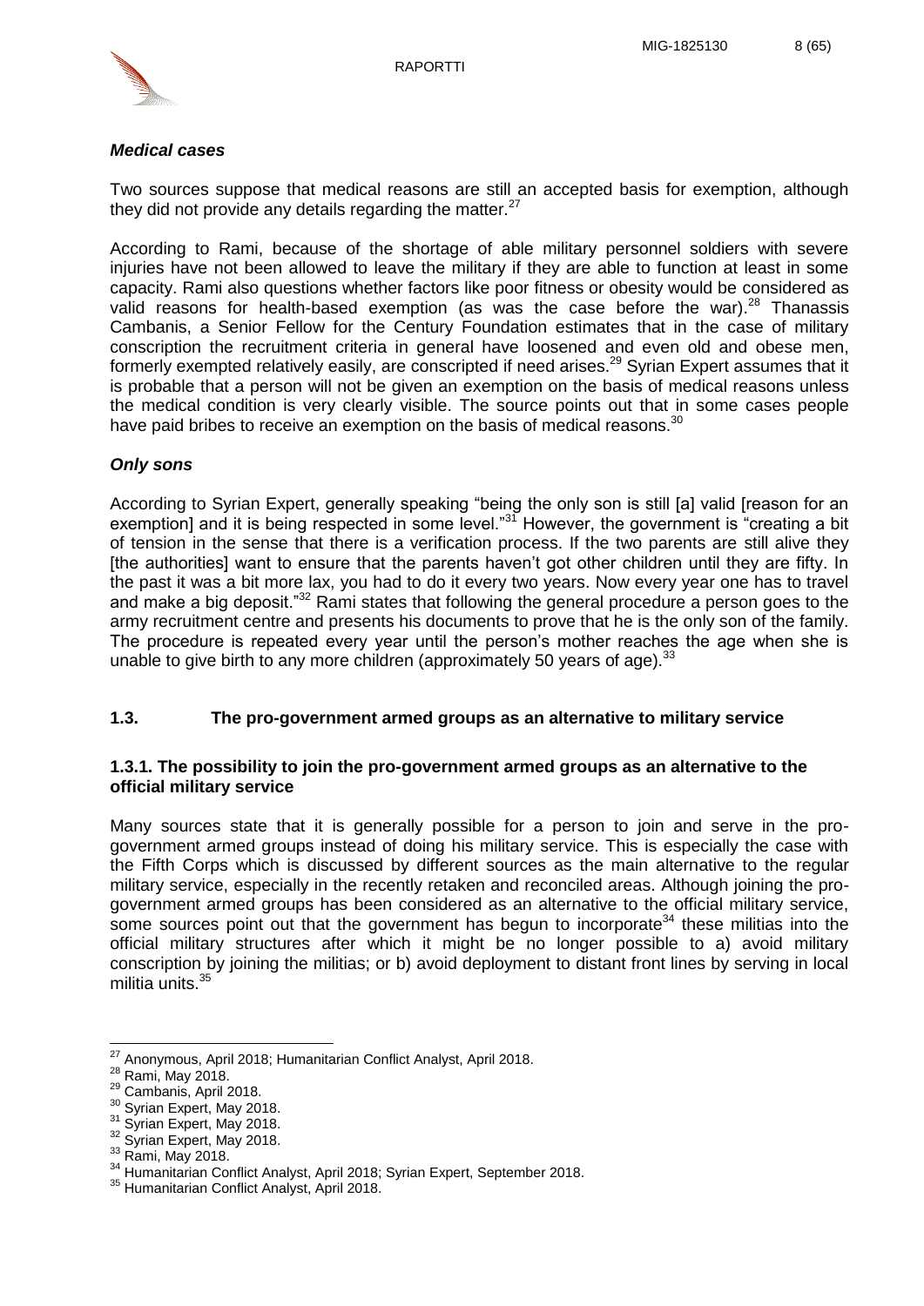### *Medical cases*

Two sources suppose that medical reasons are still an accepted basis for exemption, although they did not provide any details regarding the matter.[27]

According to Rami, because of the shortage of able military personnel soldiers with severe injuries have not been allowed to leave the military if they are able to function at least in some capacity. Rami also questions whether factors like poor fitness or obesity would be considered as valid reasons for health-based exemption (as was the case before the war).[28] Thanassis Cambanis, a Senior Fellow for the Century Foundation estimates that in the case of military conscription the recruitment criteria in general have loosened and even old and obese men, formerly exempted relatively easily, are conscripted if need arises.[29] Syrian Expert assumes that it is probable that a person will not be given an exemption on the basis of medical reasons unless the medical condition is very clearly visible. The source points out that in some cases people have paid bribes to receive an exemption on the basis of medical reasons.[30]

### *Only sons*

According to Syrian Expert, generally speaking "being the only son is still [a] valid [reason for an exemption] and it is being respected in some level."[31] However, the government is "creating a bit of tension in the sense that there is a verification process. If the two parents are still alive they [the authorities] want to ensure that the parents haven't got other children until they are fifty. In the past it was a bit more lax, you had to do it every two years. Now every year one has to travel and make a big deposit."[32] Rami states that following the general procedure a person goes to the army recruitment centre and presents his documents to prove that he is the only son of the family. The procedure is repeated every year until the person's mother reaches the age when she is unable to give birth to any more children (approximately 50 years of age).[33]

## 1.3. The pro-government armed groups as an alternative to military service

### 1.3.1. The possibility to join the pro-government armed groups as an alternative to the official military service

Many sources state that it is generally possible for a person to join and serve in the pro-government armed groups instead of doing his military service. This is especially the case with the Fifth Corps which is discussed by different sources as the main alternative to the regular military service, especially in the recently retaken and reconciled areas. Although joining the pro-government armed groups has been considered as an alternative to the official military service, some sources point out that the government has begun to incorporate[34] these militias into the official military structures after which it might be no longer possible to a) avoid military conscription by joining the militias; or b) avoid deployment to distant front lines by serving in local militia units.[35]

---

[27] Anonymous, April 2018; Humanitarian Conflict Analyst, April 2018.
[28] Rami, May 2018.
[29] Cambanis, April 2018.
[30] Syrian Expert, May 2018.
[31] Syrian Expert, May 2018.
[32] Syrian Expert, May 2018.
[33] Rami, May 2018.
[34] Humanitarian Conflict Analyst, April 2018; Syrian Expert, September 2018.
[35] Humanitarian Conflict Analyst, April 2018.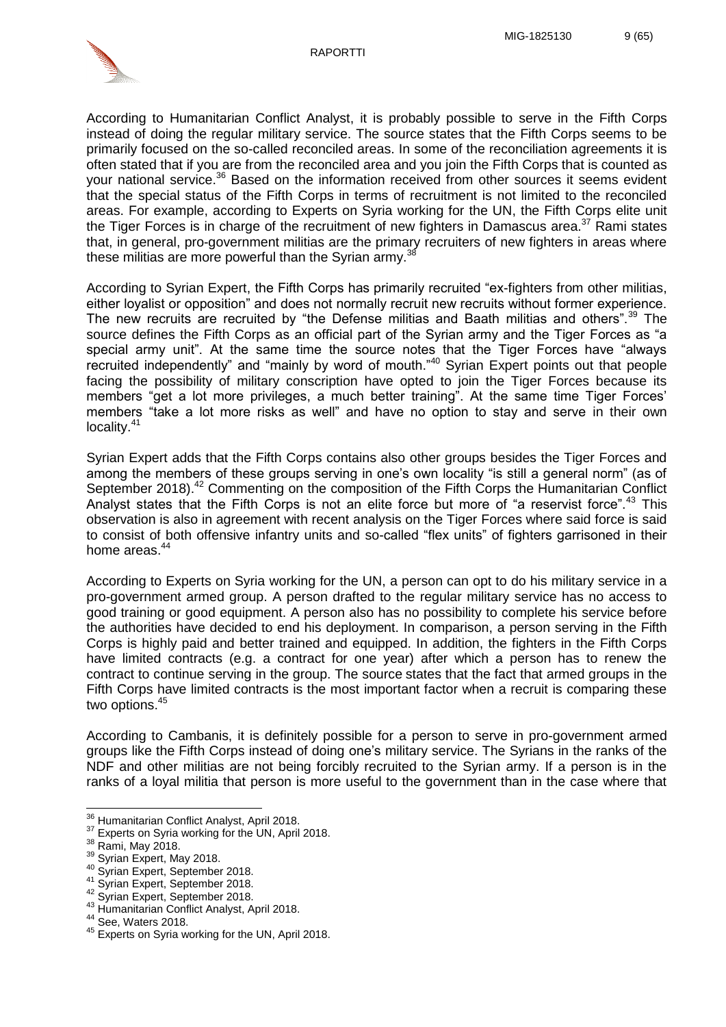According to Humanitarian Conflict Analyst, it is probably possible to serve in the Fifth Corps instead of doing the regular military service. The source states that the Fifth Corps seems to be primarily focused on the so-called reconciled areas. In some of the reconciliation agreements it is often stated that if you are from the reconciled area and you join the Fifth Corps that is counted as your national service.[36] Based on the information received from other sources it seems evident that the special status of the Fifth Corps in terms of recruitment is not limited to the reconciled areas. For example, according to Experts on Syria working for the UN, the Fifth Corps elite unit the Tiger Forces is in charge of the recruitment of new fighters in Damascus area.[37] Rami states that, in general, pro-government militias are the primary recruiters of new fighters in areas where these militias are more powerful than the Syrian army.[38]

According to Syrian Expert, the Fifth Corps has primarily recruited "ex-fighters from other militias, either loyalist or opposition" and does not normally recruit new recruits without former experience. The new recruits are recruited by "the Defense militias and Baath militias and others".[39] The source defines the Fifth Corps as an official part of the Syrian army and the Tiger Forces as "a special army unit". At the same time the source notes that the Tiger Forces have "always recruited independently" and "mainly by word of mouth."[40] Syrian Expert points out that people facing the possibility of military conscription have opted to join the Tiger Forces because its members "get a lot more privileges, a much better training". At the same time Tiger Forces' members "take a lot more risks as well" and have no option to stay and serve in their own locality.[41]

Syrian Expert adds that the Fifth Corps contains also other groups besides the Tiger Forces and among the members of these groups serving in one's own locality "is still a general norm" (as of September 2018).[42] Commenting on the composition of the Fifth Corps the Humanitarian Conflict Analyst states that the Fifth Corps is not an elite force but more of "a reservist force".[43] This observation is also in agreement with recent analysis on the Tiger Forces where said force is said to consist of both offensive infantry units and so-called "flex units" of fighters garrisoned in their home areas.[44]

According to Experts on Syria working for the UN, a person can opt to do his military service in a pro-government armed group. A person drafted to the regular military service has no access to good training or good equipment. A person also has no possibility to complete his service before the authorities have decided to end his deployment. In comparison, a person serving in the Fifth Corps is highly paid and better trained and equipped. In addition, the fighters in the Fifth Corps have limited contracts (e.g. a contract for one year) after which a person has to renew the contract to continue serving in the group. The source states that the fact that armed groups in the Fifth Corps have limited contracts is the most important factor when a recruit is comparing these two options.[45]

According to Cambanis, it is definitely possible for a person to serve in pro-government armed groups like the Fifth Corps instead of doing one's military service. The Syrians in the ranks of the NDF and other militias are not being forcibly recruited to the Syrian army. If a person is in the ranks of a loyal militia that person is more useful to the government than in the case where that

---

[36] Humanitarian Conflict Analyst, April 2018.

[37] Experts on Syria working for the UN, April 2018.

[38] Rami, May 2018.

[39] Syrian Expert, May 2018.

[40] Syrian Expert, September 2018.

[41] Syrian Expert, September 2018.

[42] Syrian Expert, September 2018.

[43] Humanitarian Conflict Analyst, April 2018.

[44] See, Waters 2018.

[45] Experts on Syria working for the UN, April 2018.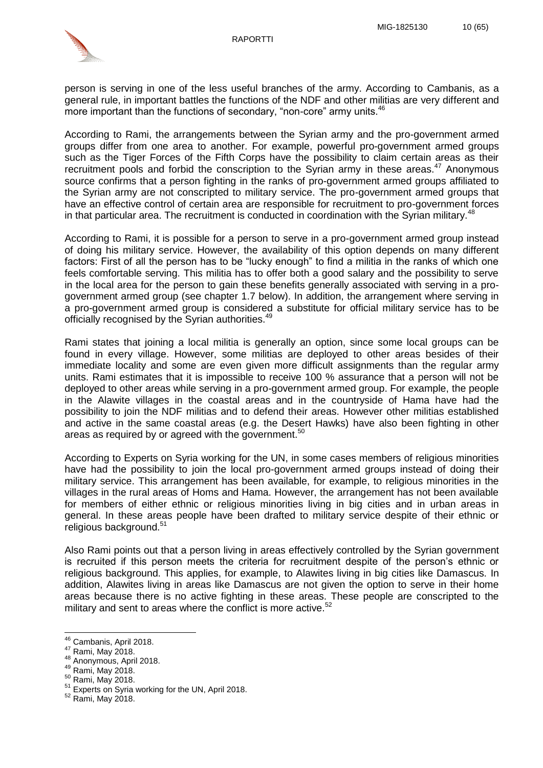person is serving in one of the less useful branches of the army. According to Cambanis, as a general rule, in important battles the functions of the NDF and other militias are very different and more important than the functions of secondary, "non-core" army units.[46]

According to Rami, the arrangements between the Syrian army and the pro-government armed groups differ from one area to another. For example, powerful pro-government armed groups such as the Tiger Forces of the Fifth Corps have the possibility to claim certain areas as their recruitment pools and forbid the conscription to the Syrian army in these areas.[47] Anonymous source confirms that a person fighting in the ranks of pro-government armed groups affiliated to the Syrian army are not conscripted to military service. The pro-government armed groups that have an effective control of certain area are responsible for recruitment to pro-government forces in that particular area. The recruitment is conducted in coordination with the Syrian military.[48]

According to Rami, it is possible for a person to serve in a pro-government armed group instead of doing his military service. However, the availability of this option depends on many different factors: First of all the person has to be "lucky enough" to find a militia in the ranks of which one feels comfortable serving. This militia has to offer both a good salary and the possibility to serve in the local area for the person to gain these benefits generally associated with serving in a pro-government armed group (see chapter 1.7 below). In addition, the arrangement where serving in a pro-government armed group is considered a substitute for official military service has to be officially recognised by the Syrian authorities.[49]

Rami states that joining a local militia is generally an option, since some local groups can be found in every village. However, some militias are deployed to other areas besides of their immediate locality and some are even given more difficult assignments than the regular army units. Rami estimates that it is impossible to receive 100 % assurance that a person will not be deployed to other areas while serving in a pro-government armed group. For example, the people in the Alawite villages in the coastal areas and in the countryside of Hama have had the possibility to join the NDF militias and to defend their areas. However other militias established and active in the same coastal areas (e.g. the Desert Hawks) have also been fighting in other areas as required by or agreed with the government.[50]

According to Experts on Syria working for the UN, in some cases members of religious minorities have had the possibility to join the local pro-government armed groups instead of doing their military service. This arrangement has been available, for example, to religious minorities in the villages in the rural areas of Homs and Hama. However, the arrangement has not been available for members of either ethnic or religious minorities living in big cities and in urban areas in general. In these areas people have been drafted to military service despite of their ethnic or religious background.[51]

Also Rami points out that a person living in areas effectively controlled by the Syrian government is recruited if this person meets the criteria for recruitment despite of the person's ethnic or religious background. This applies, for example, to Alawites living in big cities like Damascus. In addition, Alawites living in areas like Damascus are not given the option to serve in their home areas because there is no active fighting in these areas. These people are conscripted to the military and sent to areas where the conflict is more active.[52]

---

[46] Cambanis, April 2018.
[47] Rami, May 2018.
[48] Anonymous, April 2018.
[49] Rami, May 2018.
[50] Rami, May 2018.
[51] Experts on Syria working for the UN, April 2018.
[52] Rami, May 2018.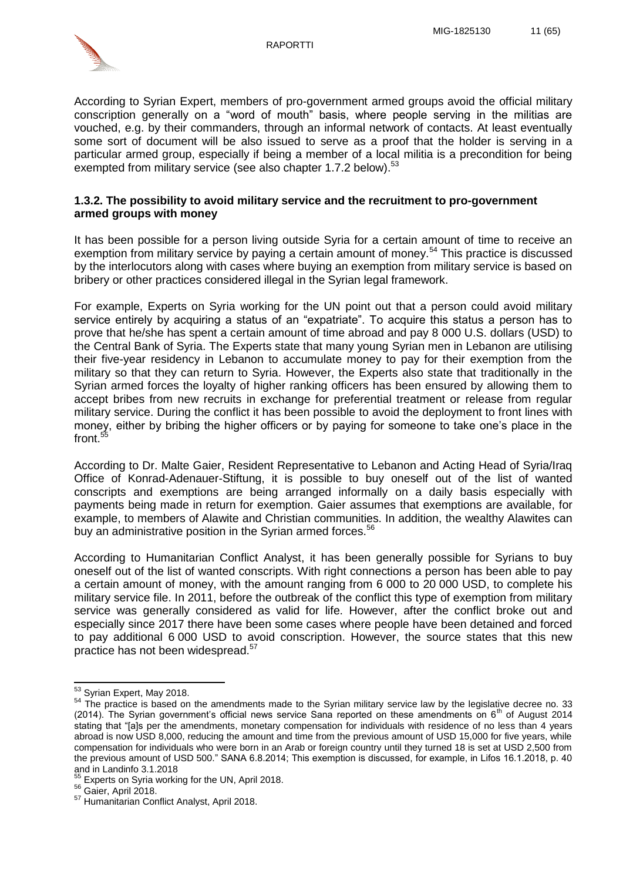According to Syrian Expert, members of pro-government armed groups avoid the official military conscription generally on a "word of mouth" basis, where people serving in the militias are vouched, e.g. by their commanders, through an informal network of contacts. At least eventually some sort of document will be also issued to serve as a proof that the holder is serving in a particular armed group, especially if being a member of a local militia is a precondition for being exempted from military service (see also chapter 1.7.2 below).[53]

### 1.3.2. The possibility to avoid military service and the recruitment to pro-government armed groups with money

It has been possible for a person living outside Syria for a certain amount of time to receive an exemption from military service by paying a certain amount of money.[54] This practice is discussed by the interlocutors along with cases where buying an exemption from military service is based on bribery or other practices considered illegal in the Syrian legal framework.

For example, Experts on Syria working for the UN point out that a person could avoid military service entirely by acquiring a status of an "expatriate". To acquire this status a person has to prove that he/she has spent a certain amount of time abroad and pay 8 000 U.S. dollars (USD) to the Central Bank of Syria. The Experts state that many young Syrian men in Lebanon are utilising their five-year residency in Lebanon to accumulate money to pay for their exemption from the military so that they can return to Syria. However, the Experts also state that traditionally in the Syrian armed forces the loyalty of higher ranking officers has been ensured by allowing them to accept bribes from new recruits in exchange for preferential treatment or release from regular military service. During the conflict it has been possible to avoid the deployment to front lines with money, either by bribing the higher officers or by paying for someone to take one's place in the front.[55]

According to Dr. Malte Gaier, Resident Representative to Lebanon and Acting Head of Syria/Iraq Office of Konrad-Adenauer-Stiftung, it is possible to buy oneself out of the list of wanted conscripts and exemptions are being arranged informally on a daily basis especially with payments being made in return for exemption. Gaier assumes that exemptions are available, for example, to members of Alawite and Christian communities. In addition, the wealthy Alawites can buy an administrative position in the Syrian armed forces.[56]

According to Humanitarian Conflict Analyst, it has been generally possible for Syrians to buy oneself out of the list of wanted conscripts. With right connections a person has been able to pay a certain amount of money, with the amount ranging from 6 000 to 20 000 USD, to complete his military service file. In 2011, before the outbreak of the conflict this type of exemption from military service was generally considered as valid for life. However, after the conflict broke out and especially since 2017 there have been some cases where people have been detained and forced to pay additional 6 000 USD to avoid conscription. However, the source states that this new practice has not been widespread.[57]

---

[53] Syrian Expert, May 2018.

[54] The practice is based on the amendments made to the Syrian military service law by the legislative decree no. 33 (2014). The Syrian government's official news service Sana reported on these amendments on 6th of August 2014 stating that "[a]s per the amendments, monetary compensation for individuals with residence of no less than 4 years abroad is now USD 8,000, reducing the amount and time from the previous amount of USD 15,000 for five years, while compensation for individuals who were born in an Arab or foreign country until they turned 18 is set at USD 2,500 from the previous amount of USD 500." SANA 6.8.2014; This exemption is discussed, for example, in Lifos 16.1.2018, p. 40 and in Landinfo 3.1.2018

[55] Experts on Syria working for the UN, April 2018.

[56] Gaier, April 2018.

[57] Humanitarian Conflict Analyst, April 2018.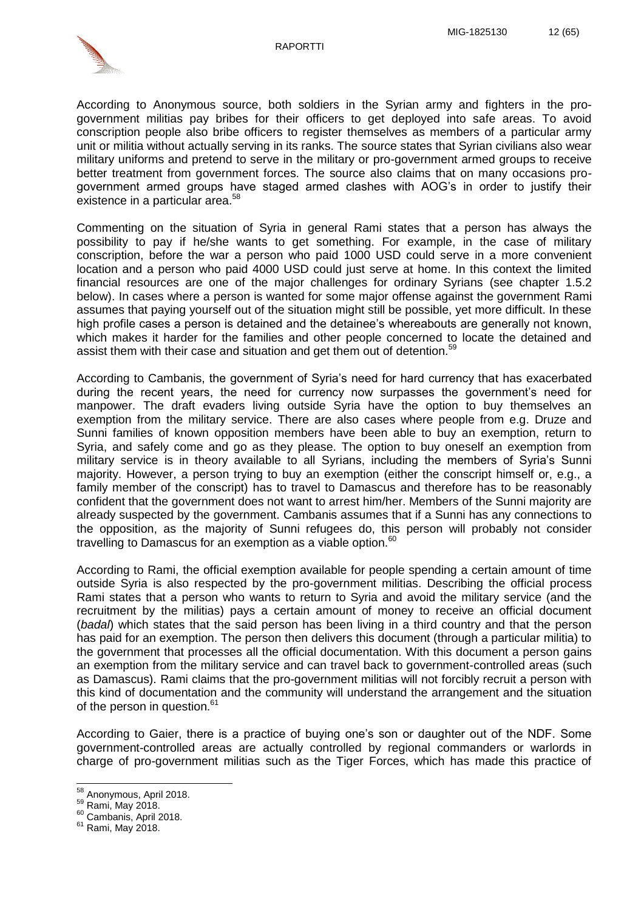According to Anonymous source, both soldiers in the Syrian army and fighters in the pro-government militias pay bribes for their officers to get deployed into safe areas. To avoid conscription people also bribe officers to register themselves as members of a particular army unit or militia without actually serving in its ranks. The source states that Syrian civilians also wear military uniforms and pretend to serve in the military or pro-government armed groups to receive better treatment from government forces. The source also claims that on many occasions pro-government armed groups have staged armed clashes with AOG's in order to justify their existence in a particular area.[58]

Commenting on the situation of Syria in general Rami states that a person has always the possibility to pay if he/she wants to get something. For example, in the case of military conscription, before the war a person who paid 1000 USD could serve in a more convenient location and a person who paid 4000 USD could just serve at home. In this context the limited financial resources are one of the major challenges for ordinary Syrians (see chapter 1.5.2 below). In cases where a person is wanted for some major offense against the government Rami assumes that paying yourself out of the situation might still be possible, yet more difficult. In these high profile cases a person is detained and the detainee's whereabouts are generally not known, which makes it harder for the families and other people concerned to locate the detained and assist them with their case and situation and get them out of detention.[59]

According to Cambanis, the government of Syria's need for hard currency that has exacerbated during the recent years, the need for currency now surpasses the government's need for manpower. The draft evaders living outside Syria have the option to buy themselves an exemption from the military service. There are also cases where people from e.g. Druze and Sunni families of known opposition members have been able to buy an exemption, return to Syria, and safely come and go as they please. The option to buy oneself an exemption from military service is in theory available to all Syrians, including the members of Syria's Sunni majority. However, a person trying to buy an exemption (either the conscript himself or, e.g., a family member of the conscript) has to travel to Damascus and therefore has to be reasonably confident that the government does not want to arrest him/her. Members of the Sunni majority are already suspected by the government. Cambanis assumes that if a Sunni has any connections to the opposition, as the majority of Sunni refugees do, this person will probably not consider travelling to Damascus for an exemption as a viable option.[60]

According to Rami, the official exemption available for people spending a certain amount of time outside Syria is also respected by the pro-government militias. Describing the official process Rami states that a person who wants to return to Syria and avoid the military service (and the recruitment by the militias) pays a certain amount of money to receive an official document (*badal*) which states that the said person has been living in a third country and that the person has paid for an exemption. The person then delivers this document (through a particular militia) to the government that processes all the official documentation. With this document a person gains an exemption from the military service and can travel back to government-controlled areas (such as Damascus). Rami claims that the pro-government militias will not forcibly recruit a person with this kind of documentation and the community will understand the arrangement and the situation of the person in question.[61]

According to Gaier, there is a practice of buying one's son or daughter out of the NDF. Some government-controlled areas are actually controlled by regional commanders or warlords in charge of pro-government militias such as the Tiger Forces, which has made this practice of

---

[58] Anonymous, April 2018.
[59] Rami, May 2018.
[60] Cambanis, April 2018.
[61] Rami, May 2018.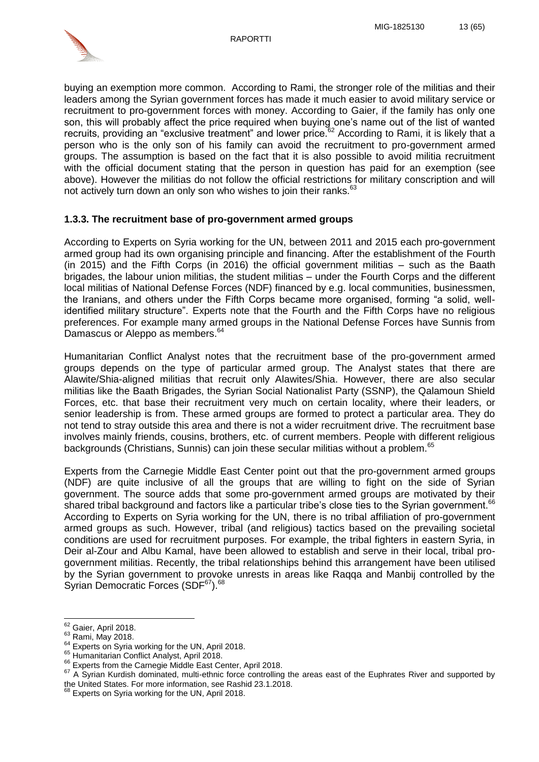buying an exemption more common. According to Rami, the stronger role of the militias and their leaders among the Syrian government forces has made it much easier to avoid military service or recruitment to pro-government forces with money. According to Gaier, if the family has only one son, this will probably affect the price required when buying one's name out of the list of wanted recruits, providing an "exclusive treatment" and lower price.[62] According to Rami, it is likely that a person who is the only son of his family can avoid the recruitment to pro-government armed groups. The assumption is based on the fact that it is also possible to avoid militia recruitment with the official document stating that the person in question has paid for an exemption (see above). However the militias do not follow the official restrictions for military conscription and will not actively turn down an only son who wishes to join their ranks.[63]

### 1.3.3. The recruitment base of pro-government armed groups

According to Experts on Syria working for the UN, between 2011 and 2015 each pro-government armed group had its own organising principle and financing. After the establishment of the Fourth (in 2015) and the Fifth Corps (in 2016) the official government militias – such as the Baath brigades, the labour union militias, the student militias – under the Fourth Corps and the different local militias of National Defense Forces (NDF) financed by e.g. local communities, businessmen, the Iranians, and others under the Fifth Corps became more organised, forming "a solid, well-identified military structure". Experts note that the Fourth and the Fifth Corps have no religious preferences. For example many armed groups in the National Defense Forces have Sunnis from Damascus or Aleppo as members.[64]

Humanitarian Conflict Analyst notes that the recruitment base of the pro-government armed groups depends on the type of particular armed group. The Analyst states that there are Alawite/Shia-aligned militias that recruit only Alawites/Shia. However, there are also secular militias like the Baath Brigades, the Syrian Social Nationalist Party (SSNP), the Qalamoun Shield Forces, etc. that base their recruitment very much on certain locality, where their leaders, or senior leadership is from. These armed groups are formed to protect a particular area. They do not tend to stray outside this area and there is not a wider recruitment drive. The recruitment base involves mainly friends, cousins, brothers, etc. of current members. People with different religious backgrounds (Christians, Sunnis) can join these secular militias without a problem.[65]

Experts from the Carnegie Middle East Center point out that the pro-government armed groups (NDF) are quite inclusive of all the groups that are willing to fight on the side of Syrian government. The source adds that some pro-government armed groups are motivated by their shared tribal background and factors like a particular tribe's close ties to the Syrian government.[66] According to Experts on Syria working for the UN, there is no tribal affiliation of pro-government armed groups as such. However, tribal (and religious) tactics based on the prevailing societal conditions are used for recruitment purposes. For example, the tribal fighters in eastern Syria, in Deir al-Zour and Albu Kamal, have been allowed to establish and serve in their local, tribal pro-government militias. Recently, the tribal relationships behind this arrangement have been utilised by the Syrian government to provoke unrests in areas like Raqqa and Manbij controlled by the Syrian Democratic Forces (SDF[67]).[68]

---

[62] Gaier, April 2018.

[63] Rami, May 2018.

[64] Experts on Syria working for the UN, April 2018.

[65] Humanitarian Conflict Analyst, April 2018.

[66] Experts from the Carnegie Middle East Center, April 2018.

[67] A Syrian Kurdish dominated, multi-ethnic force controlling the areas east of the Euphrates River and supported by the United States. For more information, see Rashid 23.1.2018.

[68] Experts on Syria working for the UN, April 2018.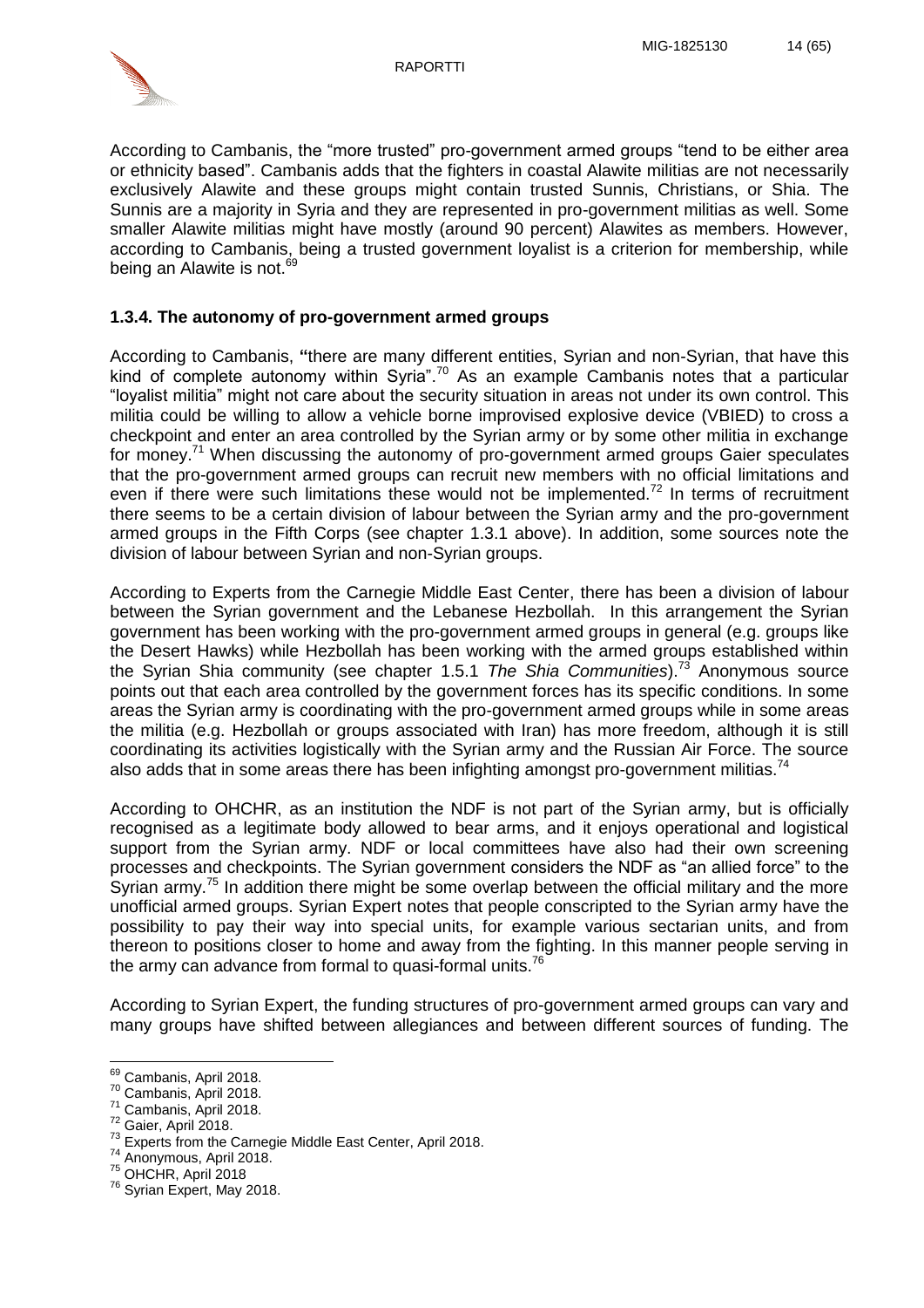According to Cambanis, the "more trusted" pro-government armed groups "tend to be either area or ethnicity based". Cambanis adds that the fighters in coastal Alawite militias are not necessarily exclusively Alawite and these groups might contain trusted Sunnis, Christians, or Shia. The Sunnis are a majority in Syria and they are represented in pro-government militias as well. Some smaller Alawite militias might have mostly (around 90 percent) Alawites as members. However, according to Cambanis, being a trusted government loyalist is a criterion for membership, while being an Alawite is not.[69]

### 1.3.4. The autonomy of pro-government armed groups

According to Cambanis, **"**there are many different entities, Syrian and non-Syrian, that have this kind of complete autonomy within Syria".[70] As an example Cambanis notes that a particular "loyalist militia" might not care about the security situation in areas not under its own control. This militia could be willing to allow a vehicle borne improvised explosive device (VBIED) to cross a checkpoint and enter an area controlled by the Syrian army or by some other militia in exchange for money.[71] When discussing the autonomy of pro-government armed groups Gaier speculates that the pro-government armed groups can recruit new members with no official limitations and even if there were such limitations these would not be implemented.[72] In terms of recruitment there seems to be a certain division of labour between the Syrian army and the pro-government armed groups in the Fifth Corps (see chapter 1.3.1 above). In addition, some sources note the division of labour between Syrian and non-Syrian groups.

According to Experts from the Carnegie Middle East Center, there has been a division of labour between the Syrian government and the Lebanese Hezbollah. In this arrangement the Syrian government has been working with the pro-government armed groups in general (e.g. groups like the Desert Hawks) while Hezbollah has been working with the armed groups established within the Syrian Shia community (see chapter 1.5.1 *The Shia Communities*).[73] Anonymous source points out that each area controlled by the government forces has its specific conditions. In some areas the Syrian army is coordinating with the pro-government armed groups while in some areas the militia (e.g. Hezbollah or groups associated with Iran) has more freedom, although it is still coordinating its activities logistically with the Syrian army and the Russian Air Force. The source also adds that in some areas there has been infighting amongst pro-government militias.[74]

According to OHCHR, as an institution the NDF is not part of the Syrian army, but is officially recognised as a legitimate body allowed to bear arms, and it enjoys operational and logistical support from the Syrian army. NDF or local committees have also had their own screening processes and checkpoints. The Syrian government considers the NDF as "an allied force" to the Syrian army.[75] In addition there might be some overlap between the official military and the more unofficial armed groups. Syrian Expert notes that people conscripted to the Syrian army have the possibility to pay their way into special units, for example various sectarian units, and from thereon to positions closer to home and away from the fighting. In this manner people serving in the army can advance from formal to quasi-formal units.[76]

According to Syrian Expert, the funding structures of pro-government armed groups can vary and many groups have shifted between allegiances and between different sources of funding. The

---

[69] Cambanis, April 2018.
[70] Cambanis, April 2018.
[71] Cambanis, April 2018.
[72] Gaier, April 2018.
[73] Experts from the Carnegie Middle East Center, April 2018.
[74] Anonymous, April 2018.
[75] OHCHR, April 2018
[76] Syrian Expert, May 2018.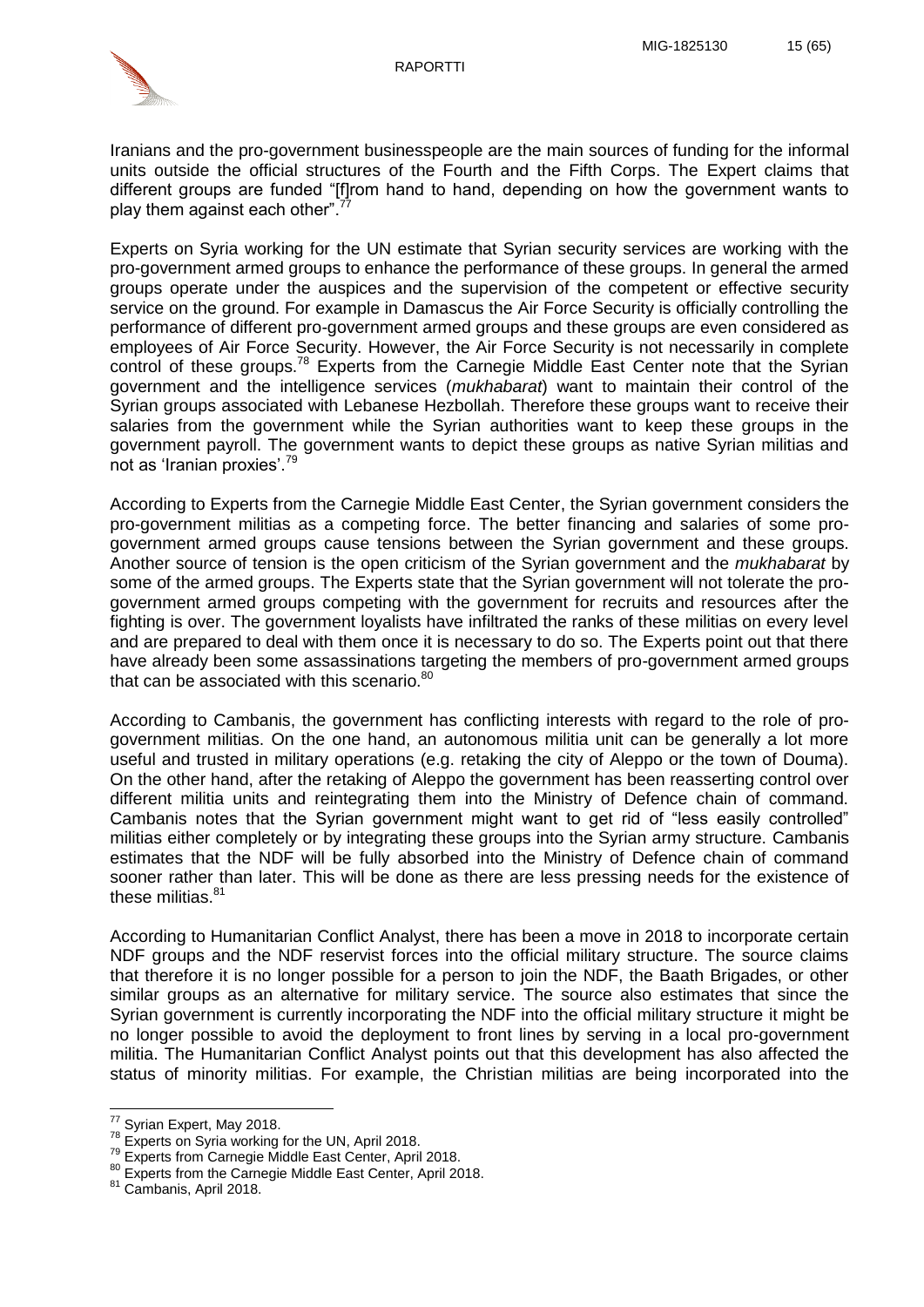Iranians and the pro-government businesspeople are the main sources of funding for the informal units outside the official structures of the Fourth and the Fifth Corps. The Expert claims that different groups are funded "[f]rom hand to hand, depending on how the government wants to play them against each other".[77]

Experts on Syria working for the UN estimate that Syrian security services are working with the pro-government armed groups to enhance the performance of these groups. In general the armed groups operate under the auspices and the supervision of the competent or effective security service on the ground. For example in Damascus the Air Force Security is officially controlling the performance of different pro-government armed groups and these groups are even considered as employees of Air Force Security. However, the Air Force Security is not necessarily in complete control of these groups.[78] Experts from the Carnegie Middle East Center note that the Syrian government and the intelligence services (*mukhabarat*) want to maintain their control of the Syrian groups associated with Lebanese Hezbollah. Therefore these groups want to receive their salaries from the government while the Syrian authorities want to keep these groups in the government payroll. The government wants to depict these groups as native Syrian militias and not as 'Iranian proxies'.[79]

According to Experts from the Carnegie Middle East Center, the Syrian government considers the pro-government militias as a competing force. The better financing and salaries of some pro-government armed groups cause tensions between the Syrian government and these groups. Another source of tension is the open criticism of the Syrian government and the *mukhabarat* by some of the armed groups. The Experts state that the Syrian government will not tolerate the pro-government armed groups competing with the government for recruits and resources after the fighting is over. The government loyalists have infiltrated the ranks of these militias on every level and are prepared to deal with them once it is necessary to do so. The Experts point out that there have already been some assassinations targeting the members of pro-government armed groups that can be associated with this scenario.[80]

According to Cambanis, the government has conflicting interests with regard to the role of pro-government militias. On the one hand, an autonomous militia unit can be generally a lot more useful and trusted in military operations (e.g. retaking the city of Aleppo or the town of Douma). On the other hand, after the retaking of Aleppo the government has been reasserting control over different militia units and reintegrating them into the Ministry of Defence chain of command. Cambanis notes that the Syrian government might want to get rid of "less easily controlled" militias either completely or by integrating these groups into the Syrian army structure. Cambanis estimates that the NDF will be fully absorbed into the Ministry of Defence chain of command sooner rather than later. This will be done as there are less pressing needs for the existence of these militias.[81]

According to Humanitarian Conflict Analyst, there has been a move in 2018 to incorporate certain NDF groups and the NDF reservist forces into the official military structure. The source claims that therefore it is no longer possible for a person to join the NDF, the Baath Brigades, or other similar groups as an alternative for military service. The source also estimates that since the Syrian government is currently incorporating the NDF into the official military structure it might be no longer possible to avoid the deployment to front lines by serving in a local pro-government militia. The Humanitarian Conflict Analyst points out that this development has also affected the status of minority militias. For example, the Christian militias are being incorporated into the

---

[77] Syrian Expert, May 2018.

[78] Experts on Syria working for the UN, April 2018.

[79] Experts from Carnegie Middle East Center, April 2018.

[80] Experts from the Carnegie Middle East Center, April 2018.

[81] Cambanis, April 2018.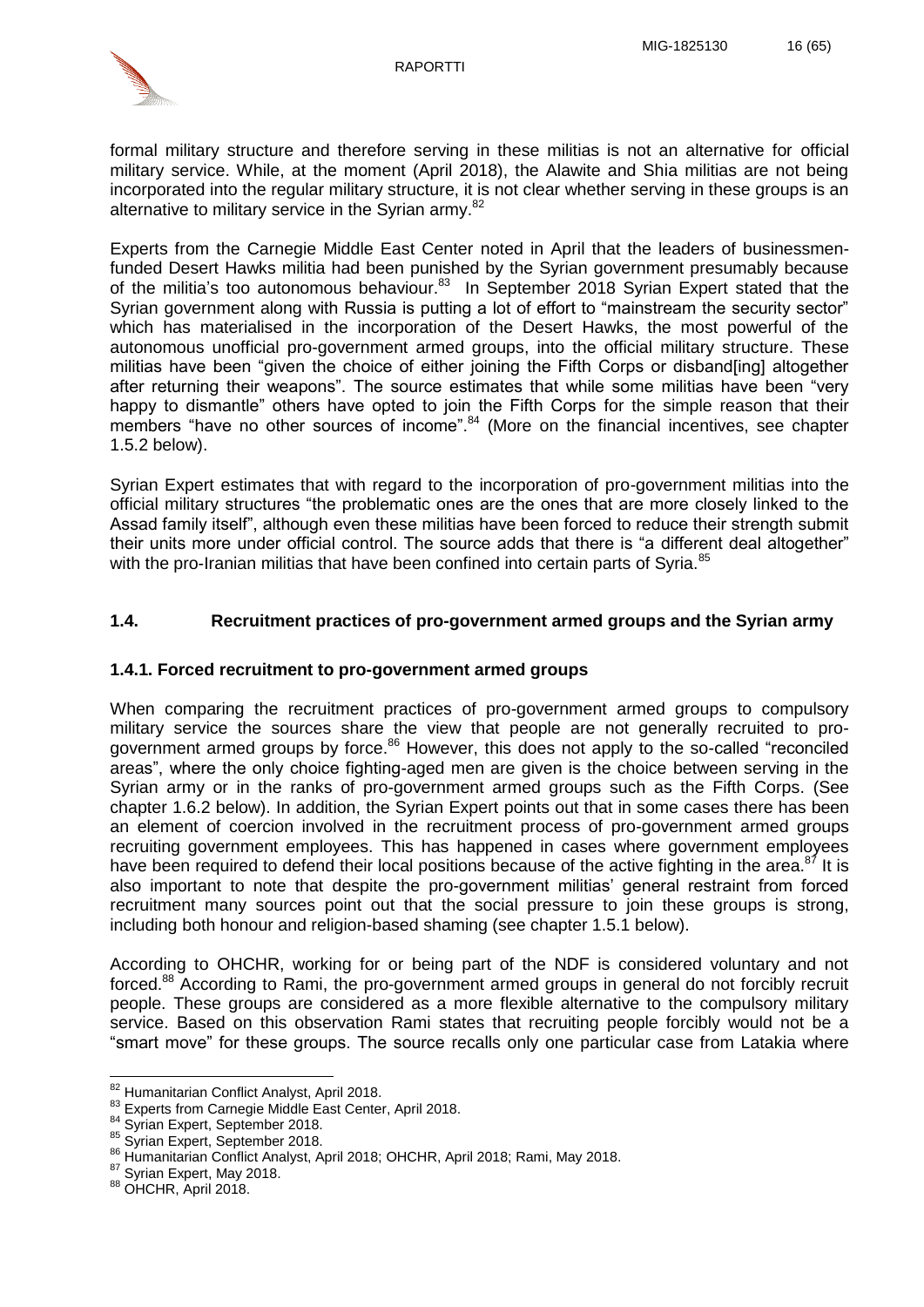formal military structure and therefore serving in these militias is not an alternative for official military service. While, at the moment (April 2018), the Alawite and Shia militias are not being incorporated into the regular military structure, it is not clear whether serving in these groups is an alternative to military service in the Syrian army.[82]

Experts from the Carnegie Middle East Center noted in April that the leaders of businessmen-funded Desert Hawks militia had been punished by the Syrian government presumably because of the militia's too autonomous behaviour.[83] In September 2018 Syrian Expert stated that the Syrian government along with Russia is putting a lot of effort to "mainstream the security sector" which has materialised in the incorporation of the Desert Hawks, the most powerful of the autonomous unofficial pro-government armed groups, into the official military structure. These militias have been "given the choice of either joining the Fifth Corps or disband[ing] altogether after returning their weapons". The source estimates that while some militias have been "very happy to dismantle" others have opted to join the Fifth Corps for the simple reason that their members "have no other sources of income".[84] (More on the financial incentives, see chapter 1.5.2 below).

Syrian Expert estimates that with regard to the incorporation of pro-government militias into the official military structures "the problematic ones are the ones that are more closely linked to the Assad family itself", although even these militias have been forced to reduce their strength submit their units more under official control. The source adds that there is "a different deal altogether" with the pro-Iranian militias that have been confined into certain parts of Syria.[85]

## 1.4. Recruitment practices of pro-government armed groups and the Syrian army

### 1.4.1. Forced recruitment to pro-government armed groups

When comparing the recruitment practices of pro-government armed groups to compulsory military service the sources share the view that people are not generally recruited to pro-government armed groups by force.[86] However, this does not apply to the so-called "reconciled areas", where the only choice fighting-aged men are given is the choice between serving in the Syrian army or in the ranks of pro-government armed groups such as the Fifth Corps. (See chapter 1.6.2 below). In addition, the Syrian Expert points out that in some cases there has been an element of coercion involved in the recruitment process of pro-government armed groups recruiting government employees. This has happened in cases where government employees have been required to defend their local positions because of the active fighting in the area.[87] It is also important to note that despite the pro-government militias' general restraint from forced recruitment many sources point out that the social pressure to join these groups is strong, including both honour and religion-based shaming (see chapter 1.5.1 below).

According to OHCHR, working for or being part of the NDF is considered voluntary and not forced.[88] According to Rami, the pro-government armed groups in general do not forcibly recruit people. These groups are considered as a more flexible alternative to the compulsory military service. Based on this observation Rami states that recruiting people forcibly would not be a "smart move" for these groups. The source recalls only one particular case from Latakia where

---

[82] Humanitarian Conflict Analyst, April 2018.
[83] Experts from Carnegie Middle East Center, April 2018.
[84] Syrian Expert, September 2018.
[85] Syrian Expert, September 2018.
[86] Humanitarian Conflict Analyst, April 2018; OHCHR, April 2018; Rami, May 2018.
[87] Syrian Expert, May 2018.
[88] OHCHR, April 2018.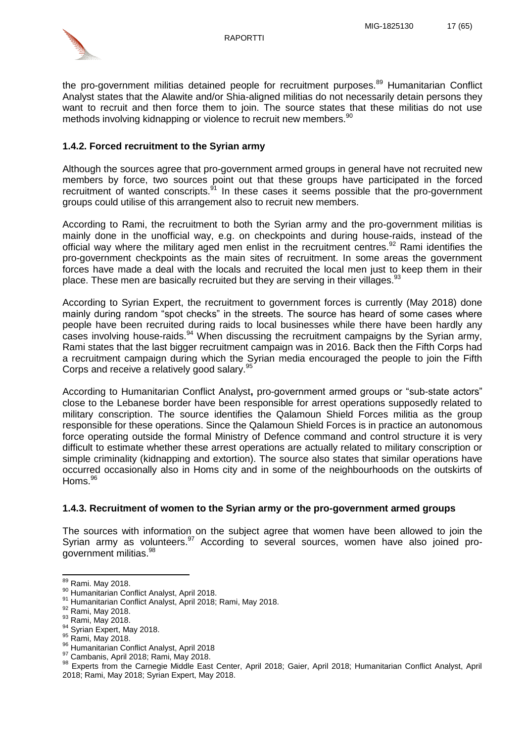the pro-government militias detained people for recruitment purposes.[89] Humanitarian Conflict Analyst states that the Alawite and/or Shia-aligned militias do not necessarily detain persons they want to recruit and then force them to join. The source states that these militias do not use methods involving kidnapping or violence to recruit new members.[90]

### 1.4.2. Forced recruitment to the Syrian army

Although the sources agree that pro-government armed groups in general have not recruited new members by force, two sources point out that these groups have participated in the forced recruitment of wanted conscripts.[91] In these cases it seems possible that the pro-government groups could utilise of this arrangement also to recruit new members.

According to Rami, the recruitment to both the Syrian army and the pro-government militias is mainly done in the unofficial way, e.g. on checkpoints and during house-raids, instead of the official way where the military aged men enlist in the recruitment centres.[92] Rami identifies the pro-government checkpoints as the main sites of recruitment. In some areas the government forces have made a deal with the locals and recruited the local men just to keep them in their place. These men are basically recruited but they are serving in their villages.[93]

According to Syrian Expert, the recruitment to government forces is currently (May 2018) done mainly during random "spot checks" in the streets. The source has heard of some cases where people have been recruited during raids to local businesses while there have been hardly any cases involving house-raids.[94] When discussing the recruitment campaigns by the Syrian army, Rami states that the last bigger recruitment campaign was in 2016. Back then the Fifth Corps had a recruitment campaign during which the Syrian media encouraged the people to join the Fifth Corps and receive a relatively good salary.[95]

According to Humanitarian Conflict Analyst**,** pro-government armed groups or "sub-state actors" close to the Lebanese border have been responsible for arrest operations supposedly related to military conscription. The source identifies the Qalamoun Shield Forces militia as the group responsible for these operations. Since the Qalamoun Shield Forces is in practice an autonomous force operating outside the formal Ministry of Defence command and control structure it is very difficult to estimate whether these arrest operations are actually related to military conscription or simple criminality (kidnapping and extortion). The source also states that similar operations have occurred occasionally also in Homs city and in some of the neighbourhoods on the outskirts of Homs.[96]

### 1.4.3. Recruitment of women to the Syrian army or the pro-government armed groups

The sources with information on the subject agree that women have been allowed to join the Syrian army as volunteers.[97] According to several sources, women have also joined pro-government militias.[98]

---

[89] Rami. May 2018.
[90] Humanitarian Conflict Analyst, April 2018.
[91] Humanitarian Conflict Analyst, April 2018; Rami, May 2018.
[92] Rami, May 2018.
[93] Rami, May 2018.
[94] Syrian Expert, May 2018.
[95] Rami, May 2018.
[96] Humanitarian Conflict Analyst, April 2018
[97] Cambanis, April 2018; Rami, May 2018.
[98] Experts from the Carnegie Middle East Center, April 2018; Gaier, April 2018; Humanitarian Conflict Analyst, April 2018; Rami, May 2018; Syrian Expert, May 2018.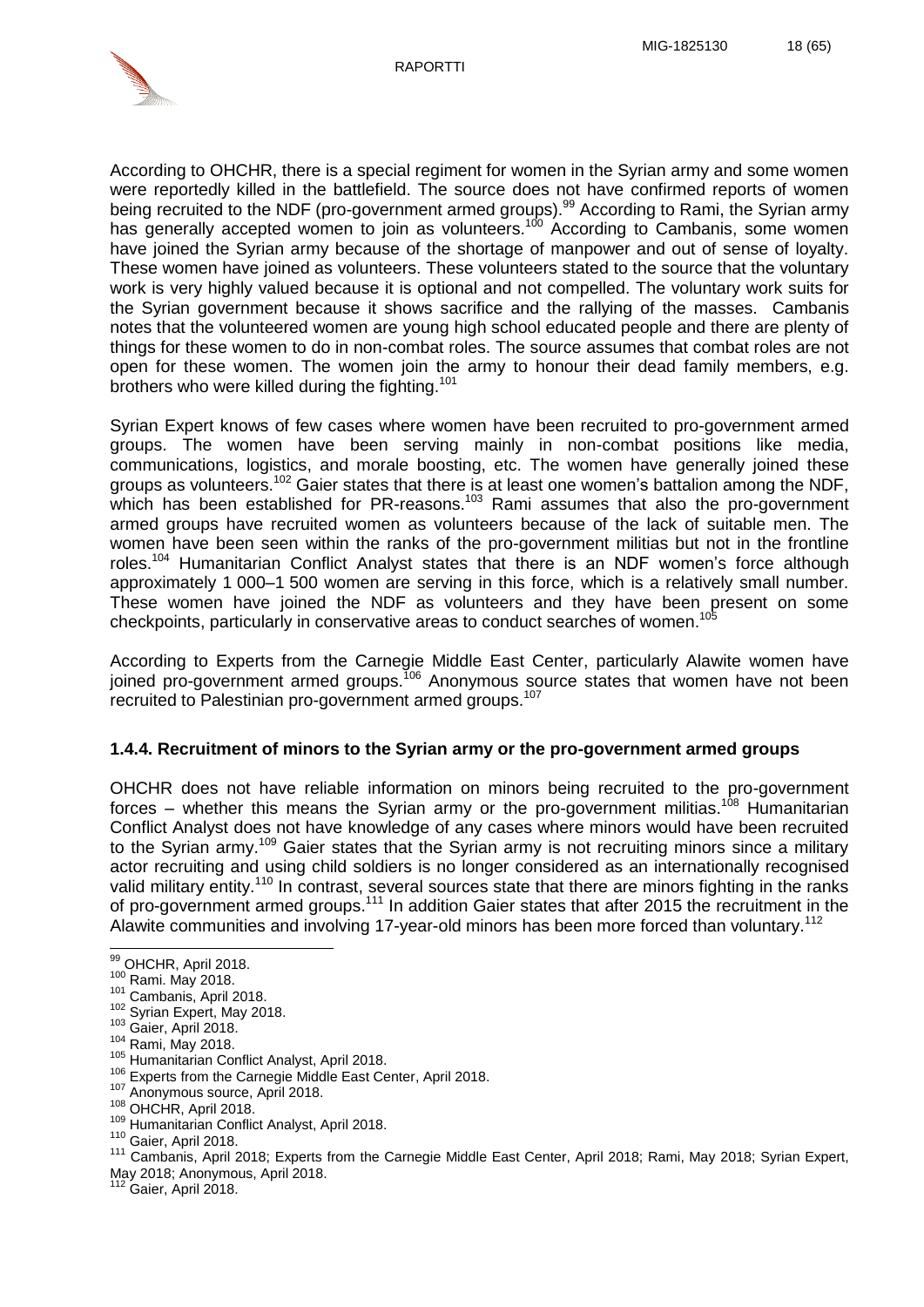According to OHCHR, there is a special regiment for women in the Syrian army and some women were reportedly killed in the battlefield. The source does not have confirmed reports of women being recruited to the NDF (pro-government armed groups).[99] According to Rami, the Syrian army has generally accepted women to join as volunteers.[100] According to Cambanis, some women have joined the Syrian army because of the shortage of manpower and out of sense of loyalty. These women have joined as volunteers. These volunteers stated to the source that the voluntary work is very highly valued because it is optional and not compelled. The voluntary work suits for the Syrian government because it shows sacrifice and the rallying of the masses. Cambanis notes that the volunteered women are young high school educated people and there are plenty of things for these women to do in non-combat roles. The source assumes that combat roles are not open for these women. The women join the army to honour their dead family members, e.g. brothers who were killed during the fighting.[101]

Syrian Expert knows of few cases where women have been recruited to pro-government armed groups. The women have been serving mainly in non-combat positions like media, communications, logistics, and morale boosting, etc. The women have generally joined these groups as volunteers.[102] Gaier states that there is at least one women's battalion among the NDF, which has been established for PR-reasons.[103] Rami assumes that also the pro-government armed groups have recruited women as volunteers because of the lack of suitable men. The women have been seen within the ranks of the pro-government militias but not in the frontline roles.[104] Humanitarian Conflict Analyst states that there is an NDF women's force although approximately 1 000–1 500 women are serving in this force, which is a relatively small number. These women have joined the NDF as volunteers and they have been present on some checkpoints, particularly in conservative areas to conduct searches of women.[105]

According to Experts from the Carnegie Middle East Center, particularly Alawite women have joined pro-government armed groups.[106] Anonymous source states that women have not been recruited to Palestinian pro-government armed groups.[107]

### 1.4.4. Recruitment of minors to the Syrian army or the pro-government armed groups

OHCHR does not have reliable information on minors being recruited to the pro-government forces – whether this means the Syrian army or the pro-government militias.[108] Humanitarian Conflict Analyst does not have knowledge of any cases where minors would have been recruited to the Syrian army.[109] Gaier states that the Syrian army is not recruiting minors since a military actor recruiting and using child soldiers is no longer considered as an internationally recognised valid military entity.[110] In contrast, several sources state that there are minors fighting in the ranks of pro-government armed groups.[111] In addition Gaier states that after 2015 the recruitment in the Alawite communities and involving 17-year-old minors has been more forced than voluntary.[112]

---

[99] OHCHR, April 2018.
[100] Rami. May 2018.
[101] Cambanis, April 2018.
[102] Syrian Expert, May 2018.
[103] Gaier, April 2018.
[104] Rami, May 2018.
[105] Humanitarian Conflict Analyst, April 2018.
[106] Experts from the Carnegie Middle East Center, April 2018.
[107] Anonymous source, April 2018.
[108] OHCHR, April 2018.
[109] Humanitarian Conflict Analyst, April 2018.
[110] Gaier, April 2018.
[111] Cambanis, April 2018; Experts from the Carnegie Middle East Center, April 2018; Rami, May 2018; Syrian Expert, May 2018; Anonymous, April 2018.
[112] Gaier, April 2018.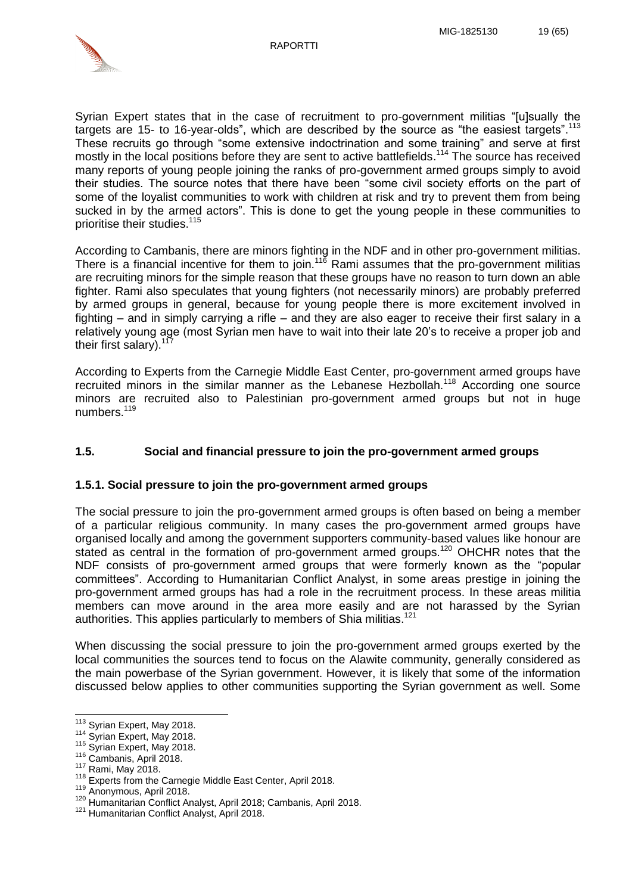Syrian Expert states that in the case of recruitment to pro-government militias "[u]sually the targets are 15- to 16-year-olds", which are described by the source as "the easiest targets".[113] These recruits go through "some extensive indoctrination and some training" and serve at first mostly in the local positions before they are sent to active battlefields.[114] The source has received many reports of young people joining the ranks of pro-government armed groups simply to avoid their studies. The source notes that there have been "some civil society efforts on the part of some of the loyalist communities to work with children at risk and try to prevent them from being sucked in by the armed actors". This is done to get the young people in these communities to prioritise their studies.[115]

According to Cambanis, there are minors fighting in the NDF and in other pro-government militias. There is a financial incentive for them to join.[116] Rami assumes that the pro-government militias are recruiting minors for the simple reason that these groups have no reason to turn down an able fighter. Rami also speculates that young fighters (not necessarily minors) are probably preferred by armed groups in general, because for young people there is more excitement involved in fighting – and in simply carrying a rifle – and they are also eager to receive their first salary in a relatively young age (most Syrian men have to wait into their late 20's to receive a proper job and their first salary).[117]

According to Experts from the Carnegie Middle East Center, pro-government armed groups have recruited minors in the similar manner as the Lebanese Hezbollah.[118] According one source minors are recruited also to Palestinian pro-government armed groups but not in huge numbers.[119]

## 1.5. Social and financial pressure to join the pro-government armed groups

### 1.5.1. Social pressure to join the pro-government armed groups

The social pressure to join the pro-government armed groups is often based on being a member of a particular religious community. In many cases the pro-government armed groups have organised locally and among the government supporters community-based values like honour are stated as central in the formation of pro-government armed groups.[120] OHCHR notes that the NDF consists of pro-government armed groups that were formerly known as the "popular committees". According to Humanitarian Conflict Analyst, in some areas prestige in joining the pro-government armed groups has had a role in the recruitment process. In these areas militia members can move around in the area more easily and are not harassed by the Syrian authorities. This applies particularly to members of Shia militias.[121]

When discussing the social pressure to join the pro-government armed groups exerted by the local communities the sources tend to focus on the Alawite community, generally considered as the main powerbase of the Syrian government. However, it is likely that some of the information discussed below applies to other communities supporting the Syrian government as well. Some

---

[113] Syrian Expert, May 2018.
[114] Syrian Expert, May 2018.
[115] Syrian Expert, May 2018.
[116] Cambanis, April 2018.
[117] Rami, May 2018.
[118] Experts from the Carnegie Middle East Center, April 2018.
[119] Anonymous, April 2018.
[120] Humanitarian Conflict Analyst, April 2018; Cambanis, April 2018.
[121] Humanitarian Conflict Analyst, April 2018.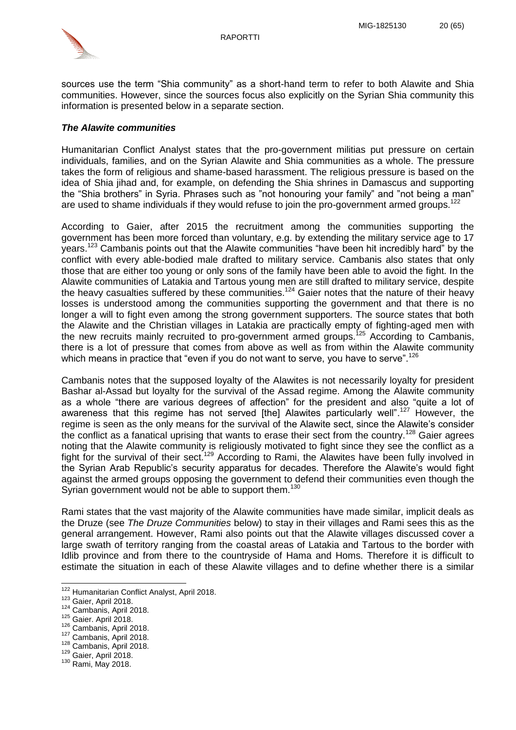sources use the term "Shia community" as a short-hand term to refer to both Alawite and Shia communities. However, since the sources focus also explicitly on the Syrian Shia community this information is presented below in a separate section.

### *The Alawite communities*

Humanitarian Conflict Analyst states that the pro-government militias put pressure on certain individuals, families, and on the Syrian Alawite and Shia communities as a whole. The pressure takes the form of religious and shame-based harassment. The religious pressure is based on the idea of Shia jihad and, for example, on defending the Shia shrines in Damascus and supporting the "Shia brothers" in Syria. Phrases such as "not honouring your family" and "not being a man" are used to shame individuals if they would refuse to join the pro-government armed groups.[122]

According to Gaier, after 2015 the recruitment among the communities supporting the government has been more forced than voluntary, e.g. by extending the military service age to 17 years.[123] Cambanis points out that the Alawite communities "have been hit incredibly hard" by the conflict with every able-bodied male drafted to military service. Cambanis also states that only those that are either too young or only sons of the family have been able to avoid the fight. In the Alawite communities of Latakia and Tartous young men are still drafted to military service, despite the heavy casualties suffered by these communities.[124] Gaier notes that the nature of their heavy losses is understood among the communities supporting the government and that there is no longer a will to fight even among the strong government supporters. The source states that both the Alawite and the Christian villages in Latakia are practically empty of fighting-aged men with the new recruits mainly recruited to pro-government armed groups.[125] According to Cambanis, there is a lot of pressure that comes from above as well as from within the Alawite community which means in practice that "even if you do not want to serve, you have to serve".[126]

Cambanis notes that the supposed loyalty of the Alawites is not necessarily loyalty for president Bashar al-Assad but loyalty for the survival of the Assad regime. Among the Alawite community as a whole "there are various degrees of affection" for the president and also "quite a lot of awareness that this regime has not served [the] Alawites particularly well".[127] However, the regime is seen as the only means for the survival of the Alawite sect, since the Alawite's consider the conflict as a fanatical uprising that wants to erase their sect from the country.[128] Gaier agrees noting that the Alawite community is religiously motivated to fight since they see the conflict as a fight for the survival of their sect.[129] According to Rami, the Alawites have been fully involved in the Syrian Arab Republic's security apparatus for decades. Therefore the Alawite's would fight against the armed groups opposing the government to defend their communities even though the Syrian government would not be able to support them.[130]

Rami states that the vast majority of the Alawite communities have made similar, implicit deals as the Druze (see *The Druze Communities* below) to stay in their villages and Rami sees this as the general arrangement. However, Rami also points out that the Alawite villages discussed cover a large swath of territory ranging from the coastal areas of Latakia and Tartous to the border with Idlib province and from there to the countryside of Hama and Homs. Therefore it is difficult to estimate the situation in each of these Alawite villages and to define whether there is a similar

---

[122] Humanitarian Conflict Analyst, April 2018.
[123] Gaier, April 2018.
[124] Cambanis, April 2018.
[125] Gaier. April 2018.
[126] Cambanis, April 2018.
[127] Cambanis, April 2018.
[128] Cambanis, April 2018.
[129] Gaier, April 2018.
[130] Rami, May 2018.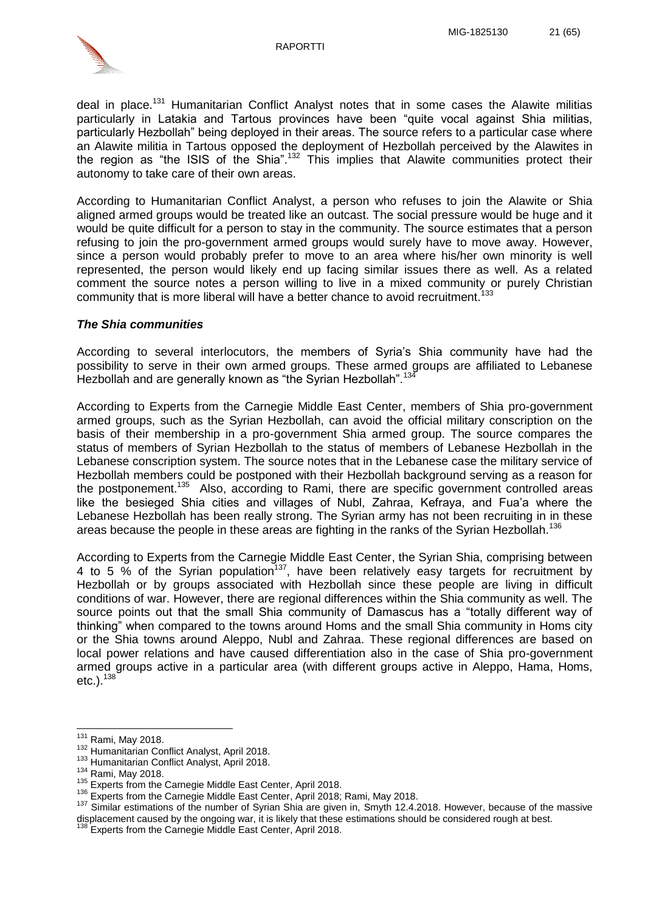deal in place.[131] Humanitarian Conflict Analyst notes that in some cases the Alawite militias particularly in Latakia and Tartous provinces have been "quite vocal against Shia militias, particularly Hezbollah" being deployed in their areas. The source refers to a particular case where an Alawite militia in Tartous opposed the deployment of Hezbollah perceived by the Alawites in the region as "the ISIS of the Shia".[132] This implies that Alawite communities protect their autonomy to take care of their own areas.

According to Humanitarian Conflict Analyst, a person who refuses to join the Alawite or Shia aligned armed groups would be treated like an outcast. The social pressure would be huge and it would be quite difficult for a person to stay in the community. The source estimates that a person refusing to join the pro-government armed groups would surely have to move away. However, since a person would probably prefer to move to an area where his/her own minority is well represented, the person would likely end up facing similar issues there as well. As a related comment the source notes a person willing to live in a mixed community or purely Christian community that is more liberal will have a better chance to avoid recruitment.[133]

### *The Shia communities*

According to several interlocutors, the members of Syria's Shia community have had the possibility to serve in their own armed groups. These armed groups are affiliated to Lebanese Hezbollah and are generally known as "the Syrian Hezbollah".[134]

According to Experts from the Carnegie Middle East Center, members of Shia pro-government armed groups, such as the Syrian Hezbollah, can avoid the official military conscription on the basis of their membership in a pro-government Shia armed group. The source compares the status of members of Syrian Hezbollah to the status of members of Lebanese Hezbollah in the Lebanese conscription system. The source notes that in the Lebanese case the military service of Hezbollah members could be postponed with their Hezbollah background serving as a reason for the postponement.[135] Also, according to Rami, there are specific government controlled areas like the besieged Shia cities and villages of Nubl, Zahraa, Kefraya, and Fua'a where the Lebanese Hezbollah has been really strong. The Syrian army has not been recruiting in in these areas because the people in these areas are fighting in the ranks of the Syrian Hezbollah.[136]

According to Experts from the Carnegie Middle East Center, the Syrian Shia, comprising between 4 to 5 % of the Syrian population[137], have been relatively easy targets for recruitment by Hezbollah or by groups associated with Hezbollah since these people are living in difficult conditions of war. However, there are regional differences within the Shia community as well. The source points out that the small Shia community of Damascus has a "totally different way of thinking" when compared to the towns around Homs and the small Shia community in Homs city or the Shia towns around Aleppo, Nubl and Zahraa. These regional differences are based on local power relations and have caused differentiation also in the case of Shia pro-government armed groups active in a particular area (with different groups active in Aleppo, Hama, Homs, etc.).[138]

---

[131] Rami, May 2018.
[132] Humanitarian Conflict Analyst, April 2018.
[133] Humanitarian Conflict Analyst, April 2018.
[134] Rami, May 2018.
[135] Experts from the Carnegie Middle East Center, April 2018.
[136] Experts from the Carnegie Middle East Center, April 2018; Rami, May 2018.
[137] Similar estimations of the number of Syrian Shia are given in, Smyth 12.4.2018. However, because of the massive displacement caused by the ongoing war, it is likely that these estimations should be considered rough at best.
[138] Experts from the Carnegie Middle East Center, April 2018.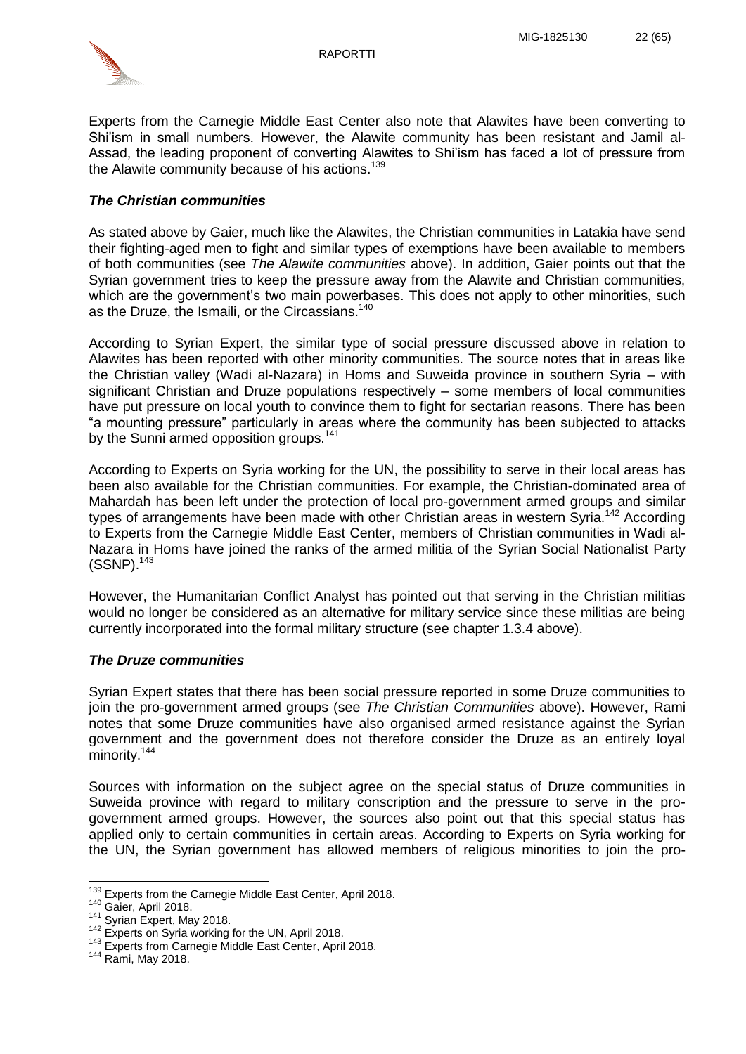Experts from the Carnegie Middle East Center also note that Alawites have been converting to Shi'ism in small numbers. However, the Alawite community has been resistant and Jamil al-Assad, the leading proponent of converting Alawites to Shi'ism has faced a lot of pressure from the Alawite community because of his actions.[139]

### *The Christian communities*

As stated above by Gaier, much like the Alawites, the Christian communities in Latakia have send their fighting-aged men to fight and similar types of exemptions have been available to members of both communities (see *The Alawite communities* above). In addition, Gaier points out that the Syrian government tries to keep the pressure away from the Alawite and Christian communities, which are the government's two main powerbases. This does not apply to other minorities, such as the Druze, the Ismaili, or the Circassians.[140]

According to Syrian Expert, the similar type of social pressure discussed above in relation to Alawites has been reported with other minority communities. The source notes that in areas like the Christian valley (Wadi al-Nazara) in Homs and Suweida province in southern Syria – with significant Christian and Druze populations respectively – some members of local communities have put pressure on local youth to convince them to fight for sectarian reasons. There has been "a mounting pressure" particularly in areas where the community has been subjected to attacks by the Sunni armed opposition groups.[141]

According to Experts on Syria working for the UN, the possibility to serve in their local areas has been also available for the Christian communities. For example, the Christian-dominated area of Mahardah has been left under the protection of local pro-government armed groups and similar types of arrangements have been made with other Christian areas in western Syria.[142] According to Experts from the Carnegie Middle East Center, members of Christian communities in Wadi al-Nazara in Homs have joined the ranks of the armed militia of the Syrian Social Nationalist Party (SSNP).[143]

However, the Humanitarian Conflict Analyst has pointed out that serving in the Christian militias would no longer be considered as an alternative for military service since these militias are being currently incorporated into the formal military structure (see chapter 1.3.4 above).

### *The Druze communities*

Syrian Expert states that there has been social pressure reported in some Druze communities to join the pro-government armed groups (see *The Christian Communities* above). However, Rami notes that some Druze communities have also organised armed resistance against the Syrian government and the government does not therefore consider the Druze as an entirely loyal minority.[144]

Sources with information on the subject agree on the special status of Druze communities in Suweida province with regard to military conscription and the pressure to serve in the pro-government armed groups. However, the sources also point out that this special status has applied only to certain communities in certain areas. According to Experts on Syria working for the UN, the Syrian government has allowed members of religious minorities to join the pro-

---

[139] Experts from the Carnegie Middle East Center, April 2018.
[140] Gaier, April 2018.
[141] Syrian Expert, May 2018.
[142] Experts on Syria working for the UN, April 2018.
[143] Experts from Carnegie Middle East Center, April 2018.
[144] Rami, May 2018.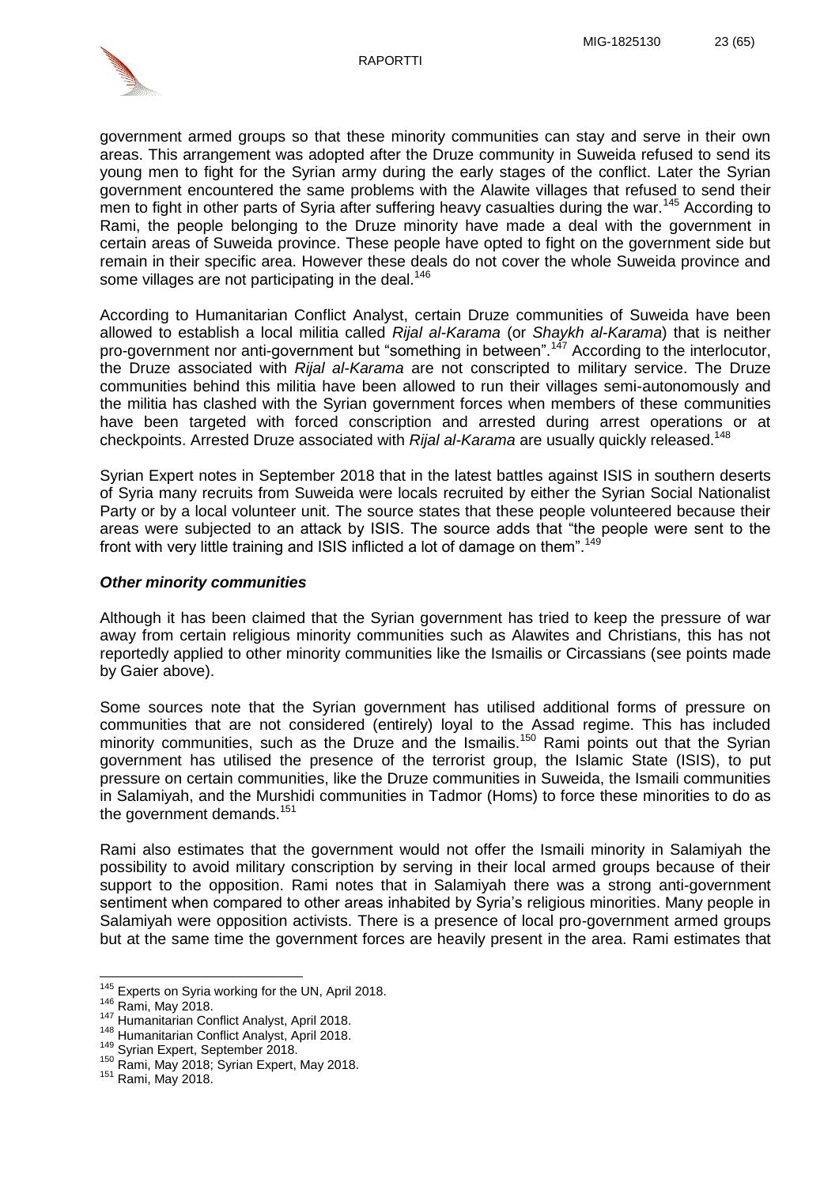government armed groups so that these minority communities can stay and serve in their own areas. This arrangement was adopted after the Druze community in Suweida refused to send its young men to fight for the Syrian army during the early stages of the conflict. Later the Syrian government encountered the same problems with the Alawite villages that refused to send their men to fight in other parts of Syria after suffering heavy casualties during the war.[145] According to Rami, the people belonging to the Druze minority have made a deal with the government in certain areas of Suweida province. These people have opted to fight on the government side but remain in their specific area. However these deals do not cover the whole Suweida province and some villages are not participating in the deal.[146]

According to Humanitarian Conflict Analyst, certain Druze communities of Suweida have been allowed to establish a local militia called *Rijal al-Karama* (or *Shaykh al-Karama*) that is neither pro-government nor anti-government but "something in between".[147] According to the interlocutor, the Druze associated with *Rijal al-Karama* are not conscripted to military service. The Druze communities behind this militia have been allowed to run their villages semi-autonomously and the militia has clashed with the Syrian government forces when members of these communities have been targeted with forced conscription and arrested during arrest operations or at checkpoints. Arrested Druze associated with *Rijal al-Karama* are usually quickly released.[148]

Syrian Expert notes in September 2018 that in the latest battles against ISIS in southern deserts of Syria many recruits from Suweida were locals recruited by either the Syrian Social Nationalist Party or by a local volunteer unit. The source states that these people volunteered because their areas were subjected to an attack by ISIS. The source adds that "the people were sent to the front with very little training and ISIS inflicted a lot of damage on them".[149]

### *Other minority communities*

Although it has been claimed that the Syrian government has tried to keep the pressure of war away from certain religious minority communities such as Alawites and Christians, this has not reportedly applied to other minority communities like the Ismailis or Circassians (see points made by Gaier above).

Some sources note that the Syrian government has utilised additional forms of pressure on communities that are not considered (entirely) loyal to the Assad regime. This has included minority communities, such as the Druze and the Ismailis.[150] Rami points out that the Syrian government has utilised the presence of the terrorist group, the Islamic State (ISIS), to put pressure on certain communities, like the Druze communities in Suweida, the Ismaili communities in Salamiyah, and the Murshidi communities in Tadmor (Homs) to force these minorities to do as the government demands.[151]

Rami also estimates that the government would not offer the Ismaili minority in Salamiyah the possibility to avoid military conscription by serving in their local armed groups because of their support to the opposition. Rami notes that in Salamiyah there was a strong anti-government sentiment when compared to other areas inhabited by Syria's religious minorities. Many people in Salamiyah were opposition activists. There is a presence of local pro-government armed groups but at the same time the government forces are heavily present in the area. Rami estimates that

---

[145] Experts on Syria working for the UN, April 2018.
[146] Rami, May 2018.
[147] Humanitarian Conflict Analyst, April 2018.
[148] Humanitarian Conflict Analyst, April 2018.
[149] Syrian Expert, September 2018.
[150] Rami, May 2018; Syrian Expert, May 2018.
[151] Rami, May 2018.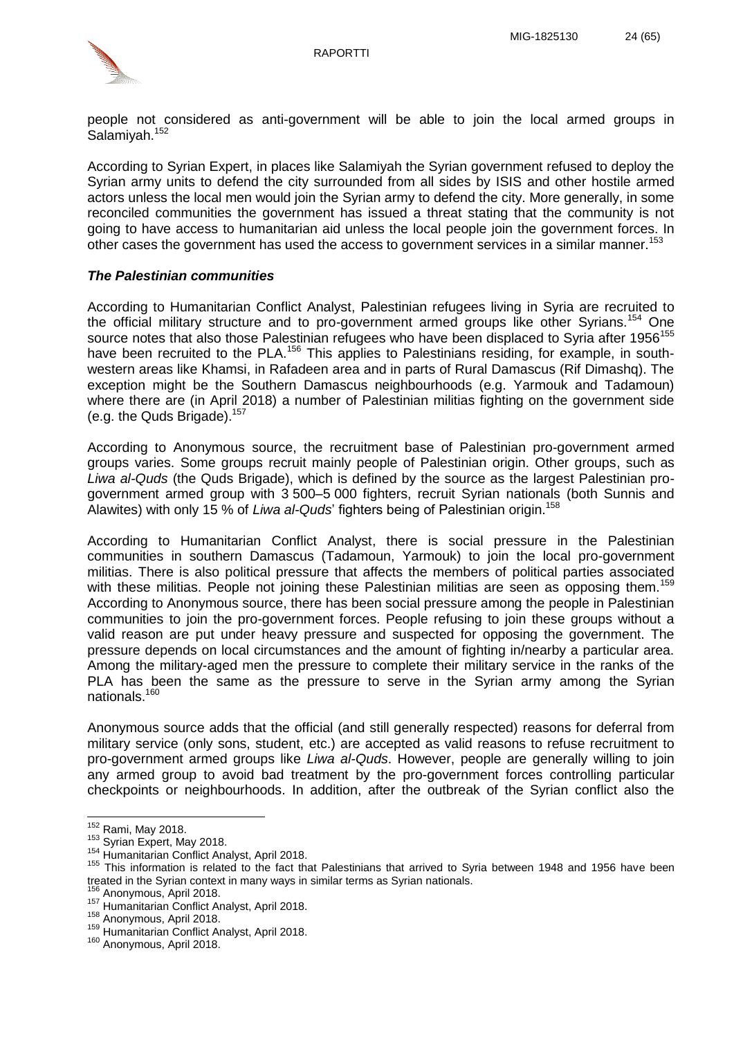people not considered as anti-government will be able to join the local armed groups in Salamiyah.[152]

According to Syrian Expert, in places like Salamiyah the Syrian government refused to deploy the Syrian army units to defend the city surrounded from all sides by ISIS and other hostile armed actors unless the local men would join the Syrian army to defend the city. More generally, in some reconciled communities the government has issued a threat stating that the community is not going to have access to humanitarian aid unless the local people join the government forces. In other cases the government has used the access to government services in a similar manner.[153]

### *The Palestinian communities*

According to Humanitarian Conflict Analyst, Palestinian refugees living in Syria are recruited to the official military structure and to pro-government armed groups like other Syrians.[154] One source notes that also those Palestinian refugees who have been displaced to Syria after 1956[155] have been recruited to the PLA.[156] This applies to Palestinians residing, for example, in south-western areas like Khamsi, in Rafadeen area and in parts of Rural Damascus (Rif Dimashq). The exception might be the Southern Damascus neighbourhoods (e.g. Yarmouk and Tadamoun) where there are (in April 2018) a number of Palestinian militias fighting on the government side (e.g. the Quds Brigade).[157]

According to Anonymous source, the recruitment base of Palestinian pro-government armed groups varies. Some groups recruit mainly people of Palestinian origin. Other groups, such as *Liwa al-Quds* (the Quds Brigade), which is defined by the source as the largest Palestinian pro-government armed group with 3 500–5 000 fighters, recruit Syrian nationals (both Sunnis and Alawites) with only 15 % of *Liwa al-Quds*' fighters being of Palestinian origin.[158]

According to Humanitarian Conflict Analyst, there is social pressure in the Palestinian communities in southern Damascus (Tadamoun, Yarmouk) to join the local pro-government militias. There is also political pressure that affects the members of political parties associated with these militias. People not joining these Palestinian militias are seen as opposing them.[159] According to Anonymous source, there has been social pressure among the people in Palestinian communities to join the pro-government forces. People refusing to join these groups without a valid reason are put under heavy pressure and suspected for opposing the government. The pressure depends on local circumstances and the amount of fighting in/nearby a particular area. Among the military-aged men the pressure to complete their military service in the ranks of the PLA has been the same as the pressure to serve in the Syrian army among the Syrian nationals.[160]

Anonymous source adds that the official (and still generally respected) reasons for deferral from military service (only sons, student, etc.) are accepted as valid reasons to refuse recruitment to pro-government armed groups like *Liwa al-Quds*. However, people are generally willing to join any armed group to avoid bad treatment by the pro-government forces controlling particular checkpoints or neighbourhoods. In addition, after the outbreak of the Syrian conflict also the

---

[152] Rami, May 2018.
[153] Syrian Expert, May 2018.
[154] Humanitarian Conflict Analyst, April 2018.
[155] This information is related to the fact that Palestinians that arrived to Syria between 1948 and 1956 have been treated in the Syrian context in many ways in similar terms as Syrian nationals.
[156] Anonymous, April 2018.
[157] Humanitarian Conflict Analyst, April 2018.
[158] Anonymous, April 2018.
[159] Humanitarian Conflict Analyst, April 2018.
[160] Anonymous, April 2018.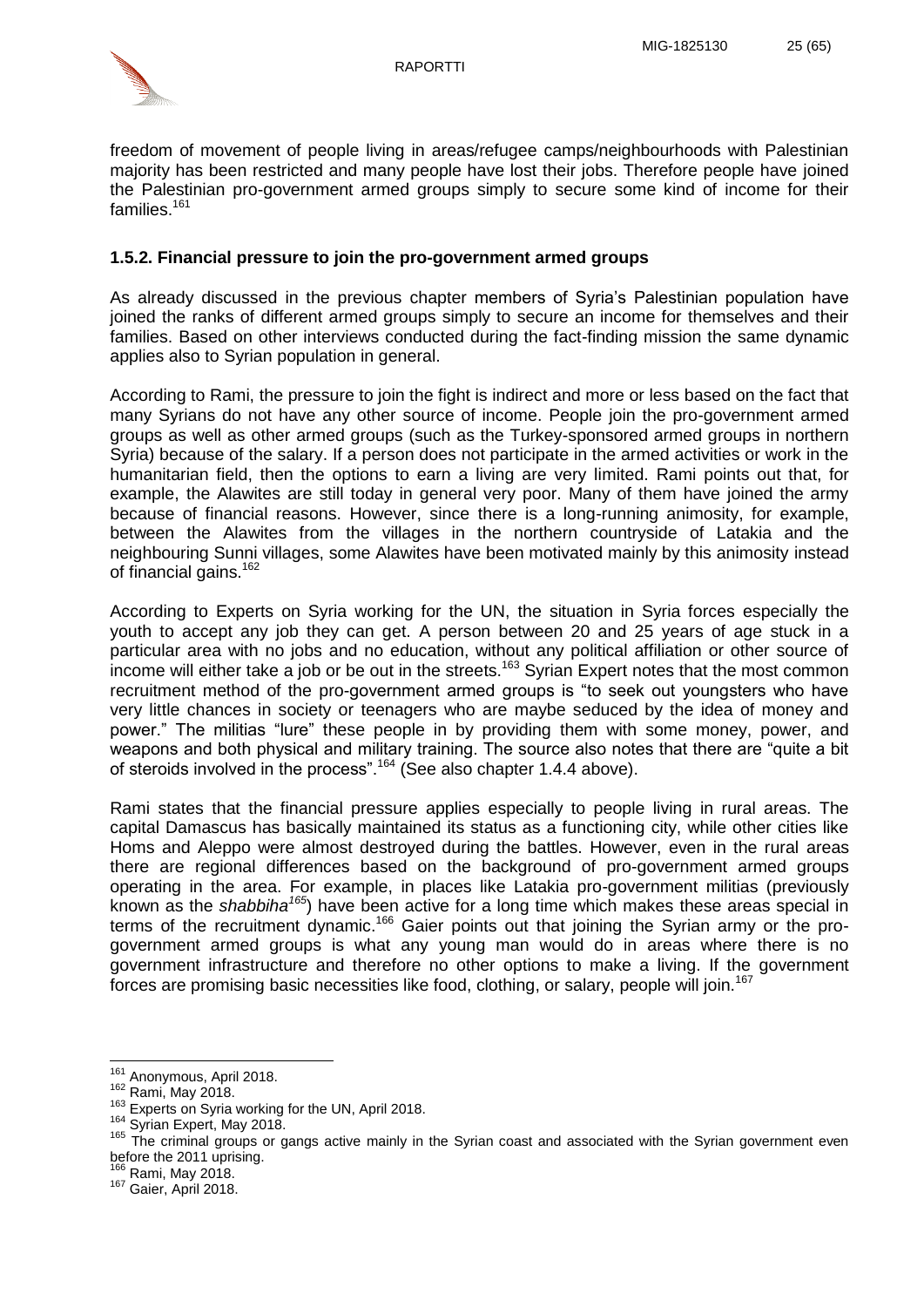freedom of movement of people living in areas/refugee camps/neighbourhoods with Palestinian majority has been restricted and many people have lost their jobs. Therefore people have joined the Palestinian pro-government armed groups simply to secure some kind of income for their families.[161]

### 1.5.2. Financial pressure to join the pro-government armed groups

As already discussed in the previous chapter members of Syria's Palestinian population have joined the ranks of different armed groups simply to secure an income for themselves and their families. Based on other interviews conducted during the fact-finding mission the same dynamic applies also to Syrian population in general.

According to Rami, the pressure to join the fight is indirect and more or less based on the fact that many Syrians do not have any other source of income. People join the pro-government armed groups as well as other armed groups (such as the Turkey-sponsored armed groups in northern Syria) because of the salary. If a person does not participate in the armed activities or work in the humanitarian field, then the options to earn a living are very limited. Rami points out that, for example, the Alawites are still today in general very poor. Many of them have joined the army because of financial reasons. However, since there is a long-running animosity, for example, between the Alawites from the villages in the northern countryside of Latakia and the neighbouring Sunni villages, some Alawites have been motivated mainly by this animosity instead of financial gains.[162]

According to Experts on Syria working for the UN, the situation in Syria forces especially the youth to accept any job they can get. A person between 20 and 25 years of age stuck in a particular area with no jobs and no education, without any political affiliation or other source of income will either take a job or be out in the streets.[163] Syrian Expert notes that the most common recruitment method of the pro-government armed groups is "to seek out youngsters who have very little chances in society or teenagers who are maybe seduced by the idea of money and power." The militias "lure" these people in by providing them with some money, power, and weapons and both physical and military training. The source also notes that there are "quite a bit of steroids involved in the process".[164] (See also chapter 1.4.4 above).

Rami states that the financial pressure applies especially to people living in rural areas. The capital Damascus has basically maintained its status as a functioning city, while other cities like Homs and Aleppo were almost destroyed during the battles. However, even in the rural areas there are regional differences based on the background of pro-government armed groups operating in the area. For example, in places like Latakia pro-government militias (previously known as the *shabbiha*[165]) have been active for a long time which makes these areas special in terms of the recruitment dynamic.[166] Gaier points out that joining the Syrian army or the pro-government armed groups is what any young man would do in areas where there is no government infrastructure and therefore no other options to make a living. If the government forces are promising basic necessities like food, clothing, or salary, people will join.[167]

---

[161] Anonymous, April 2018.
[162] Rami, May 2018.
[163] Experts on Syria working for the UN, April 2018.
[164] Syrian Expert, May 2018.
[165] The criminal groups or gangs active mainly in the Syrian coast and associated with the Syrian government even before the 2011 uprising.
[166] Rami, May 2018.
[167] Gaier, April 2018.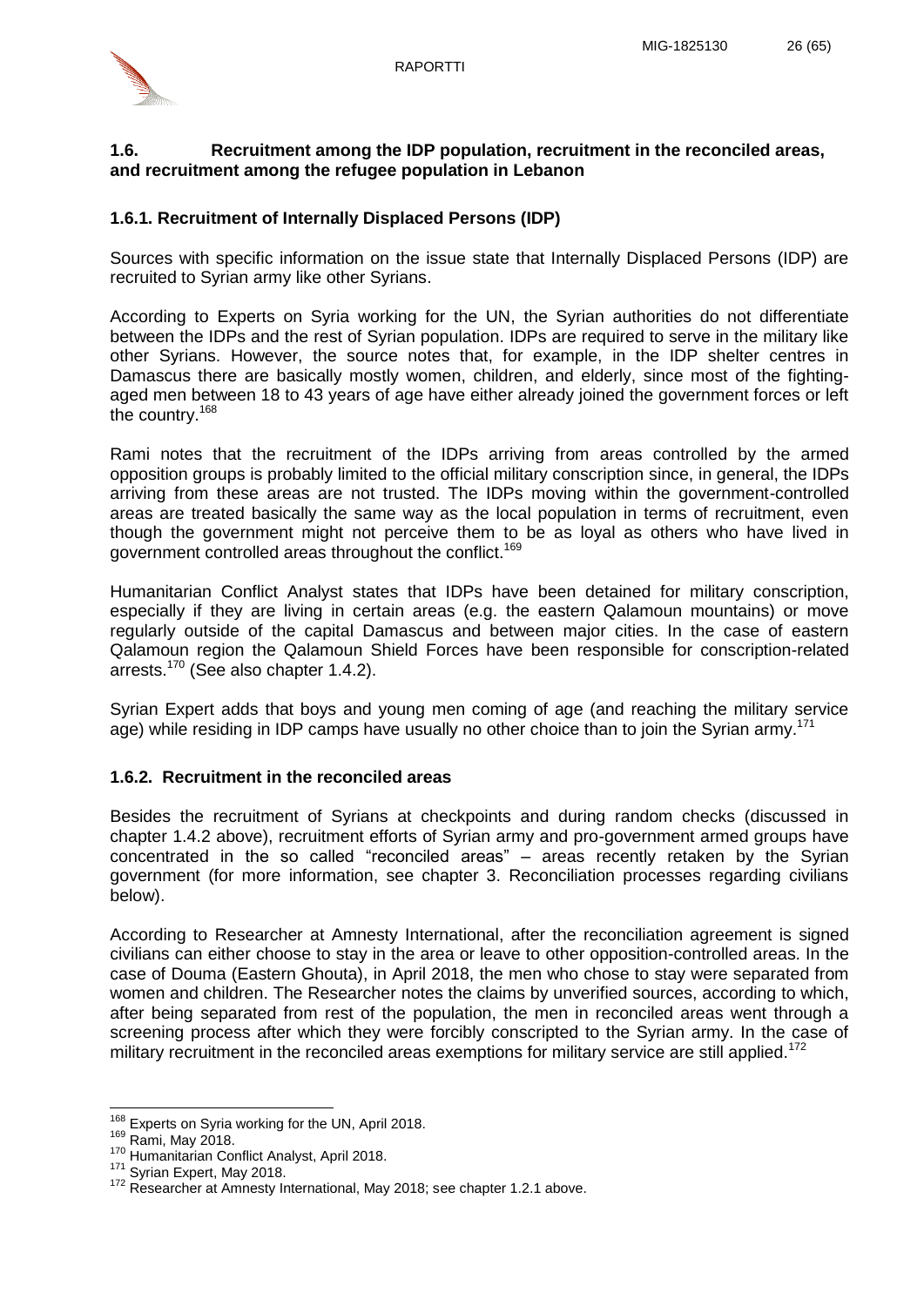## 1.6. Recruitment among the IDP population, recruitment in the reconciled areas, and recruitment among the refugee population in Lebanon

### 1.6.1. Recruitment of Internally Displaced Persons (IDP)

Sources with specific information on the issue state that Internally Displaced Persons (IDP) are recruited to Syrian army like other Syrians.

According to Experts on Syria working for the UN, the Syrian authorities do not differentiate between the IDPs and the rest of Syrian population. IDPs are required to serve in the military like other Syrians. However, the source notes that, for example, in the IDP shelter centres in Damascus there are basically mostly women, children, and elderly, since most of the fighting-aged men between 18 to 43 years of age have either already joined the government forces or left the country.[168]

Rami notes that the recruitment of the IDPs arriving from areas controlled by the armed opposition groups is probably limited to the official military conscription since, in general, the IDPs arriving from these areas are not trusted. The IDPs moving within the government-controlled areas are treated basically the same way as the local population in terms of recruitment, even though the government might not perceive them to be as loyal as others who have lived in government controlled areas throughout the conflict.[169]

Humanitarian Conflict Analyst states that IDPs have been detained for military conscription, especially if they are living in certain areas (e.g. the eastern Qalamoun mountains) or move regularly outside of the capital Damascus and between major cities. In the case of eastern Qalamoun region the Qalamoun Shield Forces have been responsible for conscription-related arrests.[170] (See also chapter 1.4.2).

Syrian Expert adds that boys and young men coming of age (and reaching the military service age) while residing in IDP camps have usually no other choice than to join the Syrian army.[171]

### 1.6.2. Recruitment in the reconciled areas

Besides the recruitment of Syrians at checkpoints and during random checks (discussed in chapter 1.4.2 above), recruitment efforts of Syrian army and pro-government armed groups have concentrated in the so called "reconciled areas" – areas recently retaken by the Syrian government (for more information, see chapter 3. Reconciliation processes regarding civilians below).

According to Researcher at Amnesty International, after the reconciliation agreement is signed civilians can either choose to stay in the area or leave to other opposition-controlled areas. In the case of Douma (Eastern Ghouta), in April 2018, the men who chose to stay were separated from women and children. The Researcher notes the claims by unverified sources, according to which, after being separated from rest of the population, the men in reconciled areas went through a screening process after which they were forcibly conscripted to the Syrian army. In the case of military recruitment in the reconciled areas exemptions for military service are still applied.[172]

---

[168] Experts on Syria working for the UN, April 2018.
[169] Rami, May 2018.
[170] Humanitarian Conflict Analyst, April 2018.
[171] Syrian Expert, May 2018.
[172] Researcher at Amnesty International, May 2018; see chapter 1.2.1 above.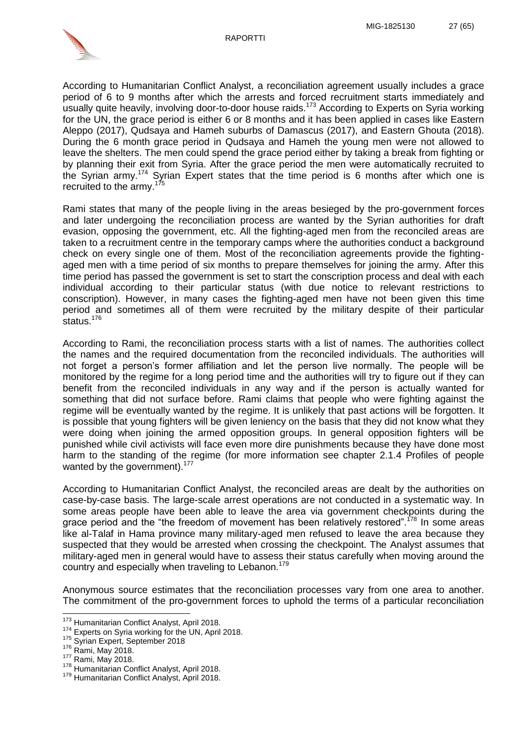According to Humanitarian Conflict Analyst, a reconciliation agreement usually includes a grace period of 6 to 9 months after which the arrests and forced recruitment starts immediately and usually quite heavily, involving door-to-door house raids.[173] According to Experts on Syria working for the UN, the grace period is either 6 or 8 months and it has been applied in cases like Eastern Aleppo (2017), Qudsaya and Hameh suburbs of Damascus (2017), and Eastern Ghouta (2018). During the 6 month grace period in Qudsaya and Hameh the young men were not allowed to leave the shelters. The men could spend the grace period either by taking a break from fighting or by planning their exit from Syria. After the grace period the men were automatically recruited to the Syrian army.[174] Syrian Expert states that the time period is 6 months after which one is recruited to the army.[175]

Rami states that many of the people living in the areas besieged by the pro-government forces and later undergoing the reconciliation process are wanted by the Syrian authorities for draft evasion, opposing the government, etc. All the fighting-aged men from the reconciled areas are taken to a recruitment centre in the temporary camps where the authorities conduct a background check on every single one of them. Most of the reconciliation agreements provide the fighting-aged men with a time period of six months to prepare themselves for joining the army. After this time period has passed the government is set to start the conscription process and deal with each individual according to their particular status (with due notice to relevant restrictions to conscription). However, in many cases the fighting-aged men have not been given this time period and sometimes all of them were recruited by the military despite of their particular status.[176]

According to Rami, the reconciliation process starts with a list of names. The authorities collect the names and the required documentation from the reconciled individuals. The authorities will not forget a person's former affiliation and let the person live normally. The people will be monitored by the regime for a long period time and the authorities will try to figure out if they can benefit from the reconciled individuals in any way and if the person is actually wanted for something that did not surface before. Rami claims that people who were fighting against the regime will be eventually wanted by the regime. It is unlikely that past actions will be forgotten. It is possible that young fighters will be given leniency on the basis that they did not know what they were doing when joining the armed opposition groups. In general opposition fighters will be punished while civil activists will face even more dire punishments because they have done most harm to the standing of the regime (for more information see chapter 2.1.4 Profiles of people wanted by the government).[177]

According to Humanitarian Conflict Analyst, the reconciled areas are dealt by the authorities on case-by-case basis. The large-scale arrest operations are not conducted in a systematic way. In some areas people have been able to leave the area via government checkpoints during the grace period and the "the freedom of movement has been relatively restored".[178] In some areas like al-Talaf in Hama province many military-aged men refused to leave the area because they suspected that they would be arrested when crossing the checkpoint. The Analyst assumes that military-aged men in general would have to assess their status carefully when moving around the country and especially when traveling to Lebanon.[179]

Anonymous source estimates that the reconciliation processes vary from one area to another. The commitment of the pro-government forces to uphold the terms of a particular reconciliation

---

[173] Humanitarian Conflict Analyst, April 2018.
[174] Experts on Syria working for the UN, April 2018.
[175] Syrian Expert, September 2018
[176] Rami, May 2018.
[177] Rami, May 2018.
[178] Humanitarian Conflict Analyst, April 2018.
[179] Humanitarian Conflict Analyst, April 2018.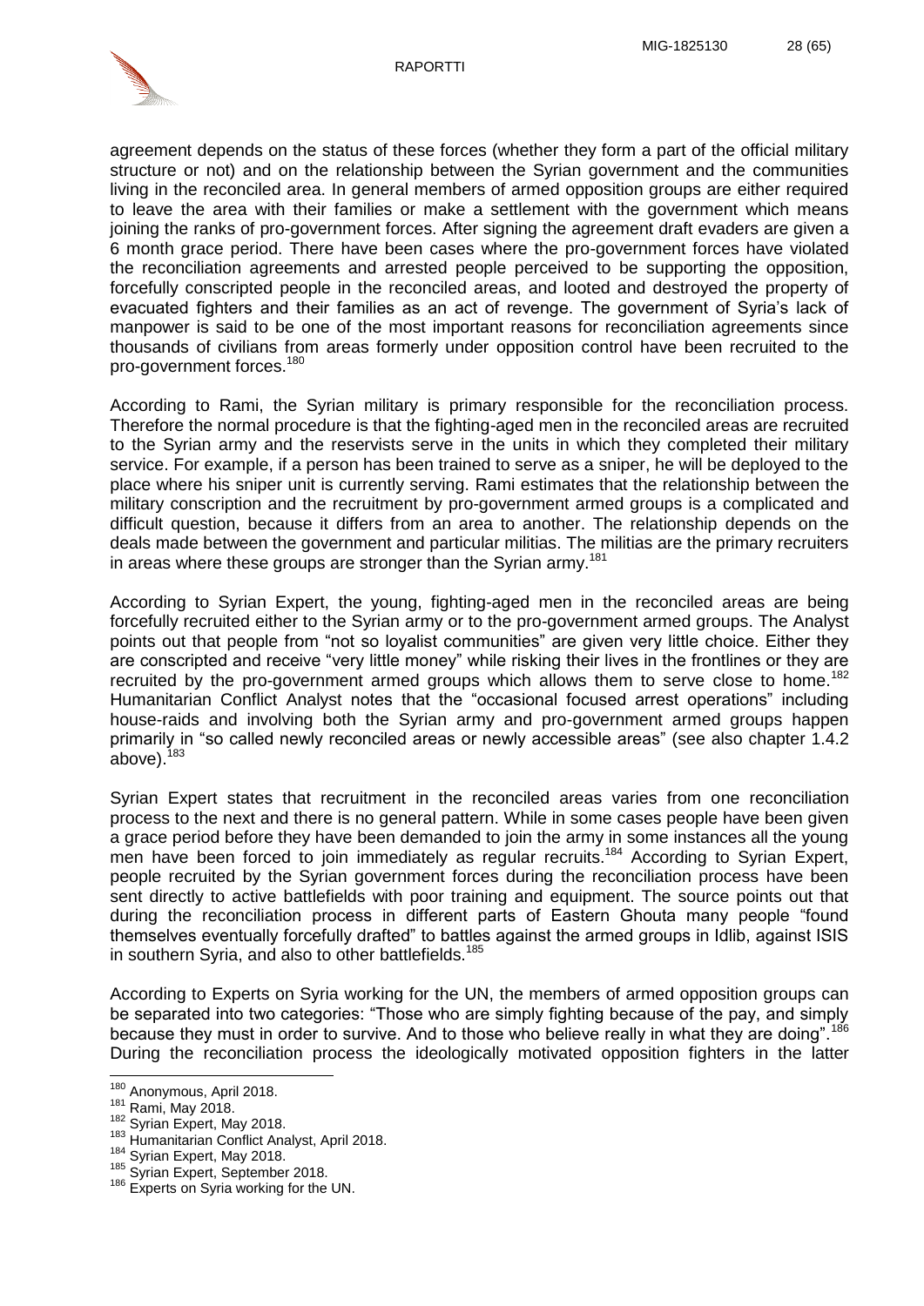agreement depends on the status of these forces (whether they form a part of the official military structure or not) and on the relationship between the Syrian government and the communities living in the reconciled area. In general members of armed opposition groups are either required to leave the area with their families or make a settlement with the government which means joining the ranks of pro-government forces. After signing the agreement draft evaders are given a 6 month grace period. There have been cases where the pro-government forces have violated the reconciliation agreements and arrested people perceived to be supporting the opposition, forcefully conscripted people in the reconciled areas, and looted and destroyed the property of evacuated fighters and their families as an act of revenge. The government of Syria's lack of manpower is said to be one of the most important reasons for reconciliation agreements since thousands of civilians from areas formerly under opposition control have been recruited to the pro-government forces.[180]

According to Rami, the Syrian military is primary responsible for the reconciliation process. Therefore the normal procedure is that the fighting-aged men in the reconciled areas are recruited to the Syrian army and the reservists serve in the units in which they completed their military service. For example, if a person has been trained to serve as a sniper, he will be deployed to the place where his sniper unit is currently serving. Rami estimates that the relationship between the military conscription and the recruitment by pro-government armed groups is a complicated and difficult question, because it differs from an area to another. The relationship depends on the deals made between the government and particular militias. The militias are the primary recruiters in areas where these groups are stronger than the Syrian army.[181]

According to Syrian Expert, the young, fighting-aged men in the reconciled areas are being forcefully recruited either to the Syrian army or to the pro-government armed groups. The Analyst points out that people from "not so loyalist communities" are given very little choice. Either they are conscripted and receive "very little money" while risking their lives in the frontlines or they are recruited by the pro-government armed groups which allows them to serve close to home.[182] Humanitarian Conflict Analyst notes that the "occasional focused arrest operations" including house-raids and involving both the Syrian army and pro-government armed groups happen primarily in "so called newly reconciled areas or newly accessible areas" (see also chapter 1.4.2 above).[183]

Syrian Expert states that recruitment in the reconciled areas varies from one reconciliation process to the next and there is no general pattern. While in some cases people have been given a grace period before they have been demanded to join the army in some instances all the young men have been forced to join immediately as regular recruits.[184] According to Syrian Expert, people recruited by the Syrian government forces during the reconciliation process have been sent directly to active battlefields with poor training and equipment. The source points out that during the reconciliation process in different parts of Eastern Ghouta many people "found themselves eventually forcefully drafted" to battles against the armed groups in Idlib, against ISIS in southern Syria, and also to other battlefields.[185]

According to Experts on Syria working for the UN, the members of armed opposition groups can be separated into two categories: "Those who are simply fighting because of the pay, and simply because they must in order to survive. And to those who believe really in what they are doing".[186] During the reconciliation process the ideologically motivated opposition fighters in the latter

---

[180] Anonymous, April 2018.

[181] Rami, May 2018.

[182] Syrian Expert, May 2018.

[183] Humanitarian Conflict Analyst, April 2018.

[184] Syrian Expert, May 2018.

[185] Syrian Expert, September 2018.

[186] Experts on Syria working for the UN.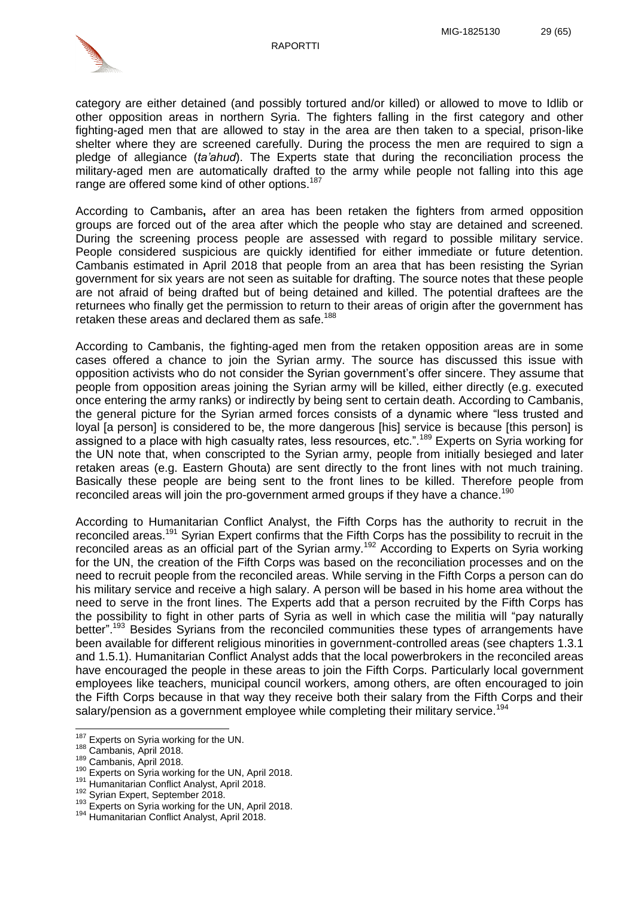category are either detained (and possibly tortured and/or killed) or allowed to move to Idlib or other opposition areas in northern Syria. The fighters falling in the first category and other fighting-aged men that are allowed to stay in the area are then taken to a special, prison-like shelter where they are screened carefully. During the process the men are required to sign a pledge of allegiance (*ta'ahud*). The Experts state that during the reconciliation process the military-aged men are automatically drafted to the army while people not falling into this age range are offered some kind of other options.[187]

According to Cambanis**,** after an area has been retaken the fighters from armed opposition groups are forced out of the area after which the people who stay are detained and screened. During the screening process people are assessed with regard to possible military service. People considered suspicious are quickly identified for either immediate or future detention. Cambanis estimated in April 2018 that people from an area that has been resisting the Syrian government for six years are not seen as suitable for drafting. The source notes that these people are not afraid of being drafted but of being detained and killed. The potential draftees are the returnees who finally get the permission to return to their areas of origin after the government has retaken these areas and declared them as safe.[188]

According to Cambanis, the fighting-aged men from the retaken opposition areas are in some cases offered a chance to join the Syrian army. The source has discussed this issue with opposition activists who do not consider the Syrian government's offer sincere. They assume that people from opposition areas joining the Syrian army will be killed, either directly (e.g. executed once entering the army ranks) or indirectly by being sent to certain death. According to Cambanis, the general picture for the Syrian armed forces consists of a dynamic where "less trusted and loyal [a person] is considered to be, the more dangerous [his] service is because [this person] is assigned to a place with high casualty rates, less resources, etc.".[189] Experts on Syria working for the UN note that, when conscripted to the Syrian army, people from initially besieged and later retaken areas (e.g. Eastern Ghouta) are sent directly to the front lines with not much training. Basically these people are being sent to the front lines to be killed. Therefore people from reconciled areas will join the pro-government armed groups if they have a chance.[190]

According to Humanitarian Conflict Analyst, the Fifth Corps has the authority to recruit in the reconciled areas.[191] Syrian Expert confirms that the Fifth Corps has the possibility to recruit in the reconciled areas as an official part of the Syrian army.[192] According to Experts on Syria working for the UN, the creation of the Fifth Corps was based on the reconciliation processes and on the need to recruit people from the reconciled areas. While serving in the Fifth Corps a person can do his military service and receive a high salary. A person will be based in his home area without the need to serve in the front lines. The Experts add that a person recruited by the Fifth Corps has the possibility to fight in other parts of Syria as well in which case the militia will "pay naturally better".[193] Besides Syrians from the reconciled communities these types of arrangements have been available for different religious minorities in government-controlled areas (see chapters 1.3.1 and 1.5.1). Humanitarian Conflict Analyst adds that the local powerbrokers in the reconciled areas have encouraged the people in these areas to join the Fifth Corps. Particularly local government employees like teachers, municipal council workers, among others, are often encouraged to join the Fifth Corps because in that way they receive both their salary from the Fifth Corps and their salary/pension as a government employee while completing their military service.[194]

---

[187] Experts on Syria working for the UN.
[188] Cambanis, April 2018.
[189] Cambanis, April 2018.
[190] Experts on Syria working for the UN, April 2018.
[191] Humanitarian Conflict Analyst, April 2018.
[192] Syrian Expert, September 2018.
[193] Experts on Syria working for the UN, April 2018.
[194] Humanitarian Conflict Analyst, April 2018.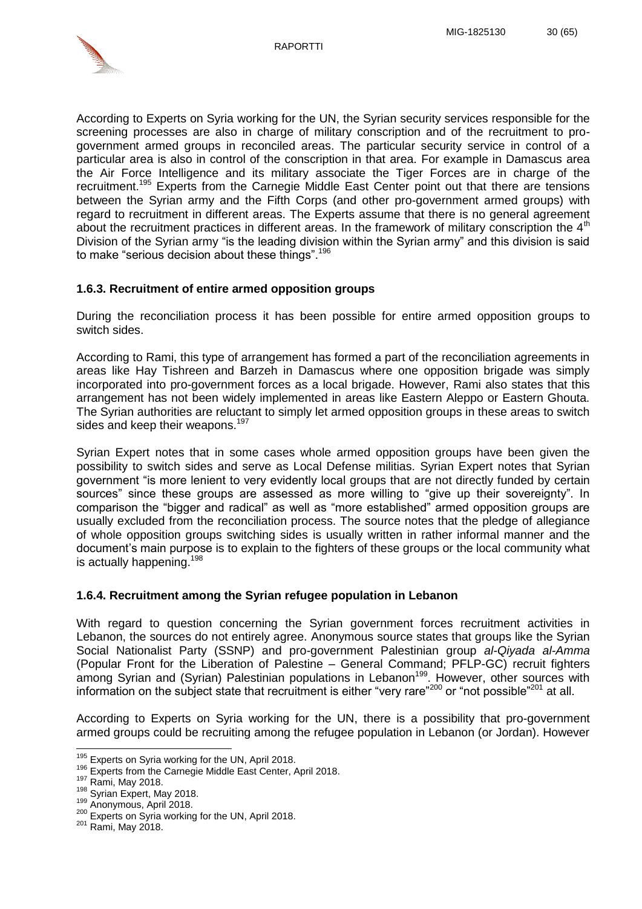According to Experts on Syria working for the UN, the Syrian security services responsible for the screening processes are also in charge of military conscription and of the recruitment to pro-government armed groups in reconciled areas. The particular security service in control of a particular area is also in control of the conscription in that area. For example in Damascus area the Air Force Intelligence and its military associate the Tiger Forces are in charge of the recruitment.[195] Experts from the Carnegie Middle East Center point out that there are tensions between the Syrian army and the Fifth Corps (and other pro-government armed groups) with regard to recruitment in different areas. The Experts assume that there is no general agreement about the recruitment practices in different areas. In the framework of military conscription the 4th Division of the Syrian army "is the leading division within the Syrian army" and this division is said to make "serious decision about these things".[196]

### 1.6.3. Recruitment of entire armed opposition groups

During the reconciliation process it has been possible for entire armed opposition groups to switch sides.

According to Rami, this type of arrangement has formed a part of the reconciliation agreements in areas like Hay Tishreen and Barzeh in Damascus where one opposition brigade was simply incorporated into pro-government forces as a local brigade. However, Rami also states that this arrangement has not been widely implemented in areas like Eastern Aleppo or Eastern Ghouta. The Syrian authorities are reluctant to simply let armed opposition groups in these areas to switch sides and keep their weapons.[197]

Syrian Expert notes that in some cases whole armed opposition groups have been given the possibility to switch sides and serve as Local Defense militias. Syrian Expert notes that Syrian government "is more lenient to very evidently local groups that are not directly funded by certain sources" since these groups are assessed as more willing to "give up their sovereignty". In comparison the "bigger and radical" as well as "more established" armed opposition groups are usually excluded from the reconciliation process. The source notes that the pledge of allegiance of whole opposition groups switching sides is usually written in rather informal manner and the document's main purpose is to explain to the fighters of these groups or the local community what is actually happening.[198]

### 1.6.4. Recruitment among the Syrian refugee population in Lebanon

With regard to question concerning the Syrian government forces recruitment activities in Lebanon, the sources do not entirely agree. Anonymous source states that groups like the Syrian Social Nationalist Party (SSNP) and pro-government Palestinian group *al-Qiyada al-Amma* (Popular Front for the Liberation of Palestine – General Command; PFLP-GC) recruit fighters among Syrian and (Syrian) Palestinian populations in Lebanon[199]. However, other sources with information on the subject state that recruitment is either "very rare"[200] or "not possible"[201] at all.

According to Experts on Syria working for the UN, there is a possibility that pro-government armed groups could be recruiting among the refugee population in Lebanon (or Jordan). However

---

[195] Experts on Syria working for the UN, April 2018.
[196] Experts from the Carnegie Middle East Center, April 2018.
[197] Rami, May 2018.
[198] Syrian Expert, May 2018.
[199] Anonymous, April 2018.
[200] Experts on Syria working for the UN, April 2018.
[201] Rami, May 2018.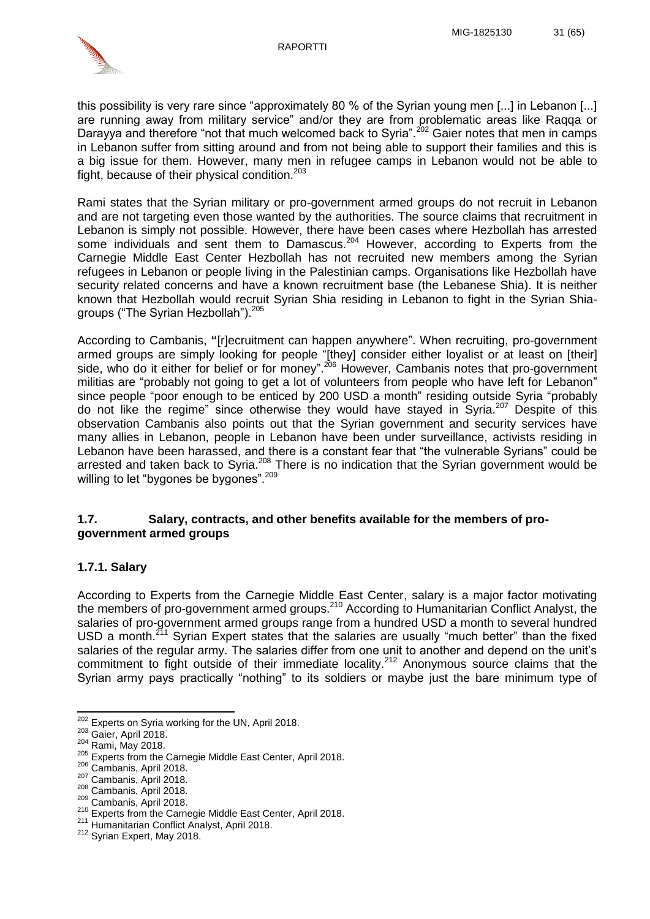this possibility is very rare since "approximately 80 % of the Syrian young men [...] in Lebanon [...] are running away from military service" and/or they are from problematic areas like Raqqa or Darayya and therefore "not that much welcomed back to Syria".[202] Gaier notes that men in camps in Lebanon suffer from sitting around and from not being able to support their families and this is a big issue for them. However, many men in refugee camps in Lebanon would not be able to fight, because of their physical condition.[203]

Rami states that the Syrian military or pro-government armed groups do not recruit in Lebanon and are not targeting even those wanted by the authorities. The source claims that recruitment in Lebanon is simply not possible. However, there have been cases where Hezbollah has arrested some individuals and sent them to Damascus.[204] However, according to Experts from the Carnegie Middle East Center Hezbollah has not recruited new members among the Syrian refugees in Lebanon or people living in the Palestinian camps. Organisations like Hezbollah have security related concerns and have a known recruitment base (the Lebanese Shia). It is neither known that Hezbollah would recruit Syrian Shia residing in Lebanon to fight in the Syrian Shia-groups ("The Syrian Hezbollah").[205]

According to Cambanis, **"**[r]ecruitment can happen anywhere". When recruiting, pro-government armed groups are simply looking for people "[they] consider either loyalist or at least on [their] side, who do it either for belief or for money".[206] However, Cambanis notes that pro-government militias are "probably not going to get a lot of volunteers from people who have left for Lebanon" since people "poor enough to be enticed by 200 USD a month" residing outside Syria "probably do not like the regime" since otherwise they would have stayed in Syria.[207] Despite of this observation Cambanis also points out that the Syrian government and security services have many allies in Lebanon, people in Lebanon have been under surveillance, activists residing in Lebanon have been harassed, and there is a constant fear that "the vulnerable Syrians" could be arrested and taken back to Syria.[208] There is no indication that the Syrian government would be willing to let "bygones be bygones".[209]

### 1.7. Salary, contracts, and other benefits available for the members of pro-government armed groups

#### 1.7.1. Salary

According to Experts from the Carnegie Middle East Center, salary is a major factor motivating the members of pro-government armed groups.[210] According to Humanitarian Conflict Analyst, the salaries of pro-government armed groups range from a hundred USD a month to several hundred USD a month.[211] Syrian Expert states that the salaries are usually "much better" than the fixed salaries of the regular army. The salaries differ from one unit to another and depend on the unit's commitment to fight outside of their immediate locality.[212] Anonymous source claims that the Syrian army pays practically "nothing" to its soldiers or maybe just the bare minimum type of

---

[202] Experts on Syria working for the UN, April 2018.
[203] Gaier, April 2018.
[204] Rami, May 2018.
[205] Experts from the Carnegie Middle East Center, April 2018.
[206] Cambanis, April 2018.
[207] Cambanis, April 2018.
[208] Cambanis, April 2018.
[209] Cambanis, April 2018.
[210] Experts from the Carnegie Middle East Center, April 2018.
[211] Humanitarian Conflict Analyst, April 2018.
[212] Syrian Expert, May 2018.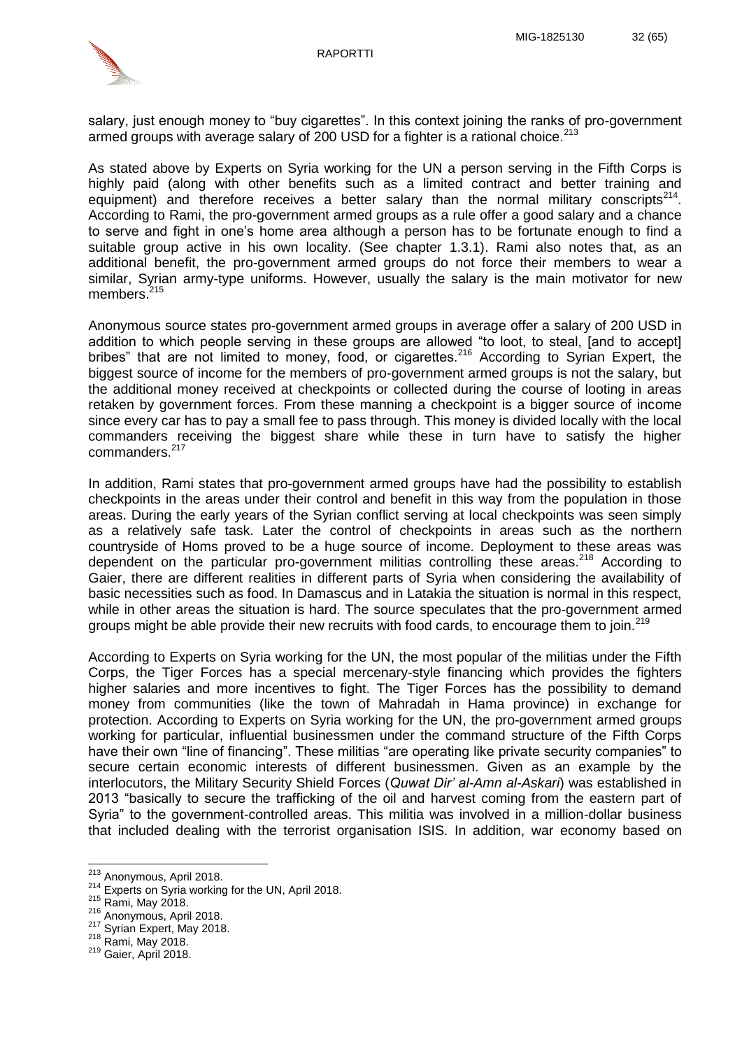salary, just enough money to "buy cigarettes". In this context joining the ranks of pro-government armed groups with average salary of 200 USD for a fighter is a rational choice.[213]

As stated above by Experts on Syria working for the UN a person serving in the Fifth Corps is highly paid (along with other benefits such as a limited contract and better training and equipment) and therefore receives a better salary than the normal military conscripts[214]. According to Rami, the pro-government armed groups as a rule offer a good salary and a chance to serve and fight in one's home area although a person has to be fortunate enough to find a suitable group active in his own locality. (See chapter 1.3.1). Rami also notes that, as an additional benefit, the pro-government armed groups do not force their members to wear a similar, Syrian army-type uniforms. However, usually the salary is the main motivator for new members.[215]

Anonymous source states pro-government armed groups in average offer a salary of 200 USD in addition to which people serving in these groups are allowed "to loot, to steal, [and to accept] bribes" that are not limited to money, food, or cigarettes.[216] According to Syrian Expert, the biggest source of income for the members of pro-government armed groups is not the salary, but the additional money received at checkpoints or collected during the course of looting in areas retaken by government forces. From these manning a checkpoint is a bigger source of income since every car has to pay a small fee to pass through. This money is divided locally with the local commanders receiving the biggest share while these in turn have to satisfy the higher commanders.[217]

In addition, Rami states that pro-government armed groups have had the possibility to establish checkpoints in the areas under their control and benefit in this way from the population in those areas. During the early years of the Syrian conflict serving at local checkpoints was seen simply as a relatively safe task. Later the control of checkpoints in areas such as the northern countryside of Homs proved to be a huge source of income. Deployment to these areas was dependent on the particular pro-government militias controlling these areas.[218] According to Gaier, there are different realities in different parts of Syria when considering the availability of basic necessities such as food. In Damascus and in Latakia the situation is normal in this respect, while in other areas the situation is hard. The source speculates that the pro-government armed groups might be able provide their new recruits with food cards, to encourage them to join.[219]

According to Experts on Syria working for the UN, the most popular of the militias under the Fifth Corps, the Tiger Forces has a special mercenary-style financing which provides the fighters higher salaries and more incentives to fight. The Tiger Forces has the possibility to demand money from communities (like the town of Mahradah in Hama province) in exchange for protection. According to Experts on Syria working for the UN, the pro-government armed groups working for particular, influential businessmen under the command structure of the Fifth Corps have their own "line of financing". These militias "are operating like private security companies" to secure certain economic interests of different businessmen. Given as an example by the interlocutors, the Military Security Shield Forces (*Quwat Dir' al-Amn al-Askari*) was established in 2013 "basically to secure the trafficking of the oil and harvest coming from the eastern part of Syria" to the government-controlled areas. This militia was involved in a million-dollar business that included dealing with the terrorist organisation ISIS. In addition, war economy based on

---

[213] Anonymous, April 2018.
[214] Experts on Syria working for the UN, April 2018.
[215] Rami, May 2018.
[216] Anonymous, April 2018.
[217] Syrian Expert, May 2018.
[218] Rami, May 2018.
[219] Gaier, April 2018.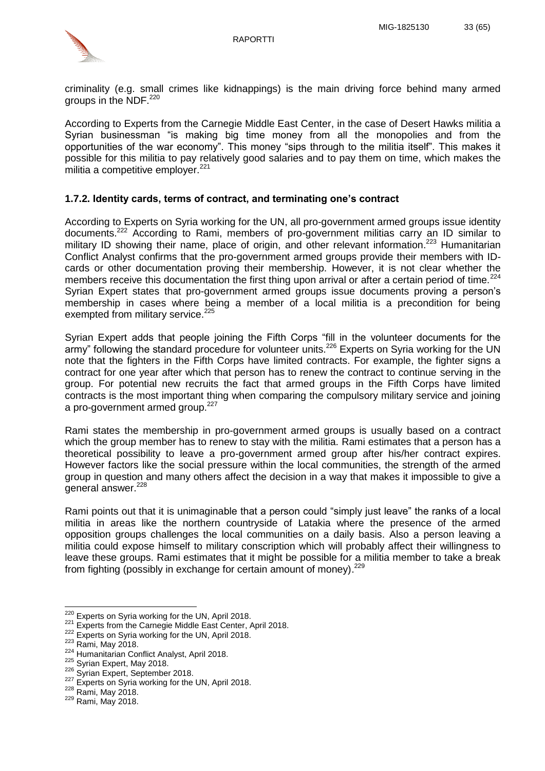criminality (e.g. small crimes like kidnappings) is the main driving force behind many armed groups in the NDF.[220]

According to Experts from the Carnegie Middle East Center, in the case of Desert Hawks militia a Syrian businessman "is making big time money from all the monopolies and from the opportunities of the war economy". This money "sips through to the militia itself". This makes it possible for this militia to pay relatively good salaries and to pay them on time, which makes the militia a competitive employer.[221]

### 1.7.2. Identity cards, terms of contract, and terminating one's contract

According to Experts on Syria working for the UN, all pro-government armed groups issue identity documents.[222] According to Rami, members of pro-government militias carry an ID similar to military ID showing their name, place of origin, and other relevant information.[223] Humanitarian Conflict Analyst confirms that the pro-government armed groups provide their members with ID-cards or other documentation proving their membership. However, it is not clear whether the members receive this documentation the first thing upon arrival or after a certain period of time.[224] Syrian Expert states that pro-government armed groups issue documents proving a person's membership in cases where being a member of a local militia is a precondition for being exempted from military service.[225]

Syrian Expert adds that people joining the Fifth Corps "fill in the volunteer documents for the army" following the standard procedure for volunteer units.[226] Experts on Syria working for the UN note that the fighters in the Fifth Corps have limited contracts. For example, the fighter signs a contract for one year after which that person has to renew the contract to continue serving in the group. For potential new recruits the fact that armed groups in the Fifth Corps have limited contracts is the most important thing when comparing the compulsory military service and joining a pro-government armed group.[227]

Rami states the membership in pro-government armed groups is usually based on a contract which the group member has to renew to stay with the militia. Rami estimates that a person has a theoretical possibility to leave a pro-government armed group after his/her contract expires. However factors like the social pressure within the local communities, the strength of the armed group in question and many others affect the decision in a way that makes it impossible to give a general answer.[228]

Rami points out that it is unimaginable that a person could "simply just leave" the ranks of a local militia in areas like the northern countryside of Latakia where the presence of the armed opposition groups challenges the local communities on a daily basis. Also a person leaving a militia could expose himself to military conscription which will probably affect their willingness to leave these groups. Rami estimates that it might be possible for a militia member to take a break from fighting (possibly in exchange for certain amount of money).[229]

---

[220] Experts on Syria working for the UN, April 2018.
[221] Experts from the Carnegie Middle East Center, April 2018.
[222] Experts on Syria working for the UN, April 2018.
[223] Rami, May 2018.
[224] Humanitarian Conflict Analyst, April 2018.
[225] Syrian Expert, May 2018.
[226] Syrian Expert, September 2018.
[227] Experts on Syria working for the UN, April 2018.
[228] Rami, May 2018.
[229] Rami, May 2018.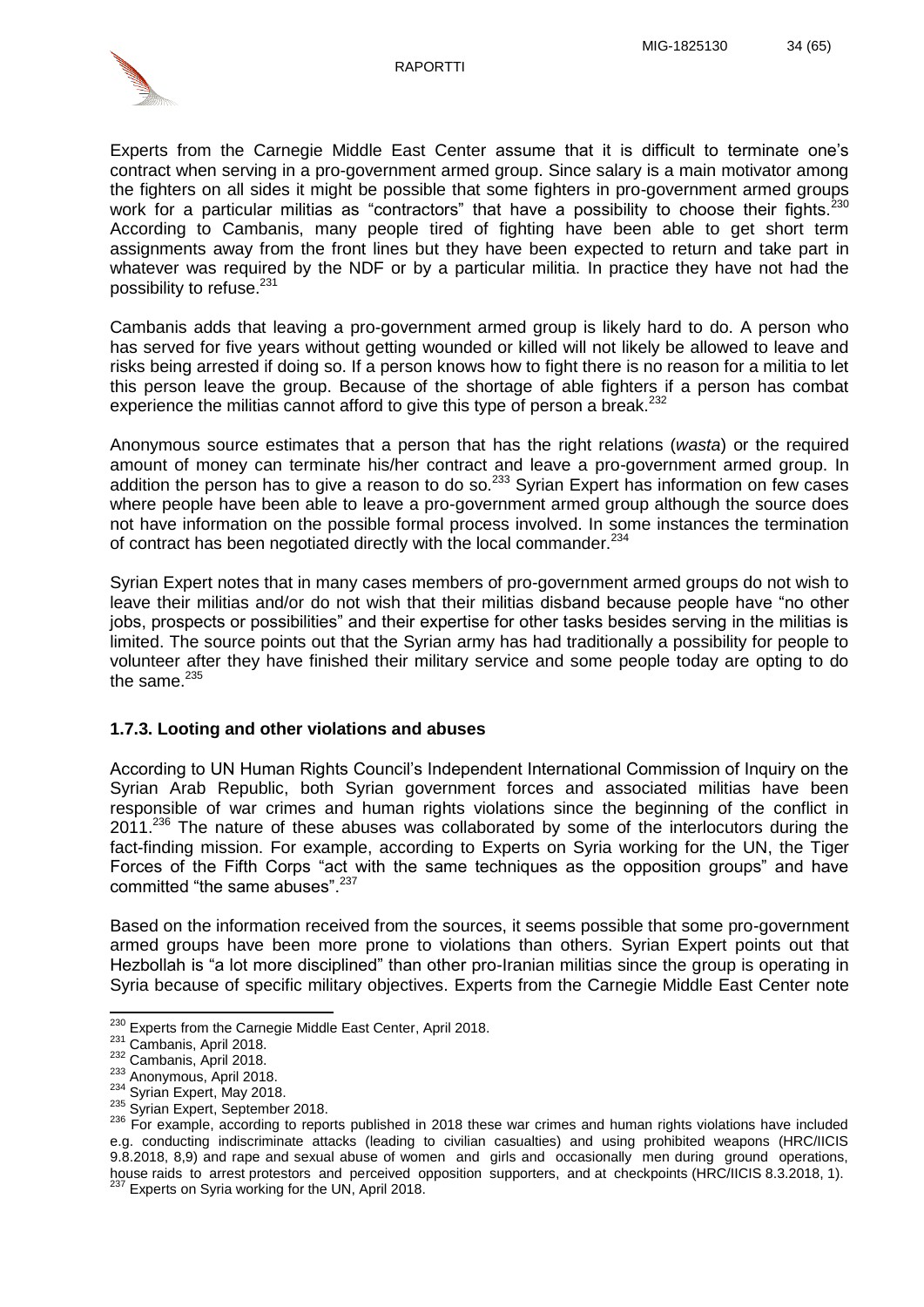Experts from the Carnegie Middle East Center assume that it is difficult to terminate one's contract when serving in a pro-government armed group. Since salary is a main motivator among the fighters on all sides it might be possible that some fighters in pro-government armed groups work for a particular militias as "contractors" that have a possibility to choose their fights.[230] According to Cambanis, many people tired of fighting have been able to get short term assignments away from the front lines but they have been expected to return and take part in whatever was required by the NDF or by a particular militia. In practice they have not had the possibility to refuse.[231]

Cambanis adds that leaving a pro-government armed group is likely hard to do. A person who has served for five years without getting wounded or killed will not likely be allowed to leave and risks being arrested if doing so. If a person knows how to fight there is no reason for a militia to let this person leave the group. Because of the shortage of able fighters if a person has combat experience the militias cannot afford to give this type of person a break.[232]

Anonymous source estimates that a person that has the right relations (*wasta*) or the required amount of money can terminate his/her contract and leave a pro-government armed group. In addition the person has to give a reason to do so.[233] Syrian Expert has information on few cases where people have been able to leave a pro-government armed group although the source does not have information on the possible formal process involved. In some instances the termination of contract has been negotiated directly with the local commander.[234]

Syrian Expert notes that in many cases members of pro-government armed groups do not wish to leave their militias and/or do not wish that their militias disband because people have "no other jobs, prospects or possibilities" and their expertise for other tasks besides serving in the militias is limited. The source points out that the Syrian army has had traditionally a possibility for people to volunteer after they have finished their military service and some people today are opting to do the same.[235]

### 1.7.3. Looting and other violations and abuses

According to UN Human Rights Council's Independent International Commission of Inquiry on the Syrian Arab Republic, both Syrian government forces and associated militias have been responsible of war crimes and human rights violations since the beginning of the conflict in 2011.[236] The nature of these abuses was collaborated by some of the interlocutors during the fact-finding mission. For example, according to Experts on Syria working for the UN, the Tiger Forces of the Fifth Corps "act with the same techniques as the opposition groups" and have committed "the same abuses".[237]

Based on the information received from the sources, it seems possible that some pro-government armed groups have been more prone to violations than others. Syrian Expert points out that Hezbollah is "a lot more disciplined" than other pro-Iranian militias since the group is operating in Syria because of specific military objectives. Experts from the Carnegie Middle East Center note

---

[230] Experts from the Carnegie Middle East Center, April 2018.
[231] Cambanis, April 2018.
[232] Cambanis, April 2018.
[233] Anonymous, April 2018.
[234] Syrian Expert, May 2018.
[235] Syrian Expert, September 2018.
[236] For example, according to reports published in 2018 these war crimes and human rights violations have included e.g. conducting indiscriminate attacks (leading to civilian casualties) and using prohibited weapons (HRC/IICIS 9.8.2018, 8,9) and rape and sexual abuse of women and girls and occasionally men during ground operations, house raids to arrest protestors and perceived opposition supporters, and at checkpoints (HRC/IICIS 8.3.2018, 1).
[237] Experts on Syria working for the UN, April 2018.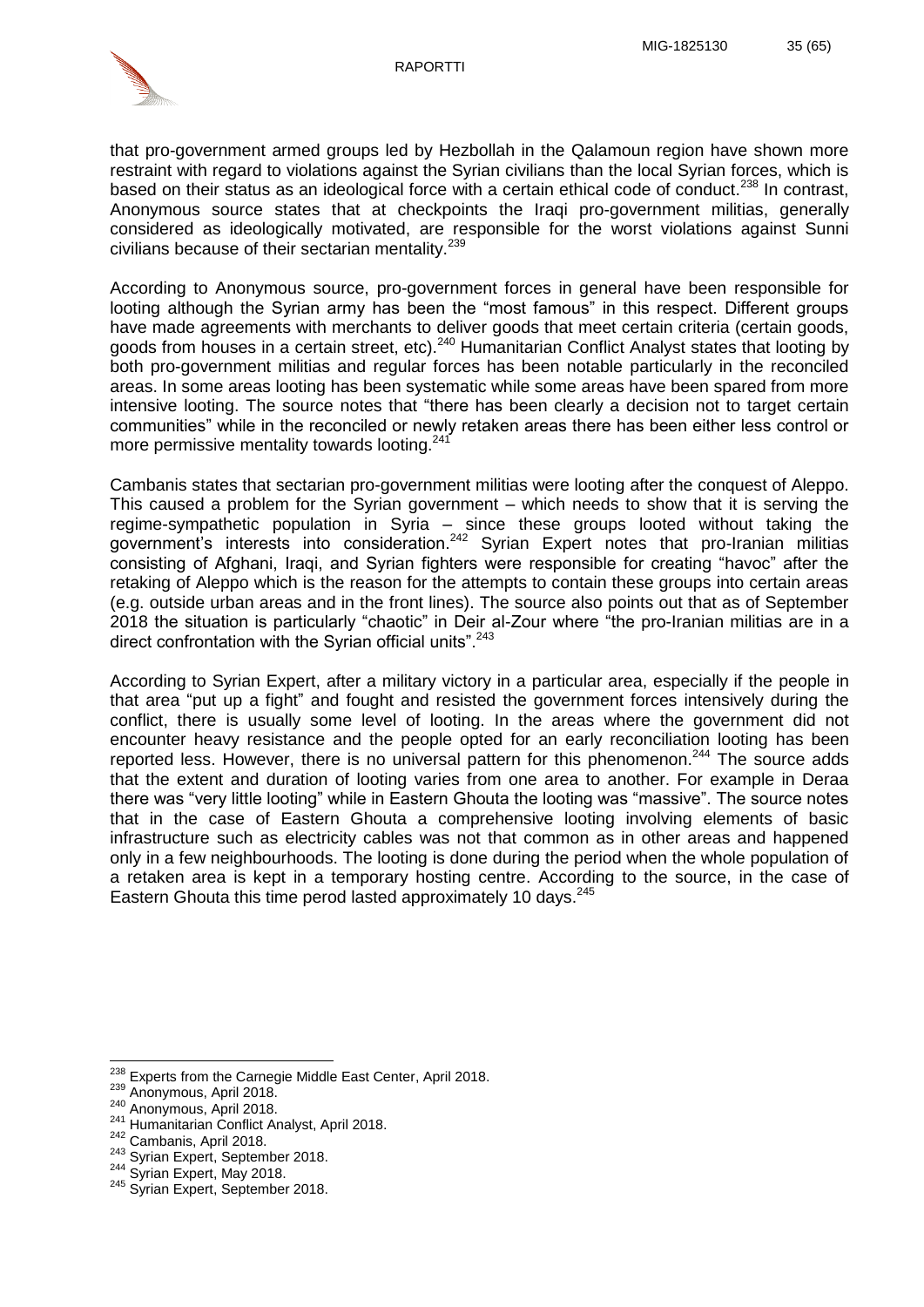that pro-government armed groups led by Hezbollah in the Qalamoun region have shown more restraint with regard to violations against the Syrian civilians than the local Syrian forces, which is based on their status as an ideological force with a certain ethical code of conduct.[238] In contrast, Anonymous source states that at checkpoints the Iraqi pro-government militias, generally considered as ideologically motivated, are responsible for the worst violations against Sunni civilians because of their sectarian mentality.[239]

According to Anonymous source, pro-government forces in general have been responsible for looting although the Syrian army has been the "most famous" in this respect. Different groups have made agreements with merchants to deliver goods that meet certain criteria (certain goods, goods from houses in a certain street, etc).[240] Humanitarian Conflict Analyst states that looting by both pro-government militias and regular forces has been notable particularly in the reconciled areas. In some areas looting has been systematic while some areas have been spared from more intensive looting. The source notes that "there has been clearly a decision not to target certain communities" while in the reconciled or newly retaken areas there has been either less control or more permissive mentality towards looting.[241]

Cambanis states that sectarian pro-government militias were looting after the conquest of Aleppo. This caused a problem for the Syrian government – which needs to show that it is serving the regime-sympathetic population in Syria – since these groups looted without taking the government's interests into consideration.[242] Syrian Expert notes that pro-Iranian militias consisting of Afghani, Iraqi, and Syrian fighters were responsible for creating "havoc" after the retaking of Aleppo which is the reason for the attempts to contain these groups into certain areas (e.g. outside urban areas and in the front lines). The source also points out that as of September 2018 the situation is particularly "chaotic" in Deir al-Zour where "the pro-Iranian militias are in a direct confrontation with the Syrian official units".[243]

According to Syrian Expert, after a military victory in a particular area, especially if the people in that area "put up a fight" and fought and resisted the government forces intensively during the conflict, there is usually some level of looting. In the areas where the government did not encounter heavy resistance and the people opted for an early reconciliation looting has been reported less. However, there is no universal pattern for this phenomenon.[244] The source adds that the extent and duration of looting varies from one area to another. For example in Deraa there was "very little looting" while in Eastern Ghouta the looting was "massive". The source notes that in the case of Eastern Ghouta a comprehensive looting involving elements of basic infrastructure such as electricity cables was not that common as in other areas and happened only in a few neighbourhoods. The looting is done during the period when the whole population of a retaken area is kept in a temporary hosting centre. According to the source, in the case of Eastern Ghouta this time perod lasted approximately 10 days.[245]

---

[238] Experts from the Carnegie Middle East Center, April 2018.
[239] Anonymous, April 2018.
[240] Anonymous, April 2018.
[241] Humanitarian Conflict Analyst, April 2018.
[242] Cambanis, April 2018.
[243] Syrian Expert, September 2018.
[244] Syrian Expert, May 2018.
[245] Syrian Expert, September 2018.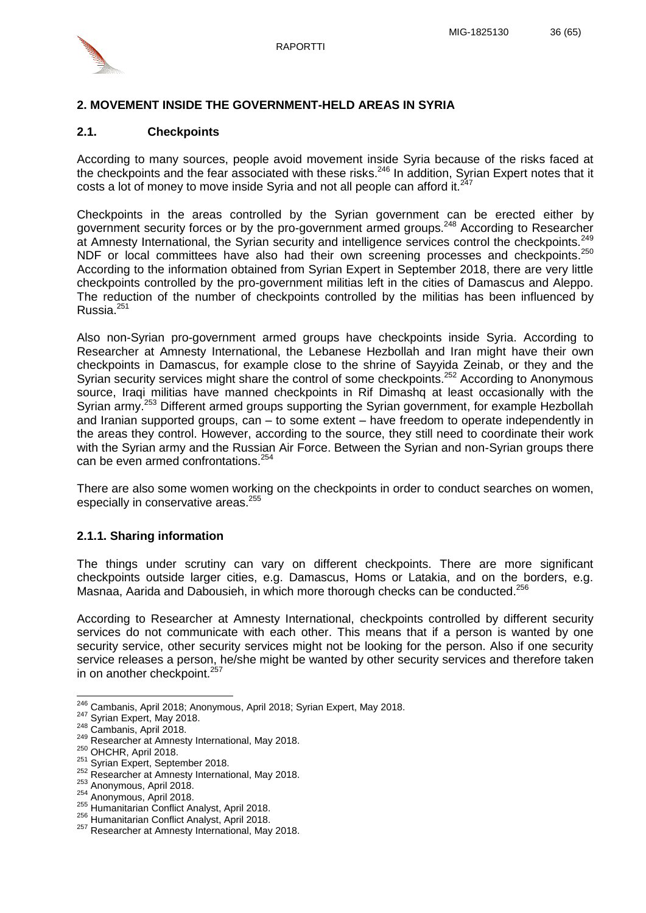## 2. MOVEMENT INSIDE THE GOVERNMENT-HELD AREAS IN SYRIA

### 2.1. Checkpoints

According to many sources, people avoid movement inside Syria because of the risks faced at the checkpoints and the fear associated with these risks.[246] In addition, Syrian Expert notes that it costs a lot of money to move inside Syria and not all people can afford it.[247]

Checkpoints in the areas controlled by the Syrian government can be erected either by government security forces or by the pro-government armed groups.[248] According to Researcher at Amnesty International, the Syrian security and intelligence services control the checkpoints.[249] NDF or local committees have also had their own screening processes and checkpoints.[250] According to the information obtained from Syrian Expert in September 2018, there are very little checkpoints controlled by the pro-government militias left in the cities of Damascus and Aleppo. The reduction of the number of checkpoints controlled by the militias has been influenced by Russia.[251]

Also non-Syrian pro-government armed groups have checkpoints inside Syria. According to Researcher at Amnesty International, the Lebanese Hezbollah and Iran might have their own checkpoints in Damascus, for example close to the shrine of Sayyida Zeinab, or they and the Syrian security services might share the control of some checkpoints.[252] According to Anonymous source, Iraqi militias have manned checkpoints in Rif Dimashq at least occasionally with the Syrian army.[253] Different armed groups supporting the Syrian government, for example Hezbollah and Iranian supported groups, can – to some extent – have freedom to operate independently in the areas they control. However, according to the source, they still need to coordinate their work with the Syrian army and the Russian Air Force. Between the Syrian and non-Syrian groups there can be even armed confrontations.[254]

There are also some women working on the checkpoints in order to conduct searches on women, especially in conservative areas.[255]

#### 2.1.1. Sharing information

The things under scrutiny can vary on different checkpoints. There are more significant checkpoints outside larger cities, e.g. Damascus, Homs or Latakia, and on the borders, e.g. Masnaa, Aarida and Dabousieh, in which more thorough checks can be conducted.[256]

According to Researcher at Amnesty International, checkpoints controlled by different security services do not communicate with each other. This means that if a person is wanted by one security service, other security services might not be looking for the person. Also if one security service releases a person, he/she might be wanted by other security services and therefore taken in on another checkpoint.[257]

---

[246] Cambanis, April 2018; Anonymous, April 2018; Syrian Expert, May 2018.
[247] Syrian Expert, May 2018.
[248] Cambanis, April 2018.
[249] Researcher at Amnesty International, May 2018.
[250] OHCHR, April 2018.
[251] Syrian Expert, September 2018.
[252] Researcher at Amnesty International, May 2018.
[253] Anonymous, April 2018.
[254] Anonymous, April 2018.
[255] Humanitarian Conflict Analyst, April 2018.
[256] Humanitarian Conflict Analyst, April 2018.
[257] Researcher at Amnesty International, May 2018.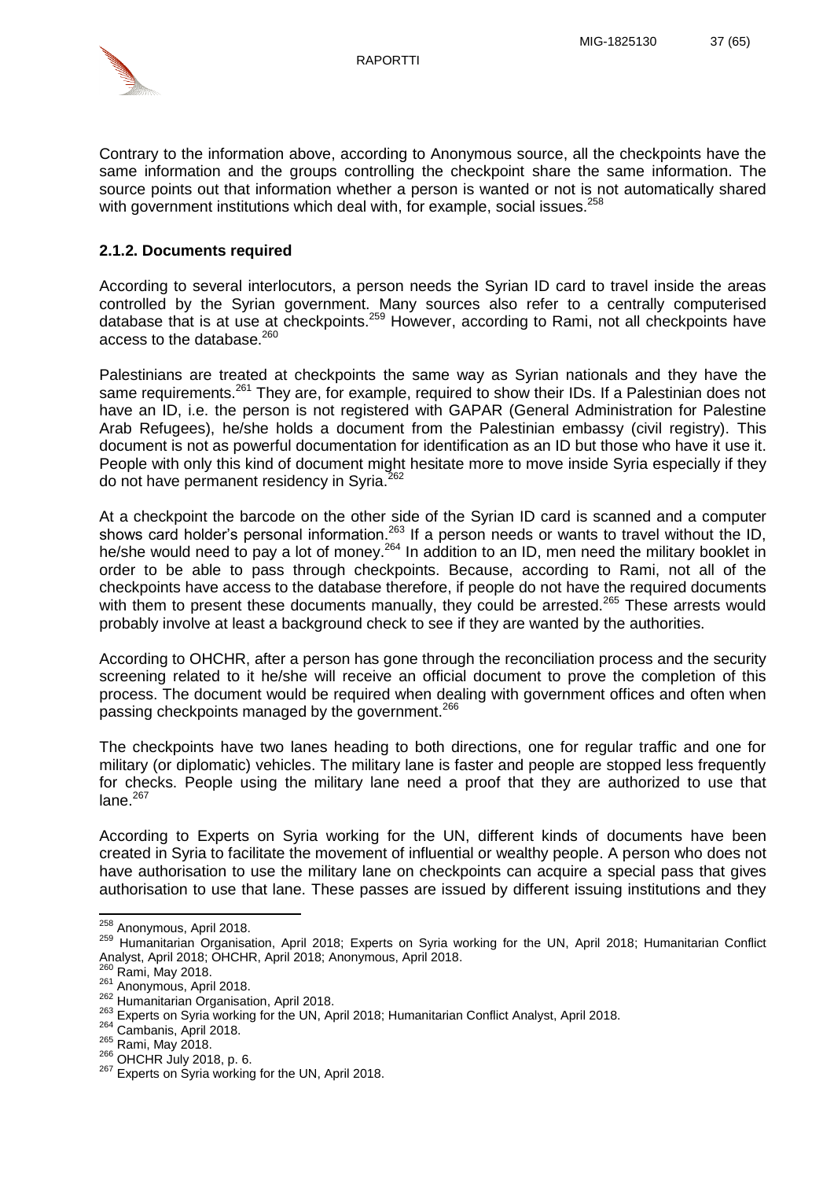Contrary to the information above, according to Anonymous source, all the checkpoints have the same information and the groups controlling the checkpoint share the same information. The source points out that information whether a person is wanted or not is not automatically shared with government institutions which deal with, for example, social issues.[258]

### 2.1.2. Documents required

According to several interlocutors, a person needs the Syrian ID card to travel inside the areas controlled by the Syrian government. Many sources also refer to a centrally computerised database that is at use at checkpoints.[259] However, according to Rami, not all checkpoints have access to the database.[260]

Palestinians are treated at checkpoints the same way as Syrian nationals and they have the same requirements.[261] They are, for example, required to show their IDs. If a Palestinian does not have an ID, i.e. the person is not registered with GAPAR (General Administration for Palestine Arab Refugees), he/she holds a document from the Palestinian embassy (civil registry). This document is not as powerful documentation for identification as an ID but those who have it use it. People with only this kind of document might hesitate more to move inside Syria especially if they do not have permanent residency in Syria.[262]

At a checkpoint the barcode on the other side of the Syrian ID card is scanned and a computer shows card holder's personal information.[263] If a person needs or wants to travel without the ID, he/she would need to pay a lot of money.[264] In addition to an ID, men need the military booklet in order to be able to pass through checkpoints. Because, according to Rami, not all of the checkpoints have access to the database therefore, if people do not have the required documents with them to present these documents manually, they could be arrested.[265] These arrests would probably involve at least a background check to see if they are wanted by the authorities.

According to OHCHR, after a person has gone through the reconciliation process and the security screening related to it he/she will receive an official document to prove the completion of this process. The document would be required when dealing with government offices and often when passing checkpoints managed by the government.[266]

The checkpoints have two lanes heading to both directions, one for regular traffic and one for military (or diplomatic) vehicles. The military lane is faster and people are stopped less frequently for checks. People using the military lane need a proof that they are authorized to use that lane.[267]

According to Experts on Syria working for the UN, different kinds of documents have been created in Syria to facilitate the movement of influential or wealthy people. A person who does not have authorisation to use the military lane on checkpoints can acquire a special pass that gives authorisation to use that lane. These passes are issued by different issuing institutions and they

---

[258] Anonymous, April 2018.
[259] Humanitarian Organisation, April 2018; Experts on Syria working for the UN, April 2018; Humanitarian Conflict Analyst, April 2018; OHCHR, April 2018; Anonymous, April 2018.
[260] Rami, May 2018.
[261] Anonymous, April 2018.
[262] Humanitarian Organisation, April 2018.
[263] Experts on Syria working for the UN, April 2018; Humanitarian Conflict Analyst, April 2018.
[264] Cambanis, April 2018.
[265] Rami, May 2018.
[266] OHCHR July 2018, p. 6.
[267] Experts on Syria working for the UN, April 2018.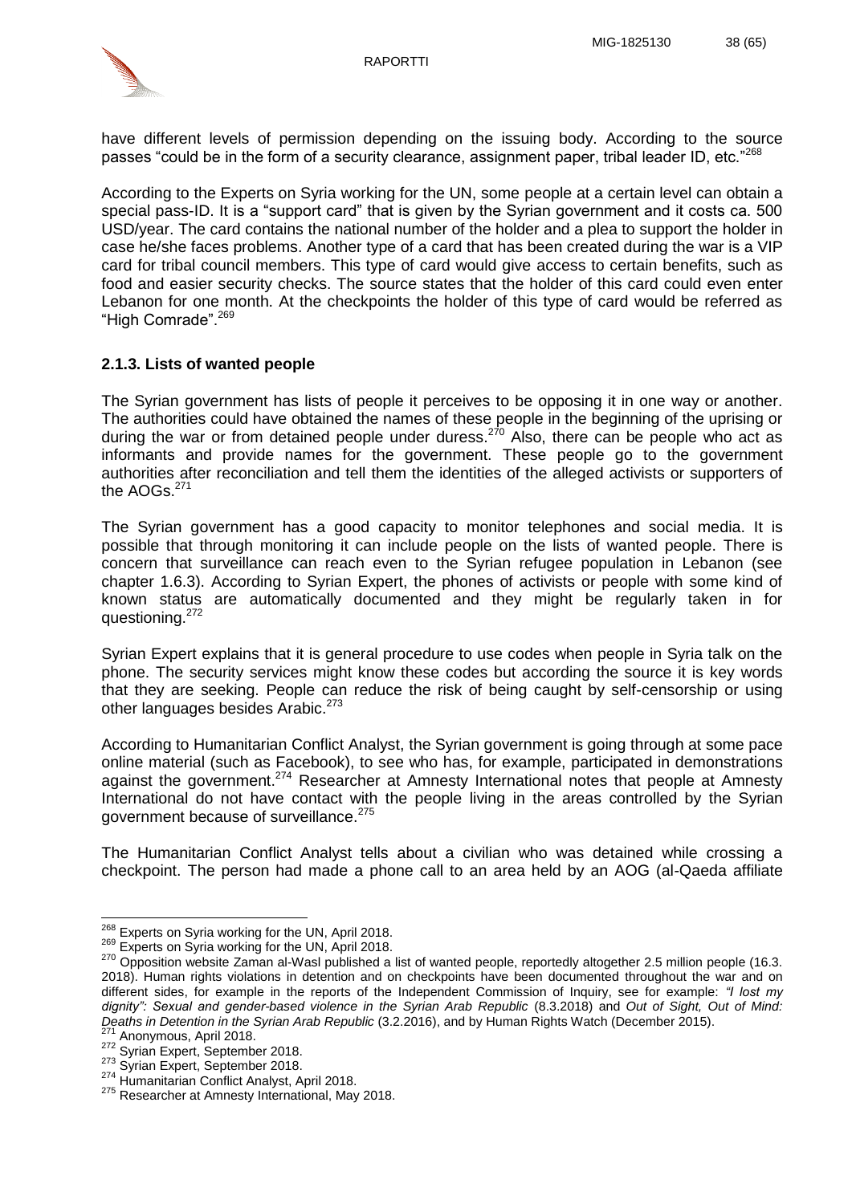have different levels of permission depending on the issuing body. According to the source passes "could be in the form of a security clearance, assignment paper, tribal leader ID, etc."[268]

According to the Experts on Syria working for the UN, some people at a certain level can obtain a special pass-ID. It is a "support card" that is given by the Syrian government and it costs ca. 500 USD/year. The card contains the national number of the holder and a plea to support the holder in case he/she faces problems. Another type of a card that has been created during the war is a VIP card for tribal council members. This type of card would give access to certain benefits, such as food and easier security checks. The source states that the holder of this card could even enter Lebanon for one month. At the checkpoints the holder of this type of card would be referred as "High Comrade".[269]

### 2.1.3. Lists of wanted people

The Syrian government has lists of people it perceives to be opposing it in one way or another. The authorities could have obtained the names of these people in the beginning of the uprising or during the war or from detained people under duress.[270] Also, there can be people who act as informants and provide names for the government. These people go to the government authorities after reconciliation and tell them the identities of the alleged activists or supporters of the AOGs.[271]

The Syrian government has a good capacity to monitor telephones and social media. It is possible that through monitoring it can include people on the lists of wanted people. There is concern that surveillance can reach even to the Syrian refugee population in Lebanon (see chapter 1.6.3). According to Syrian Expert, the phones of activists or people with some kind of known status are automatically documented and they might be regularly taken in for questioning.[272]

Syrian Expert explains that it is general procedure to use codes when people in Syria talk on the phone. The security services might know these codes but according the source it is key words that they are seeking. People can reduce the risk of being caught by self-censorship or using other languages besides Arabic.[273]

According to Humanitarian Conflict Analyst, the Syrian government is going through at some pace online material (such as Facebook), to see who has, for example, participated in demonstrations against the government.[274] Researcher at Amnesty International notes that people at Amnesty International do not have contact with the people living in the areas controlled by the Syrian government because of surveillance.[275]

The Humanitarian Conflict Analyst tells about a civilian who was detained while crossing a checkpoint. The person had made a phone call to an area held by an AOG (al-Qaeda affiliate

---

[268] Experts on Syria working for the UN, April 2018.

[269] Experts on Syria working for the UN, April 2018.

[270] Opposition website Zaman al-Wasl published a list of wanted people, reportedly altogether 2.5 million people (16.3. 2018). Human rights violations in detention and on checkpoints have been documented throughout the war and on different sides, for example in the reports of the Independent Commission of Inquiry, see for example: *"I lost my dignity": Sexual and gender-based violence in the Syrian Arab Republic* (8.3.2018) and *Out of Sight, Out of Mind: Deaths in Detention in the Syrian Arab Republic* (3.2.2016), and by Human Rights Watch (December 2015).

[271] Anonymous, April 2018.

[272] Syrian Expert, September 2018.

[273] Syrian Expert, September 2018.

[274] Humanitarian Conflict Analyst, April 2018.

[275] Researcher at Amnesty International, May 2018.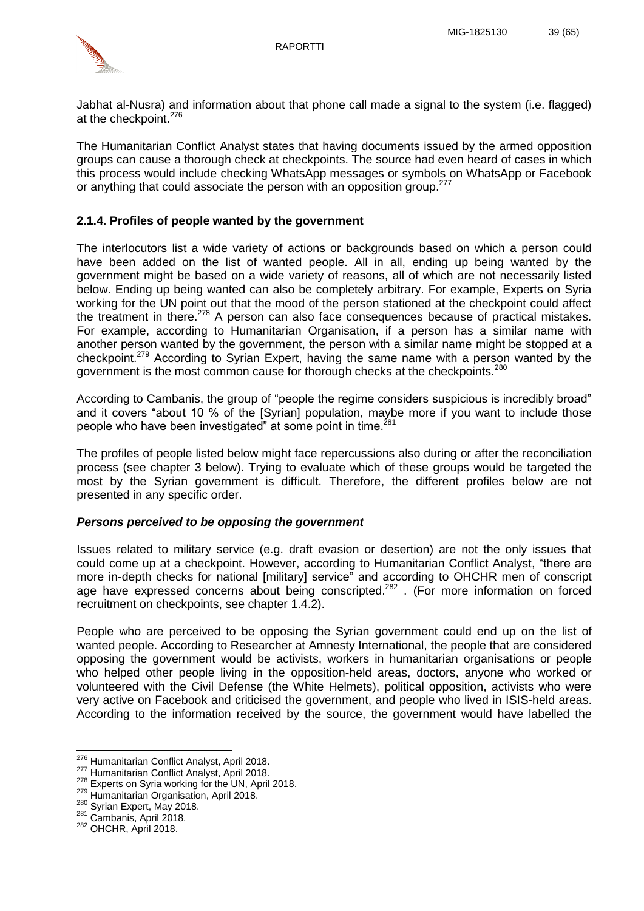Jabhat al-Nusra) and information about that phone call made a signal to the system (i.e. flagged) at the checkpoint.[276]

The Humanitarian Conflict Analyst states that having documents issued by the armed opposition groups can cause a thorough check at checkpoints. The source had even heard of cases in which this process would include checking WhatsApp messages or symbols on WhatsApp or Facebook or anything that could associate the person with an opposition group.[277]

### 2.1.4. Profiles of people wanted by the government

The interlocutors list a wide variety of actions or backgrounds based on which a person could have been added on the list of wanted people. All in all, ending up being wanted by the government might be based on a wide variety of reasons, all of which are not necessarily listed below. Ending up being wanted can also be completely arbitrary. For example, Experts on Syria working for the UN point out that the mood of the person stationed at the checkpoint could affect the treatment in there.[278] A person can also face consequences because of practical mistakes. For example, according to Humanitarian Organisation, if a person has a similar name with another person wanted by the government, the person with a similar name might be stopped at a checkpoint.[279] According to Syrian Expert, having the same name with a person wanted by the government is the most common cause for thorough checks at the checkpoints.[280]

According to Cambanis, the group of "people the regime considers suspicious is incredibly broad" and it covers "about 10 % of the [Syrian] population, maybe more if you want to include those people who have been investigated" at some point in time.[281]

The profiles of people listed below might face repercussions also during or after the reconciliation process (see chapter 3 below). Trying to evaluate which of these groups would be targeted the most by the Syrian government is difficult. Therefore, the different profiles below are not presented in any specific order.

#### *Persons perceived to be opposing the government*

Issues related to military service (e.g. draft evasion or desertion) are not the only issues that could come up at a checkpoint. However, according to Humanitarian Conflict Analyst, "there are more in-depth checks for national [military] service" and according to OHCHR men of conscript age have expressed concerns about being conscripted.[282] . (For more information on forced recruitment on checkpoints, see chapter 1.4.2).

People who are perceived to be opposing the Syrian government could end up on the list of wanted people. According to Researcher at Amnesty International, the people that are considered opposing the government would be activists, workers in humanitarian organisations or people who helped other people living in the opposition-held areas, doctors, anyone who worked or volunteered with the Civil Defense (the White Helmets), political opposition, activists who were very active on Facebook and criticised the government, and people who lived in ISIS-held areas. According to the information received by the source, the government would have labelled the

---

[276] Humanitarian Conflict Analyst, April 2018.
[277] Humanitarian Conflict Analyst, April 2018.
[278] Experts on Syria working for the UN, April 2018.
[279] Humanitarian Organisation, April 2018.
[280] Syrian Expert, May 2018.
[281] Cambanis, April 2018.
[282] OHCHR, April 2018.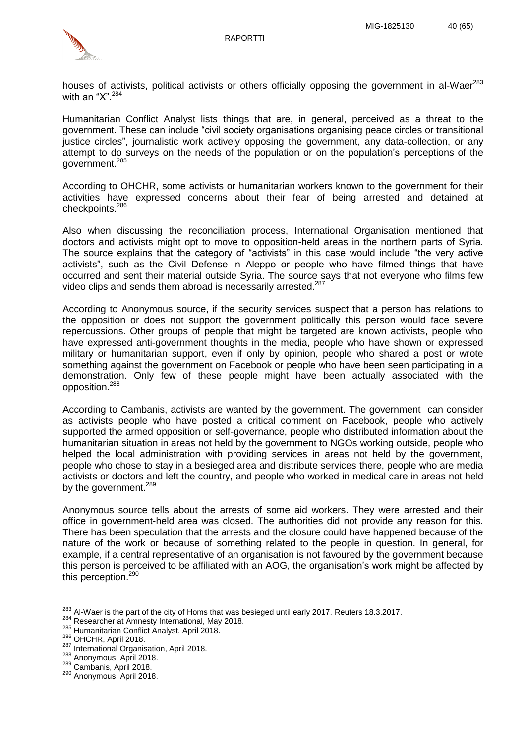houses of activists, political activists or others officially opposing the government in al-Waer[283] with an "X".[284]

Humanitarian Conflict Analyst lists things that are, in general, perceived as a threat to the government. These can include "civil society organisations organising peace circles or transitional justice circles", journalistic work actively opposing the government, any data-collection, or any attempt to do surveys on the needs of the population or on the population's perceptions of the government.[285]

According to OHCHR, some activists or humanitarian workers known to the government for their activities have expressed concerns about their fear of being arrested and detained at checkpoints.[286]

Also when discussing the reconciliation process, International Organisation mentioned that doctors and activists might opt to move to opposition-held areas in the northern parts of Syria. The source explains that the category of "activists" in this case would include "the very active activists", such as the Civil Defense in Aleppo or people who have filmed things that have occurred and sent their material outside Syria. The source says that not everyone who films few video clips and sends them abroad is necessarily arrested.[287]

According to Anonymous source, if the security services suspect that a person has relations to the opposition or does not support the government politically this person would face severe repercussions. Other groups of people that might be targeted are known activists, people who have expressed anti-government thoughts in the media, people who have shown or expressed military or humanitarian support, even if only by opinion, people who shared a post or wrote something against the government on Facebook or people who have been seen participating in a demonstration. Only few of these people might have been actually associated with the opposition.[288]

According to Cambanis, activists are wanted by the government. The government can consider as activists people who have posted a critical comment on Facebook, people who actively supported the armed opposition or self-governance, people who distributed information about the humanitarian situation in areas not held by the government to NGOs working outside, people who helped the local administration with providing services in areas not held by the government, people who chose to stay in a besieged area and distribute services there, people who are media activists or doctors and left the country, and people who worked in medical care in areas not held by the government.[289]

Anonymous source tells about the arrests of some aid workers. They were arrested and their office in government-held area was closed. The authorities did not provide any reason for this. There has been speculation that the arrests and the closure could have happened because of the nature of the work or because of something related to the people in question. In general, for example, if a central representative of an organisation is not favoured by the government because this person is perceived to be affiliated with an AOG, the organisation's work might be affected by this perception.[290]

---

[283] Al-Waer is the part of the city of Homs that was besieged until early 2017. Reuters 18.3.2017.

[284] Researcher at Amnesty International, May 2018.

[285] Humanitarian Conflict Analyst, April 2018.

[286] OHCHR, April 2018.

[287] International Organisation, April 2018.

[288] Anonymous, April 2018.

[289] Cambanis, April 2018.

[290] Anonymous, April 2018.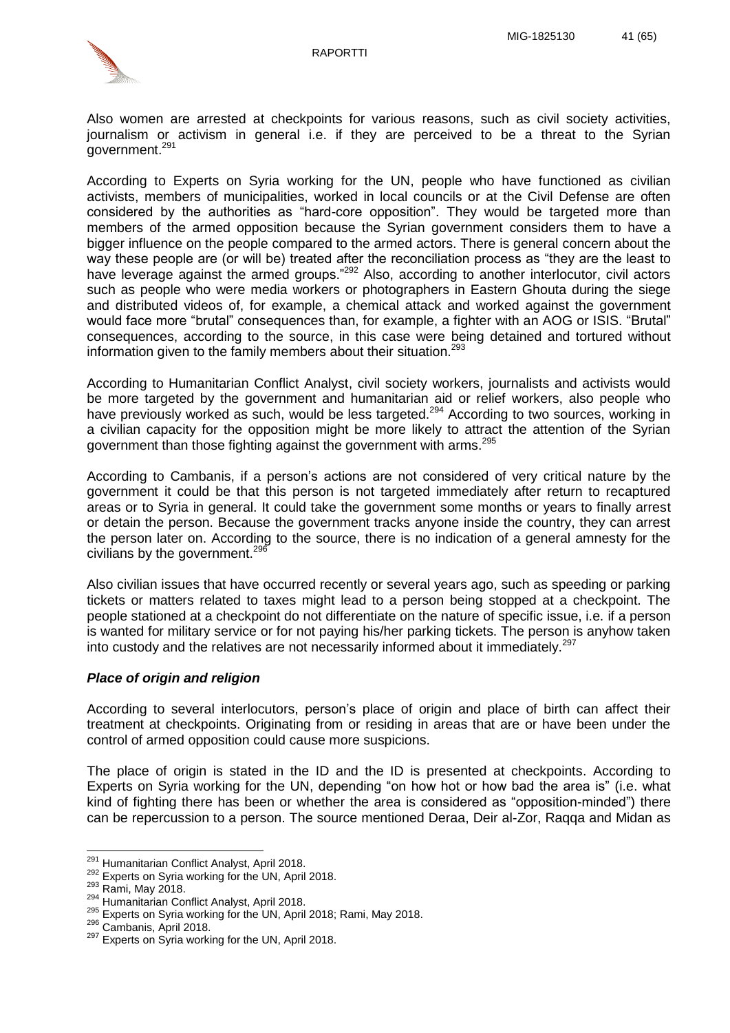Also women are arrested at checkpoints for various reasons, such as civil society activities, journalism or activism in general i.e. if they are perceived to be a threat to the Syrian government.[291]

According to Experts on Syria working for the UN, people who have functioned as civilian activists, members of municipalities, worked in local councils or at the Civil Defense are often considered by the authorities as "hard-core opposition". They would be targeted more than members of the armed opposition because the Syrian government considers them to have a bigger influence on the people compared to the armed actors. There is general concern about the way these people are (or will be) treated after the reconciliation process as "they are the least to have leverage against the armed groups."[292] Also, according to another interlocutor, civil actors such as people who were media workers or photographers in Eastern Ghouta during the siege and distributed videos of, for example, a chemical attack and worked against the government would face more "brutal" consequences than, for example, a fighter with an AOG or ISIS. "Brutal" consequences, according to the source, in this case were being detained and tortured without information given to the family members about their situation.[293]

According to Humanitarian Conflict Analyst, civil society workers, journalists and activists would be more targeted by the government and humanitarian aid or relief workers, also people who have previously worked as such, would be less targeted.[294] According to two sources, working in a civilian capacity for the opposition might be more likely to attract the attention of the Syrian government than those fighting against the government with arms.[295]

According to Cambanis, if a person's actions are not considered of very critical nature by the government it could be that this person is not targeted immediately after return to recaptured areas or to Syria in general. It could take the government some months or years to finally arrest or detain the person. Because the government tracks anyone inside the country, they can arrest the person later on. According to the source, there is no indication of a general amnesty for the civilians by the government.[296]

Also civilian issues that have occurred recently or several years ago, such as speeding or parking tickets or matters related to taxes might lead to a person being stopped at a checkpoint. The people stationed at a checkpoint do not differentiate on the nature of specific issue, i.e. if a person is wanted for military service or for not paying his/her parking tickets. The person is anyhow taken into custody and the relatives are not necessarily informed about it immediately.[297]

### *Place of origin and religion*

According to several interlocutors, person's place of origin and place of birth can affect their treatment at checkpoints. Originating from or residing in areas that are or have been under the control of armed opposition could cause more suspicions.

The place of origin is stated in the ID and the ID is presented at checkpoints. According to Experts on Syria working for the UN, depending "on how hot or how bad the area is" (i.e. what kind of fighting there has been or whether the area is considered as "opposition-minded") there can be repercussion to a person. The source mentioned Deraa, Deir al-Zor, Raqqa and Midan as

---

[291] Humanitarian Conflict Analyst, April 2018.
[292] Experts on Syria working for the UN, April 2018.
[293] Rami, May 2018.
[294] Humanitarian Conflict Analyst, April 2018.
[295] Experts on Syria working for the UN, April 2018; Rami, May 2018.
[296] Cambanis, April 2018.
[297] Experts on Syria working for the UN, April 2018.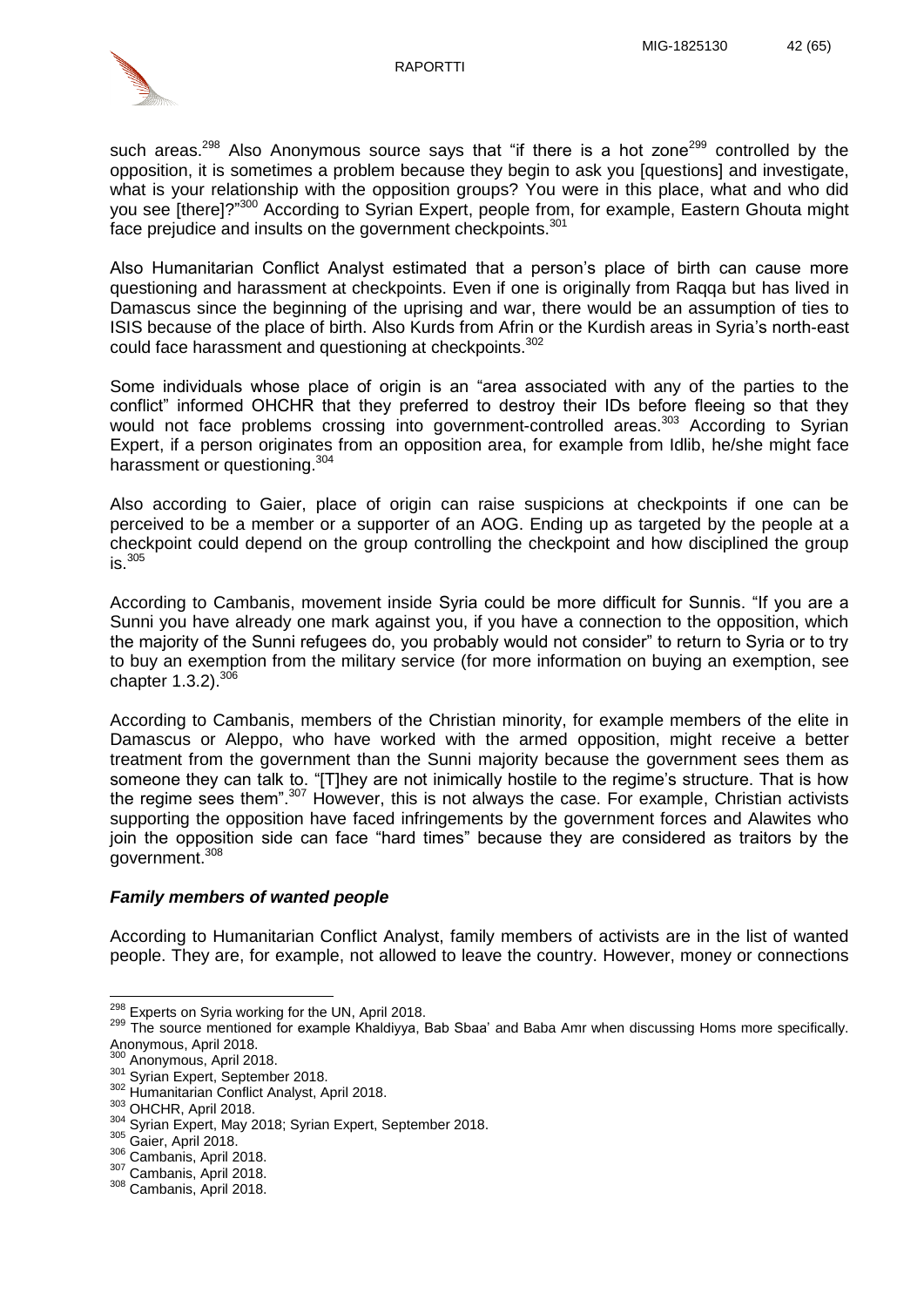such areas.[298] Also Anonymous source says that "if there is a hot zone[299] controlled by the opposition, it is sometimes a problem because they begin to ask you [questions] and investigate, what is your relationship with the opposition groups? You were in this place, what and who did you see [there]?"[300] According to Syrian Expert, people from, for example, Eastern Ghouta might face prejudice and insults on the government checkpoints.[301]

Also Humanitarian Conflict Analyst estimated that a person's place of birth can cause more questioning and harassment at checkpoints. Even if one is originally from Raqqa but has lived in Damascus since the beginning of the uprising and war, there would be an assumption of ties to ISIS because of the place of birth. Also Kurds from Afrin or the Kurdish areas in Syria's north-east could face harassment and questioning at checkpoints.[302]

Some individuals whose place of origin is an "area associated with any of the parties to the conflict" informed OHCHR that they preferred to destroy their IDs before fleeing so that they would not face problems crossing into government-controlled areas.[303] According to Syrian Expert, if a person originates from an opposition area, for example from Idlib, he/she might face harassment or questioning.[304]

Also according to Gaier, place of origin can raise suspicions at checkpoints if one can be perceived to be a member or a supporter of an AOG. Ending up as targeted by the people at a checkpoint could depend on the group controlling the checkpoint and how disciplined the group is.[305]

According to Cambanis, movement inside Syria could be more difficult for Sunnis. "If you are a Sunni you have already one mark against you, if you have a connection to the opposition, which the majority of the Sunni refugees do, you probably would not consider" to return to Syria or to try to buy an exemption from the military service (for more information on buying an exemption, see chapter 1.3.2).[306]

According to Cambanis, members of the Christian minority, for example members of the elite in Damascus or Aleppo, who have worked with the armed opposition, might receive a better treatment from the government than the Sunni majority because the government sees them as someone they can talk to. "[T]hey are not inimically hostile to the regime's structure. That is how the regime sees them".[307] However, this is not always the case. For example, Christian activists supporting the opposition have faced infringements by the government forces and Alawites who join the opposition side can face "hard times" because they are considered as traitors by the government.[308]

### *Family members of wanted people*

According to Humanitarian Conflict Analyst, family members of activists are in the list of wanted people. They are, for example, not allowed to leave the country. However, money or connections

---

[298] Experts on Syria working for the UN, April 2018.

[299] The source mentioned for example Khaldiyya, Bab Sbaa' and Baba Amr when discussing Homs more specifically. Anonymous, April 2018.

[300] Anonymous, April 2018.

[301] Syrian Expert, September 2018.

[302] Humanitarian Conflict Analyst, April 2018.

[303] OHCHR, April 2018.

[304] Syrian Expert, May 2018; Syrian Expert, September 2018.

[305] Gaier, April 2018.

[306] Cambanis, April 2018.

[307] Cambanis, April 2018.

[308] Cambanis, April 2018.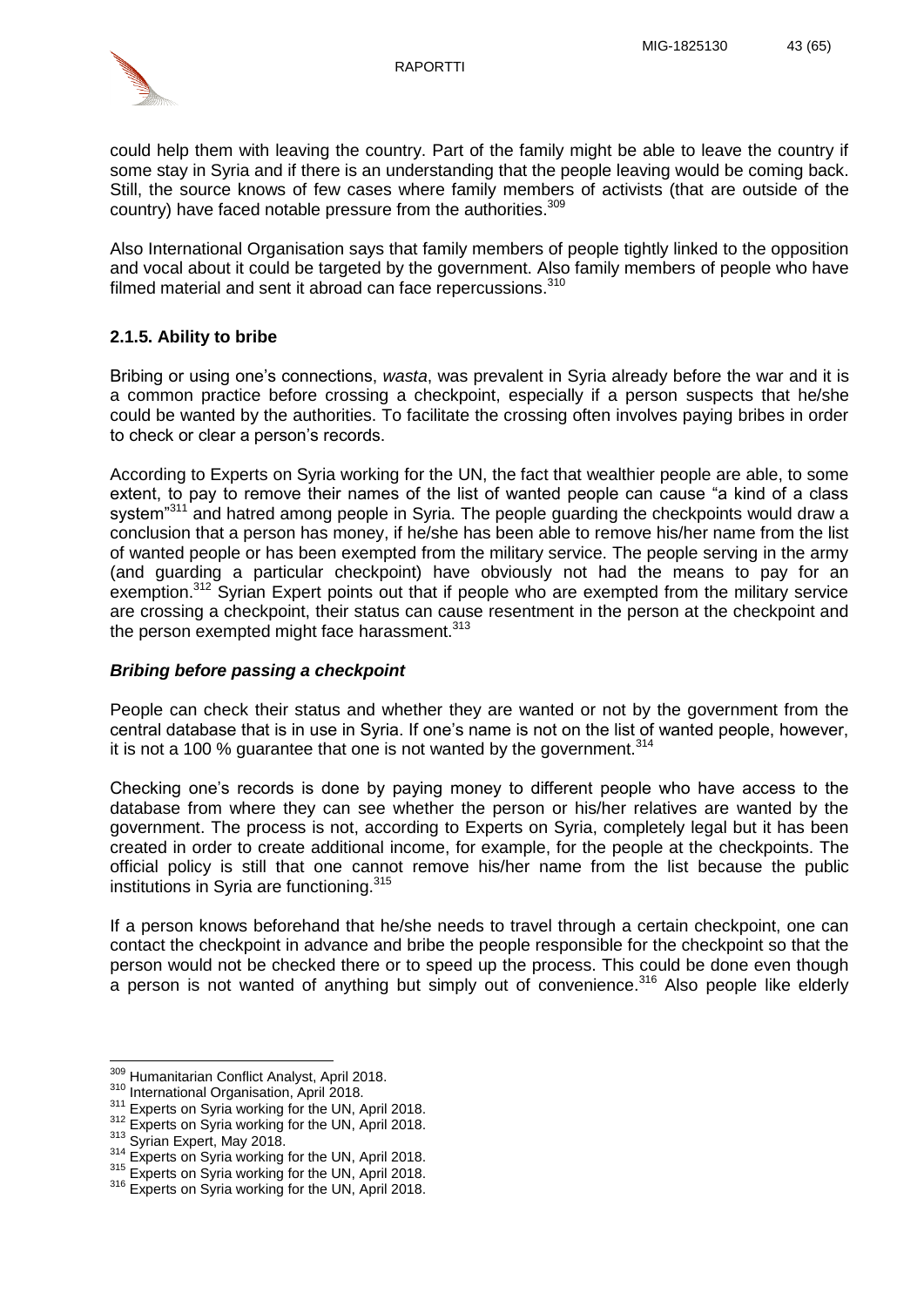could help them with leaving the country. Part of the family might be able to leave the country if some stay in Syria and if there is an understanding that the people leaving would be coming back. Still, the source knows of few cases where family members of activists (that are outside of the country) have faced notable pressure from the authorities.[309]

Also International Organisation says that family members of people tightly linked to the opposition and vocal about it could be targeted by the government. Also family members of people who have filmed material and sent it abroad can face repercussions.[310]

### 2.1.5. Ability to bribe

Bribing or using one's connections, *wasta*, was prevalent in Syria already before the war and it is a common practice before crossing a checkpoint, especially if a person suspects that he/she could be wanted by the authorities. To facilitate the crossing often involves paying bribes in order to check or clear a person's records.

According to Experts on Syria working for the UN, the fact that wealthier people are able, to some extent, to pay to remove their names of the list of wanted people can cause "a kind of a class system"[311] and hatred among people in Syria. The people guarding the checkpoints would draw a conclusion that a person has money, if he/she has been able to remove his/her name from the list of wanted people or has been exempted from the military service. The people serving in the army (and guarding a particular checkpoint) have obviously not had the means to pay for an exemption.[312] Syrian Expert points out that if people who are exempted from the military service are crossing a checkpoint, their status can cause resentment in the person at the checkpoint and the person exempted might face harassment.[313]

#### *Bribing before passing a checkpoint*

People can check their status and whether they are wanted or not by the government from the central database that is in use in Syria. If one's name is not on the list of wanted people, however, it is not a 100 % guarantee that one is not wanted by the government.[314]

Checking one's records is done by paying money to different people who have access to the database from where they can see whether the person or his/her relatives are wanted by the government. The process is not, according to Experts on Syria, completely legal but it has been created in order to create additional income, for example, for the people at the checkpoints. The official policy is still that one cannot remove his/her name from the list because the public institutions in Syria are functioning.[315]

If a person knows beforehand that he/she needs to travel through a certain checkpoint, one can contact the checkpoint in advance and bribe the people responsible for the checkpoint so that the person would not be checked there or to speed up the process. This could be done even though a person is not wanted of anything but simply out of convenience.[316] Also people like elderly

---

[309] Humanitarian Conflict Analyst, April 2018.
[310] International Organisation, April 2018.
[311] Experts on Syria working for the UN, April 2018.
[312] Experts on Syria working for the UN, April 2018.
[313] Syrian Expert, May 2018.
[314] Experts on Syria working for the UN, April 2018.
[315] Experts on Syria working for the UN, April 2018.
[316] Experts on Syria working for the UN, April 2018.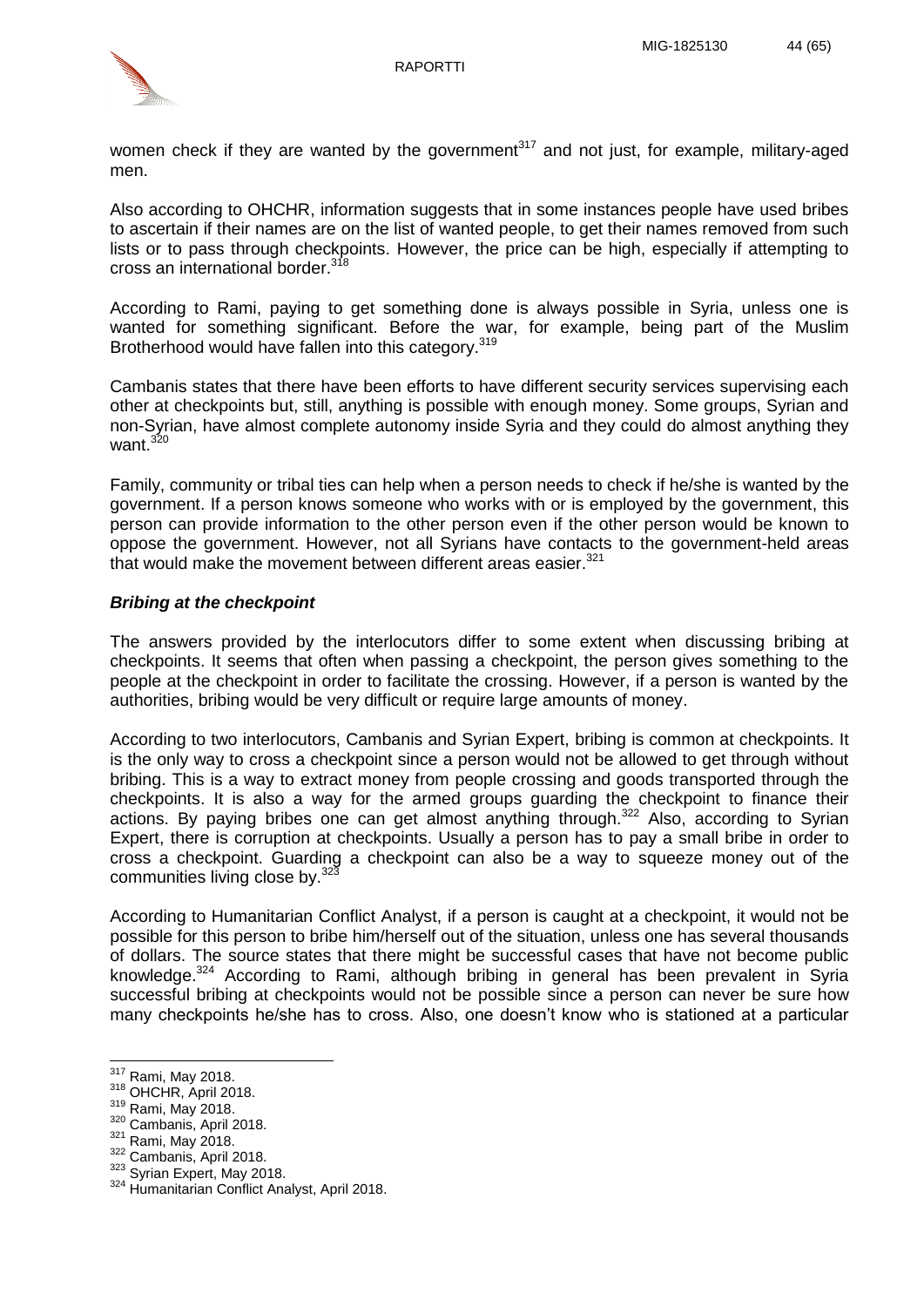women check if they are wanted by the government[317] and not just, for example, military-aged men.

Also according to OHCHR, information suggests that in some instances people have used bribes to ascertain if their names are on the list of wanted people, to get their names removed from such lists or to pass through checkpoints. However, the price can be high, especially if attempting to cross an international border.[318]

According to Rami, paying to get something done is always possible in Syria, unless one is wanted for something significant. Before the war, for example, being part of the Muslim Brotherhood would have fallen into this category.[319]

Cambanis states that there have been efforts to have different security services supervising each other at checkpoints but, still, anything is possible with enough money. Some groups, Syrian and non-Syrian, have almost complete autonomy inside Syria and they could do almost anything they want.[320]

Family, community or tribal ties can help when a person needs to check if he/she is wanted by the government. If a person knows someone who works with or is employed by the government, this person can provide information to the other person even if the other person would be known to oppose the government. However, not all Syrians have contacts to the government-held areas that would make the movement between different areas easier.[321]

### *Bribing at the checkpoint*

The answers provided by the interlocutors differ to some extent when discussing bribing at checkpoints. It seems that often when passing a checkpoint, the person gives something to the people at the checkpoint in order to facilitate the crossing. However, if a person is wanted by the authorities, bribing would be very difficult or require large amounts of money.

According to two interlocutors, Cambanis and Syrian Expert, bribing is common at checkpoints. It is the only way to cross a checkpoint since a person would not be allowed to get through without bribing. This is a way to extract money from people crossing and goods transported through the checkpoints. It is also a way for the armed groups guarding the checkpoint to finance their actions. By paying bribes one can get almost anything through.[322] Also, according to Syrian Expert, there is corruption at checkpoints. Usually a person has to pay a small bribe in order to cross a checkpoint. Guarding a checkpoint can also be a way to squeeze money out of the communities living close by.[323]

According to Humanitarian Conflict Analyst, if a person is caught at a checkpoint, it would not be possible for this person to bribe him/herself out of the situation, unless one has several thousands of dollars. The source states that there might be successful cases that have not become public knowledge.[324] According to Rami, although bribing in general has been prevalent in Syria successful bribing at checkpoints would not be possible since a person can never be sure how many checkpoints he/she has to cross. Also, one doesn't know who is stationed at a particular

[317] Rami, May 2018.
[318] OHCHR, April 2018.
[319] Rami, May 2018.
[320] Cambanis, April 2018.
[321] Rami, May 2018.
[322] Cambanis, April 2018.
[323] Syrian Expert, May 2018.
[324] Humanitarian Conflict Analyst, April 2018.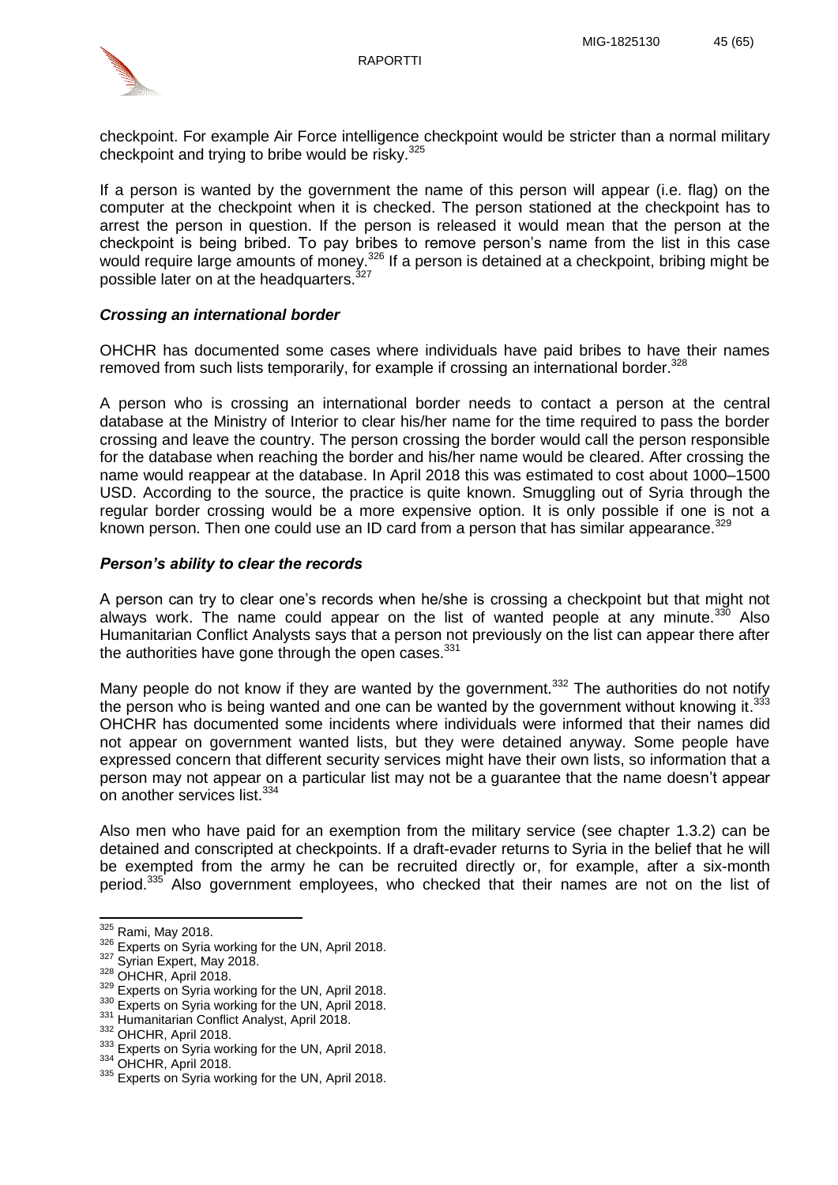checkpoint. For example Air Force intelligence checkpoint would be stricter than a normal military checkpoint and trying to bribe would be risky.[325]

If a person is wanted by the government the name of this person will appear (i.e. flag) on the computer at the checkpoint when it is checked. The person stationed at the checkpoint has to arrest the person in question. If the person is released it would mean that the person at the checkpoint is being bribed. To pay bribes to remove person's name from the list in this case would require large amounts of money.[326] If a person is detained at a checkpoint, bribing might be possible later on at the headquarters.[327]

### *Crossing an international border*

OHCHR has documented some cases where individuals have paid bribes to have their names removed from such lists temporarily, for example if crossing an international border.[328]

A person who is crossing an international border needs to contact a person at the central database at the Ministry of Interior to clear his/her name for the time required to pass the border crossing and leave the country. The person crossing the border would call the person responsible for the database when reaching the border and his/her name would be cleared. After crossing the name would reappear at the database. In April 2018 this was estimated to cost about 1000–1500 USD. According to the source, the practice is quite known. Smuggling out of Syria through the regular border crossing would be a more expensive option. It is only possible if one is not a known person. Then one could use an ID card from a person that has similar appearance.[329]

### *Person's ability to clear the records*

A person can try to clear one's records when he/she is crossing a checkpoint but that might not always work. The name could appear on the list of wanted people at any minute.[330] Also Humanitarian Conflict Analysts says that a person not previously on the list can appear there after the authorities have gone through the open cases.[331]

Many people do not know if they are wanted by the government.[332] The authorities do not notify the person who is being wanted and one can be wanted by the government without knowing it.[333] OHCHR has documented some incidents where individuals were informed that their names did not appear on government wanted lists, but they were detained anyway. Some people have expressed concern that different security services might have their own lists, so information that a person may not appear on a particular list may not be a guarantee that the name doesn't appear on another services list.[334]

Also men who have paid for an exemption from the military service (see chapter 1.3.2) can be detained and conscripted at checkpoints. If a draft-evader returns to Syria in the belief that he will be exempted from the army he can be recruited directly or, for example, after a six-month period.[335] Also government employees, who checked that their names are not on the list of

---

[325] Rami, May 2018.
[326] Experts on Syria working for the UN, April 2018.
[327] Syrian Expert, May 2018.
[328] OHCHR, April 2018.
[329] Experts on Syria working for the UN, April 2018.
[330] Experts on Syria working for the UN, April 2018.
[331] Humanitarian Conflict Analyst, April 2018.
[332] OHCHR, April 2018.
[333] Experts on Syria working for the UN, April 2018.
[334] OHCHR, April 2018.
[335] Experts on Syria working for the UN, April 2018.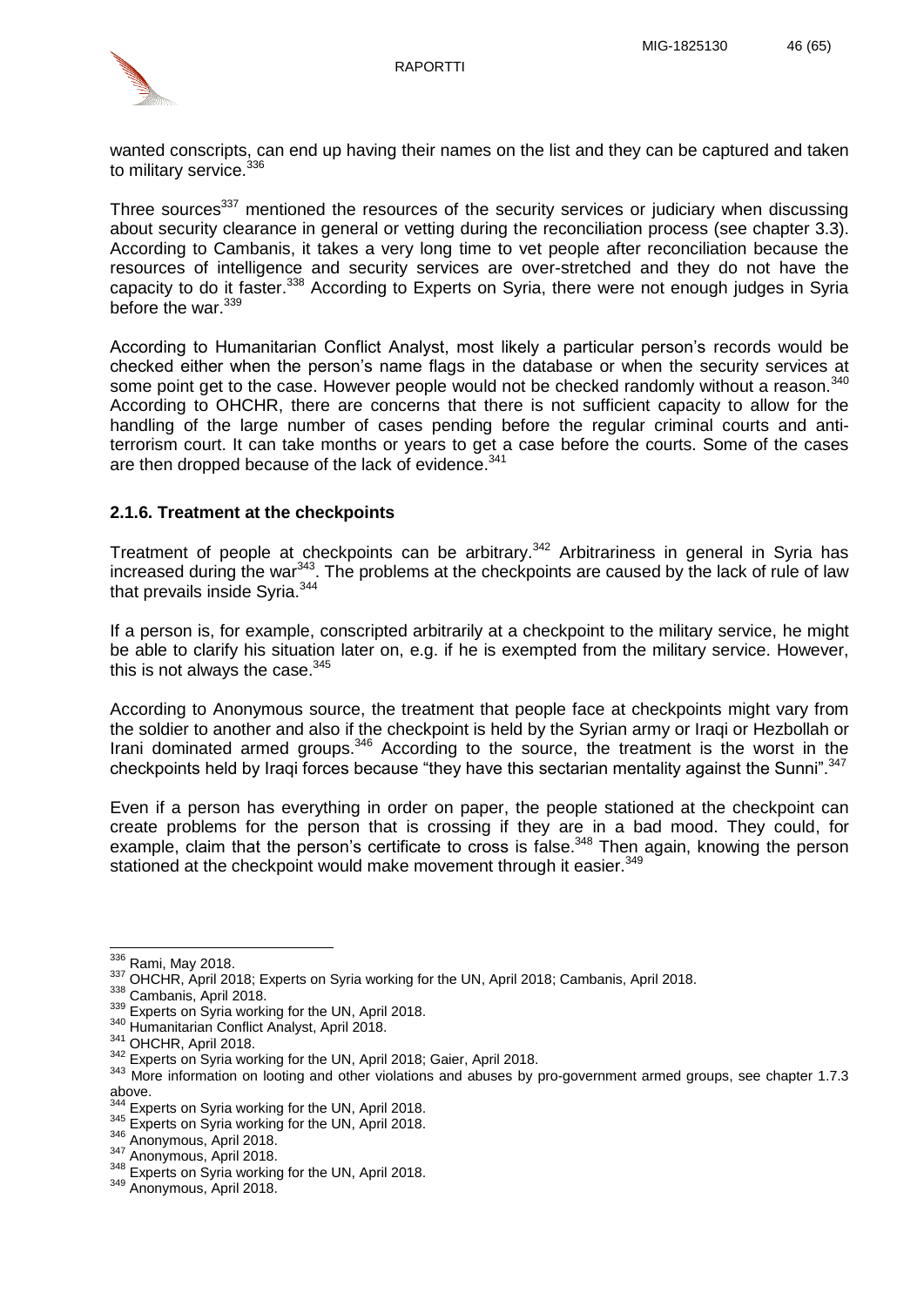wanted conscripts, can end up having their names on the list and they can be captured and taken to military service.[336]

Three sources[337] mentioned the resources of the security services or judiciary when discussing about security clearance in general or vetting during the reconciliation process (see chapter 3.3). According to Cambanis, it takes a very long time to vet people after reconciliation because the resources of intelligence and security services are over-stretched and they do not have the capacity to do it faster.[338] According to Experts on Syria, there were not enough judges in Syria before the war.[339]

According to Humanitarian Conflict Analyst, most likely a particular person's records would be checked either when the person's name flags in the database or when the security services at some point get to the case. However people would not be checked randomly without a reason.[340] According to OHCHR, there are concerns that there is not sufficient capacity to allow for the handling of the large number of cases pending before the regular criminal courts and anti-terrorism court. It can take months or years to get a case before the courts. Some of the cases are then dropped because of the lack of evidence.[341]

### 2.1.6. Treatment at the checkpoints

Treatment of people at checkpoints can be arbitrary.[342] Arbitrariness in general in Syria has increased during the war[343]. The problems at the checkpoints are caused by the lack of rule of law that prevails inside Syria.[344]

If a person is, for example, conscripted arbitrarily at a checkpoint to the military service, he might be able to clarify his situation later on, e.g. if he is exempted from the military service. However, this is not always the case.[345]

According to Anonymous source, the treatment that people face at checkpoints might vary from the soldier to another and also if the checkpoint is held by the Syrian army or Iraqi or Hezbollah or Irani dominated armed groups.[346] According to the source, the treatment is the worst in the checkpoints held by Iraqi forces because "they have this sectarian mentality against the Sunni".[347]

Even if a person has everything in order on paper, the people stationed at the checkpoint can create problems for the person that is crossing if they are in a bad mood. They could, for example, claim that the person's certificate to cross is false.[348] Then again, knowing the person stationed at the checkpoint would make movement through it easier.[349]

---

[336] Rami, May 2018.
[337] OHCHR, April 2018; Experts on Syria working for the UN, April 2018; Cambanis, April 2018.
[338] Cambanis, April 2018.
[339] Experts on Syria working for the UN, April 2018.
[340] Humanitarian Conflict Analyst, April 2018.
[341] OHCHR, April 2018.
[342] Experts on Syria working for the UN, April 2018; Gaier, April 2018.
[343] More information on looting and other violations and abuses by pro-government armed groups, see chapter 1.7.3 above.
[344] Experts on Syria working for the UN, April 2018.
[345] Experts on Syria working for the UN, April 2018.
[346] Anonymous, April 2018.
[347] Anonymous, April 2018.
[348] Experts on Syria working for the UN, April 2018.
[349] Anonymous, April 2018.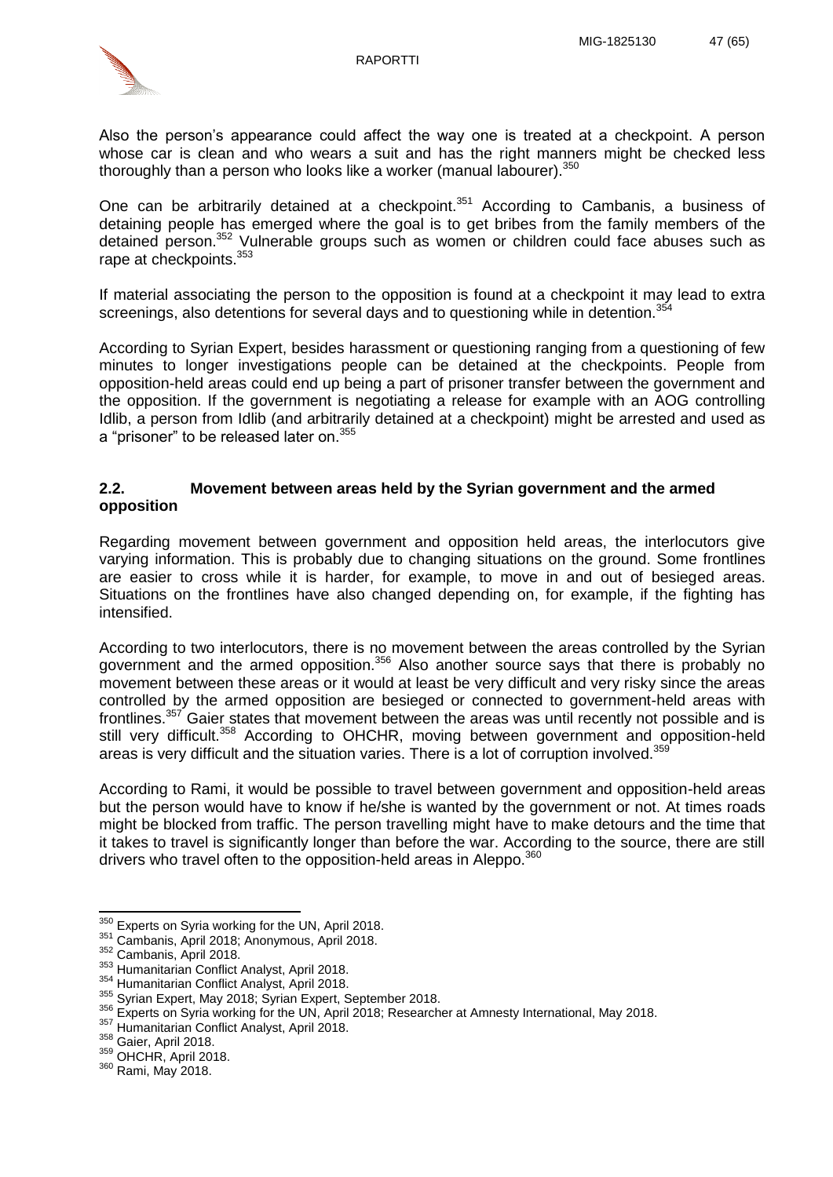Also the person's appearance could affect the way one is treated at a checkpoint. A person whose car is clean and who wears a suit and has the right manners might be checked less thoroughly than a person who looks like a worker (manual labourer).[350]

One can be arbitrarily detained at a checkpoint.[351] According to Cambanis, a business of detaining people has emerged where the goal is to get bribes from the family members of the detained person.[352] Vulnerable groups such as women or children could face abuses such as rape at checkpoints.[353]

If material associating the person to the opposition is found at a checkpoint it may lead to extra screenings, also detentions for several days and to questioning while in detention.[354]

According to Syrian Expert, besides harassment or questioning ranging from a questioning of few minutes to longer investigations people can be detained at the checkpoints. People from opposition-held areas could end up being a part of prisoner transfer between the government and the opposition. If the government is negotiating a release for example with an AOG controlling Idlib, a person from Idlib (and arbitrarily detained at a checkpoint) might be arrested and used as a "prisoner" to be released later on.[355]

## 2.2. Movement between areas held by the Syrian government and the armed opposition

Regarding movement between government and opposition held areas, the interlocutors give varying information. This is probably due to changing situations on the ground. Some frontlines are easier to cross while it is harder, for example, to move in and out of besieged areas. Situations on the frontlines have also changed depending on, for example, if the fighting has intensified.

According to two interlocutors, there is no movement between the areas controlled by the Syrian government and the armed opposition.[356] Also another source says that there is probably no movement between these areas or it would at least be very difficult and very risky since the areas controlled by the armed opposition are besieged or connected to government-held areas with frontlines.[357] Gaier states that movement between the areas was until recently not possible and is still very difficult.[358] According to OHCHR, moving between government and opposition-held areas is very difficult and the situation varies. There is a lot of corruption involved.[359]

According to Rami, it would be possible to travel between government and opposition-held areas but the person would have to know if he/she is wanted by the government or not. At times roads might be blocked from traffic. The person travelling might have to make detours and the time that it takes to travel is significantly longer than before the war. According to the source, there are still drivers who travel often to the opposition-held areas in Aleppo.[360]

---

[350] Experts on Syria working for the UN, April 2018.
[351] Cambanis, April 2018; Anonymous, April 2018.
[352] Cambanis, April 2018.
[353] Humanitarian Conflict Analyst, April 2018.
[354] Humanitarian Conflict Analyst, April 2018.
[355] Syrian Expert, May 2018; Syrian Expert, September 2018.
[356] Experts on Syria working for the UN, April 2018; Researcher at Amnesty International, May 2018.
[357] Humanitarian Conflict Analyst, April 2018.
[358] Gaier, April 2018.
[359] OHCHR, April 2018.
[360] Rami, May 2018.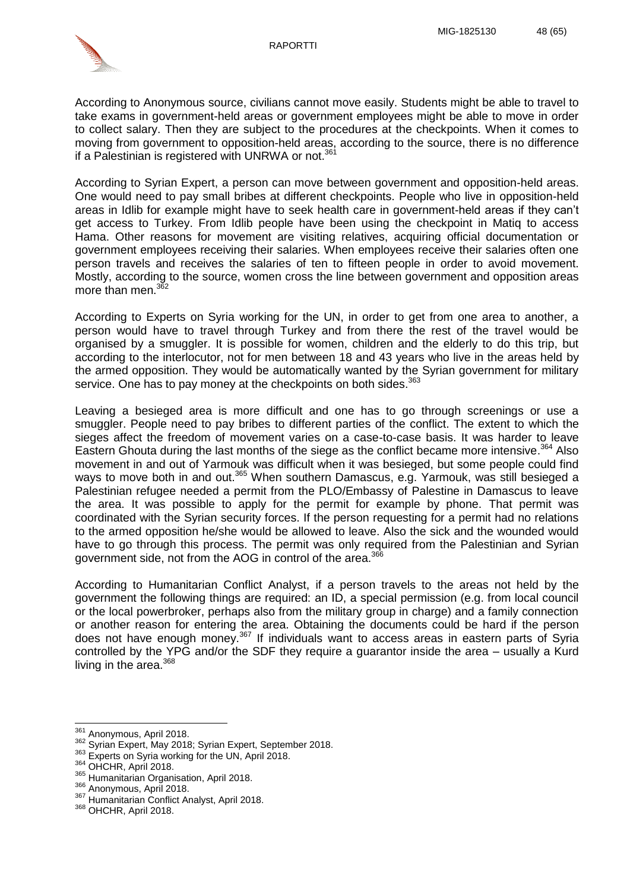According to Anonymous source, civilians cannot move easily. Students might be able to travel to take exams in government-held areas or government employees might be able to move in order to collect salary. Then they are subject to the procedures at the checkpoints. When it comes to moving from government to opposition-held areas, according to the source, there is no difference if a Palestinian is registered with UNRWA or not.[361]

According to Syrian Expert, a person can move between government and opposition-held areas. One would need to pay small bribes at different checkpoints. People who live in opposition-held areas in Idlib for example might have to seek health care in government-held areas if they can't get access to Turkey. From Idlib people have been using the checkpoint in Matiq to access Hama. Other reasons for movement are visiting relatives, acquiring official documentation or government employees receiving their salaries. When employees receive their salaries often one person travels and receives the salaries of ten to fifteen people in order to avoid movement. Mostly, according to the source, women cross the line between government and opposition areas more than men.[362]

According to Experts on Syria working for the UN, in order to get from one area to another, a person would have to travel through Turkey and from there the rest of the travel would be organised by a smuggler. It is possible for women, children and the elderly to do this trip, but according to the interlocutor, not for men between 18 and 43 years who live in the areas held by the armed opposition. They would be automatically wanted by the Syrian government for military service. One has to pay money at the checkpoints on both sides.[363]

Leaving a besieged area is more difficult and one has to go through screenings or use a smuggler. People need to pay bribes to different parties of the conflict. The extent to which the sieges affect the freedom of movement varies on a case-to-case basis. It was harder to leave Eastern Ghouta during the last months of the siege as the conflict became more intensive.[364] Also movement in and out of Yarmouk was difficult when it was besieged, but some people could find ways to move both in and out.[365] When southern Damascus, e.g. Yarmouk, was still besieged a Palestinian refugee needed a permit from the PLO/Embassy of Palestine in Damascus to leave the area. It was possible to apply for the permit for example by phone. That permit was coordinated with the Syrian security forces. If the person requesting for a permit had no relations to the armed opposition he/she would be allowed to leave. Also the sick and the wounded would have to go through this process. The permit was only required from the Palestinian and Syrian government side, not from the AOG in control of the area.[366]

According to Humanitarian Conflict Analyst, if a person travels to the areas not held by the government the following things are required: an ID, a special permission (e.g. from local council or the local powerbroker, perhaps also from the military group in charge) and a family connection or another reason for entering the area. Obtaining the documents could be hard if the person does not have enough money.[367] If individuals want to access areas in eastern parts of Syria controlled by the YPG and/or the SDF they require a guarantor inside the area – usually a Kurd living in the area.[368]

---

[361] Anonymous, April 2018.
[362] Syrian Expert, May 2018; Syrian Expert, September 2018.
[363] Experts on Syria working for the UN, April 2018.
[364] OHCHR, April 2018.
[365] Humanitarian Organisation, April 2018.
[366] Anonymous, April 2018.
[367] Humanitarian Conflict Analyst, April 2018.
[368] OHCHR, April 2018.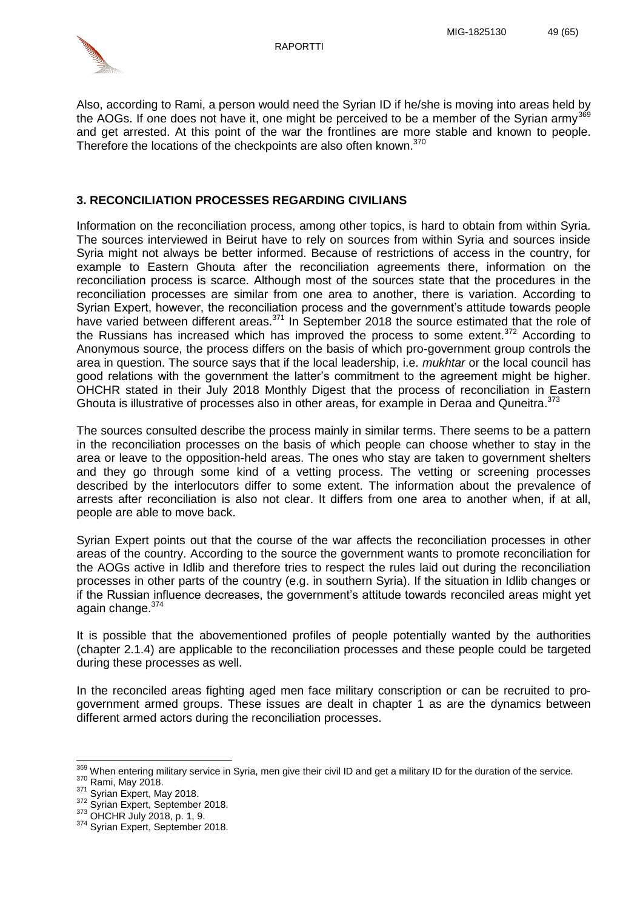Also, according to Rami, a person would need the Syrian ID if he/she is moving into areas held by the AOGs. If one does not have it, one might be perceived to be a member of the Syrian army[369] and get arrested. At this point of the war the frontlines are more stable and known to people. Therefore the locations of the checkpoints are also often known.[370]

## 3. RECONCILIATION PROCESSES REGARDING CIVILIANS

Information on the reconciliation process, among other topics, is hard to obtain from within Syria. The sources interviewed in Beirut have to rely on sources from within Syria and sources inside Syria might not always be better informed. Because of restrictions of access in the country, for example to Eastern Ghouta after the reconciliation agreements there, information on the reconciliation process is scarce. Although most of the sources state that the procedures in the reconciliation processes are similar from one area to another, there is variation. According to Syrian Expert, however, the reconciliation process and the government's attitude towards people have varied between different areas.[371] In September 2018 the source estimated that the role of the Russians has increased which has improved the process to some extent.[372] According to Anonymous source, the process differs on the basis of which pro-government group controls the area in question. The source says that if the local leadership, i.e. *mukhtar* or the local council has good relations with the government the latter's commitment to the agreement might be higher. OHCHR stated in their July 2018 Monthly Digest that the process of reconciliation in Eastern Ghouta is illustrative of processes also in other areas, for example in Deraa and Quneitra.[373]

The sources consulted describe the process mainly in similar terms. There seems to be a pattern in the reconciliation processes on the basis of which people can choose whether to stay in the area or leave to the opposition-held areas. The ones who stay are taken to government shelters and they go through some kind of a vetting process. The vetting or screening processes described by the interlocutors differ to some extent. The information about the prevalence of arrests after reconciliation is also not clear. It differs from one area to another when, if at all, people are able to move back.

Syrian Expert points out that the course of the war affects the reconciliation processes in other areas of the country. According to the source the government wants to promote reconciliation for the AOGs active in Idlib and therefore tries to respect the rules laid out during the reconciliation processes in other parts of the country (e.g. in southern Syria). If the situation in Idlib changes or if the Russian influence decreases, the government's attitude towards reconciled areas might yet again change.[374]

It is possible that the abovementioned profiles of people potentially wanted by the authorities (chapter 2.1.4) are applicable to the reconciliation processes and these people could be targeted during these processes as well.

In the reconciled areas fighting aged men face military conscription or can be recruited to pro-government armed groups. These issues are dealt in chapter 1 as are the dynamics between different armed actors during the reconciliation processes.

---

[369] When entering military service in Syria, men give their civil ID and get a military ID for the duration of the service.
[370] Rami, May 2018.
[371] Syrian Expert, May 2018.
[372] Syrian Expert, September 2018.
[373] OHCHR July 2018, p. 1, 9.
[374] Syrian Expert, September 2018.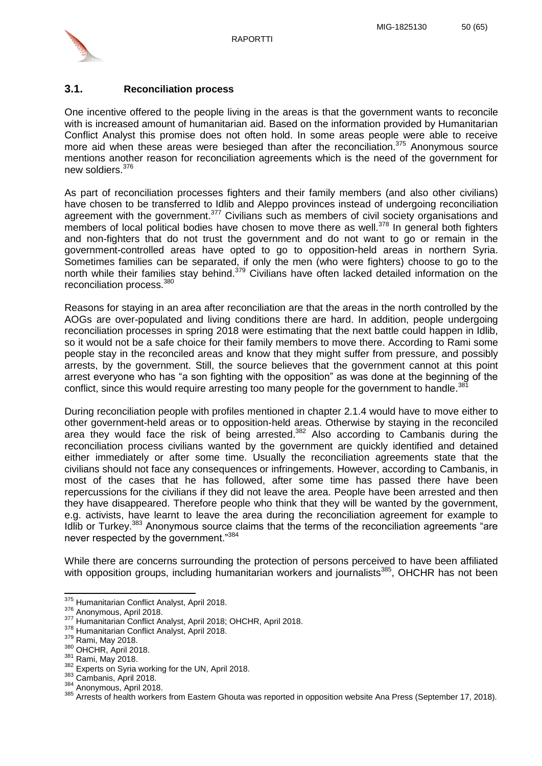## 3.1. Reconciliation process

One incentive offered to the people living in the areas is that the government wants to reconcile with is increased amount of humanitarian aid. Based on the information provided by Humanitarian Conflict Analyst this promise does not often hold. In some areas people were able to receive more aid when these areas were besieged than after the reconciliation.[375] Anonymous source mentions another reason for reconciliation agreements which is the need of the government for new soldiers.[376]

As part of reconciliation processes fighters and their family members (and also other civilians) have chosen to be transferred to Idlib and Aleppo provinces instead of undergoing reconciliation agreement with the government.[377] Civilians such as members of civil society organisations and members of local political bodies have chosen to move there as well.[378] In general both fighters and non-fighters that do not trust the government and do not want to go or remain in the government-controlled areas have opted to go to opposition-held areas in northern Syria. Sometimes families can be separated, if only the men (who were fighters) choose to go to the north while their families stay behind.[379] Civilians have often lacked detailed information on the reconciliation process.[380]

Reasons for staying in an area after reconciliation are that the areas in the north controlled by the AOGs are over-populated and living conditions there are hard. In addition, people undergoing reconciliation processes in spring 2018 were estimating that the next battle could happen in Idlib, so it would not be a safe choice for their family members to move there. According to Rami some people stay in the reconciled areas and know that they might suffer from pressure, and possibly arrests, by the government. Still, the source believes that the government cannot at this point arrest everyone who has "a son fighting with the opposition" as was done at the beginning of the conflict, since this would require arresting too many people for the government to handle.[381]

During reconciliation people with profiles mentioned in chapter 2.1.4 would have to move either to other government-held areas or to opposition-held areas. Otherwise by staying in the reconciled area they would face the risk of being arrested.[382] Also according to Cambanis during the reconciliation process civilians wanted by the government are quickly identified and detained either immediately or after some time. Usually the reconciliation agreements state that the civilians should not face any consequences or infringements. However, according to Cambanis, in most of the cases that he has followed, after some time has passed there have been repercussions for the civilians if they did not leave the area. People have been arrested and then they have disappeared. Therefore people who think that they will be wanted by the government, e.g. activists, have learnt to leave the area during the reconciliation agreement for example to Idlib or Turkey.[383] Anonymous source claims that the terms of the reconciliation agreements "are never respected by the government."[384]

While there are concerns surrounding the protection of persons perceived to have been affiliated with opposition groups, including humanitarian workers and journalists[385], OHCHR has not been

---

[375] Humanitarian Conflict Analyst, April 2018.

[376] Anonymous, April 2018.

[377] Humanitarian Conflict Analyst, April 2018; OHCHR, April 2018.

[378] Humanitarian Conflict Analyst, April 2018.

[379] Rami, May 2018.

[380] OHCHR, April 2018.

[381] Rami, May 2018.

[382] Experts on Syria working for the UN, April 2018.

[383] Cambanis, April 2018.

[384] Anonymous, April 2018.

[385] Arrests of health workers from Eastern Ghouta was reported in opposition website Ana Press (September 17, 2018).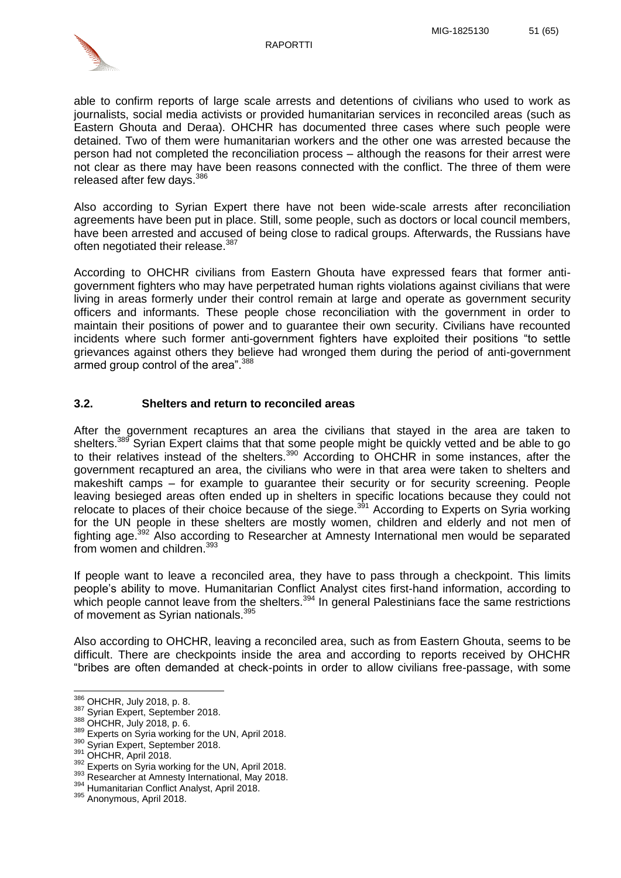able to confirm reports of large scale arrests and detentions of civilians who used to work as journalists, social media activists or provided humanitarian services in reconciled areas (such as Eastern Ghouta and Deraa). OHCHR has documented three cases where such people were detained. Two of them were humanitarian workers and the other one was arrested because the person had not completed the reconciliation process – although the reasons for their arrest were not clear as there may have been reasons connected with the conflict. The three of them were released after few days.[386]

Also according to Syrian Expert there have not been wide-scale arrests after reconciliation agreements have been put in place. Still, some people, such as doctors or local council members, have been arrested and accused of being close to radical groups. Afterwards, the Russians have often negotiated their release.[387]

According to OHCHR civilians from Eastern Ghouta have expressed fears that former anti-government fighters who may have perpetrated human rights violations against civilians that were living in areas formerly under their control remain at large and operate as government security officers and informants. These people chose reconciliation with the government in order to maintain their positions of power and to guarantee their own security. Civilians have recounted incidents where such former anti-government fighters have exploited their positions "to settle grievances against others they believe had wronged them during the period of anti-government armed group control of the area".[388]

## 3.2. Shelters and return to reconciled areas

After the government recaptures an area the civilians that stayed in the area are taken to shelters.[389] Syrian Expert claims that that some people might be quickly vetted and be able to go to their relatives instead of the shelters.[390] According to OHCHR in some instances, after the government recaptured an area, the civilians who were in that area were taken to shelters and makeshift camps – for example to guarantee their security or for security screening. People leaving besieged areas often ended up in shelters in specific locations because they could not relocate to places of their choice because of the siege.[391] According to Experts on Syria working for the UN people in these shelters are mostly women, children and elderly and not men of fighting age.[392] Also according to Researcher at Amnesty International men would be separated from women and children.[393]

If people want to leave a reconciled area, they have to pass through a checkpoint. This limits people's ability to move. Humanitarian Conflict Analyst cites first-hand information, according to which people cannot leave from the shelters.[394] In general Palestinians face the same restrictions of movement as Syrian nationals.[395]

Also according to OHCHR, leaving a reconciled area, such as from Eastern Ghouta, seems to be difficult. There are checkpoints inside the area and according to reports received by OHCHR "bribes are often demanded at check-points in order to allow civilians free-passage, with some

---

[386] OHCHR, July 2018, p. 8.
[387] Syrian Expert, September 2018.
[388] OHCHR, July 2018, p. 6.
[389] Experts on Syria working for the UN, April 2018.
[390] Syrian Expert, September 2018.
[391] OHCHR, April 2018.
[392] Experts on Syria working for the UN, April 2018.
[393] Researcher at Amnesty International, May 2018.
[394] Humanitarian Conflict Analyst, April 2018.
[395] Anonymous, April 2018.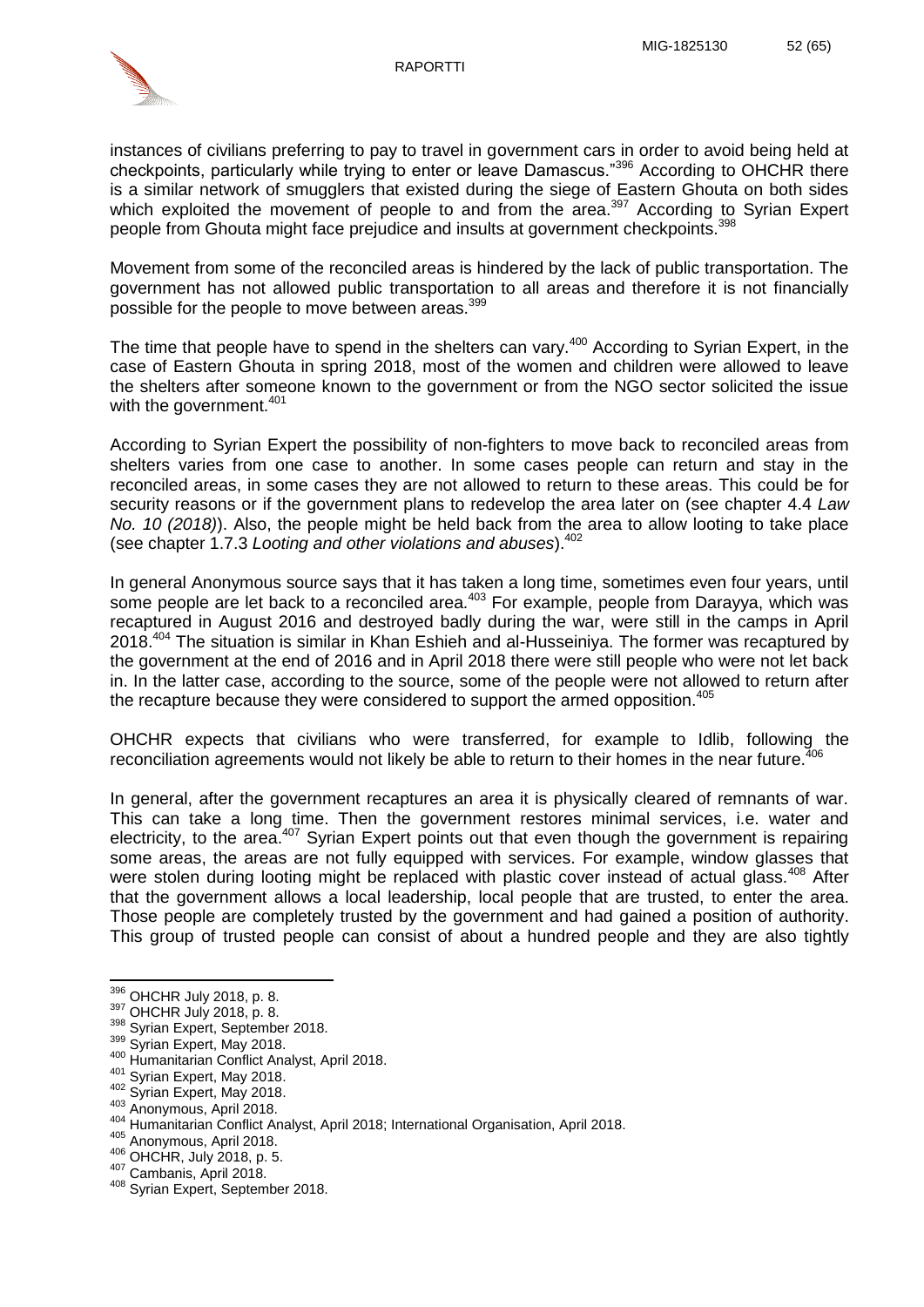instances of civilians preferring to pay to travel in government cars in order to avoid being held at checkpoints, particularly while trying to enter or leave Damascus."[396] According to OHCHR there is a similar network of smugglers that existed during the siege of Eastern Ghouta on both sides which exploited the movement of people to and from the area.[397] According to Syrian Expert people from Ghouta might face prejudice and insults at government checkpoints.[398]

Movement from some of the reconciled areas is hindered by the lack of public transportation. The government has not allowed public transportation to all areas and therefore it is not financially possible for the people to move between areas.[399]

The time that people have to spend in the shelters can vary.[400] According to Syrian Expert, in the case of Eastern Ghouta in spring 2018, most of the women and children were allowed to leave the shelters after someone known to the government or from the NGO sector solicited the issue with the government.[401]

According to Syrian Expert the possibility of non-fighters to move back to reconciled areas from shelters varies from one case to another. In some cases people can return and stay in the reconciled areas, in some cases they are not allowed to return to these areas. This could be for security reasons or if the government plans to redevelop the area later on (see chapter 4.4 *Law No. 10 (2018)*). Also, the people might be held back from the area to allow looting to take place (see chapter 1.7.3 *Looting and other violations and abuses*).[402]

In general Anonymous source says that it has taken a long time, sometimes even four years, until some people are let back to a reconciled area.[403] For example, people from Darayya, which was recaptured in August 2016 and destroyed badly during the war, were still in the camps in April 2018.[404] The situation is similar in Khan Eshieh and al-Husseiniya. The former was recaptured by the government at the end of 2016 and in April 2018 there were still people who were not let back in. In the latter case, according to the source, some of the people were not allowed to return after the recapture because they were considered to support the armed opposition.[405]

OHCHR expects that civilians who were transferred, for example to Idlib, following the reconciliation agreements would not likely be able to return to their homes in the near future.[406]

In general, after the government recaptures an area it is physically cleared of remnants of war. This can take a long time. Then the government restores minimal services, i.e. water and electricity, to the area.[407] Syrian Expert points out that even though the government is repairing some areas, the areas are not fully equipped with services. For example, window glasses that were stolen during looting might be replaced with plastic cover instead of actual glass.[408] After that the government allows a local leadership, local people that are trusted, to enter the area. Those people are completely trusted by the government and had gained a position of authority. This group of trusted people can consist of about a hundred people and they are also tightly

---

[396] OHCHR July 2018, p. 8.
[397] OHCHR July 2018, p. 8.
[398] Syrian Expert, September 2018.
[399] Syrian Expert, May 2018.
[400] Humanitarian Conflict Analyst, April 2018.
[401] Syrian Expert, May 2018.
[402] Syrian Expert, May 2018.
[403] Anonymous, April 2018.
[404] Humanitarian Conflict Analyst, April 2018; International Organisation, April 2018.
[405] Anonymous, April 2018.
[406] OHCHR, July 2018, p. 5.
[407] Cambanis, April 2018.
[408] Syrian Expert, September 2018.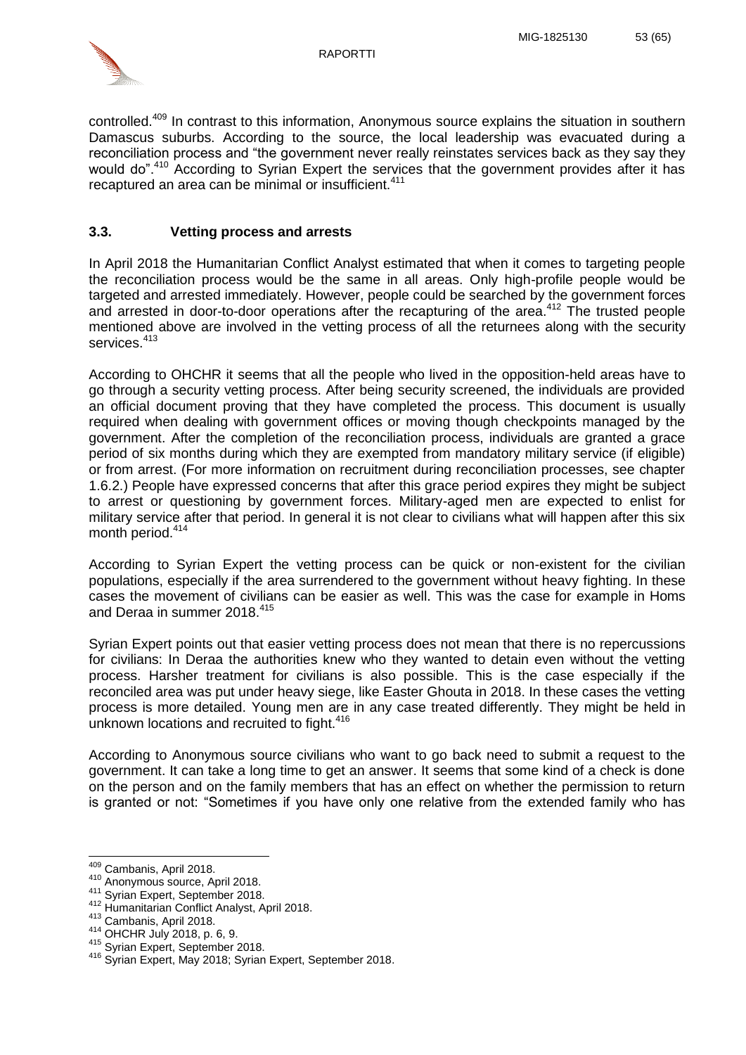controlled.[409] In contrast to this information, Anonymous source explains the situation in southern Damascus suburbs. According to the source, the local leadership was evacuated during a reconciliation process and "the government never really reinstates services back as they say they would do".[410] According to Syrian Expert the services that the government provides after it has recaptured an area can be minimal or insufficient.[411]

### 3.3. Vetting process and arrests

In April 2018 the Humanitarian Conflict Analyst estimated that when it comes to targeting people the reconciliation process would be the same in all areas. Only high-profile people would be targeted and arrested immediately. However, people could be searched by the government forces and arrested in door-to-door operations after the recapturing of the area.[412] The trusted people mentioned above are involved in the vetting process of all the returnees along with the security services.[413]

According to OHCHR it seems that all the people who lived in the opposition-held areas have to go through a security vetting process. After being security screened, the individuals are provided an official document proving that they have completed the process. This document is usually required when dealing with government offices or moving though checkpoints managed by the government. After the completion of the reconciliation process, individuals are granted a grace period of six months during which they are exempted from mandatory military service (if eligible) or from arrest. (For more information on recruitment during reconciliation processes, see chapter 1.6.2.) People have expressed concerns that after this grace period expires they might be subject to arrest or questioning by government forces. Military-aged men are expected to enlist for military service after that period. In general it is not clear to civilians what will happen after this six month period.[414]

According to Syrian Expert the vetting process can be quick or non-existent for the civilian populations, especially if the area surrendered to the government without heavy fighting. In these cases the movement of civilians can be easier as well. This was the case for example in Homs and Deraa in summer 2018.[415]

Syrian Expert points out that easier vetting process does not mean that there is no repercussions for civilians: In Deraa the authorities knew who they wanted to detain even without the vetting process. Harsher treatment for civilians is also possible. This is the case especially if the reconciled area was put under heavy siege, like Easter Ghouta in 2018. In these cases the vetting process is more detailed. Young men are in any case treated differently. They might be held in unknown locations and recruited to fight.[416]

According to Anonymous source civilians who want to go back need to submit a request to the government. It can take a long time to get an answer. It seems that some kind of a check is done on the person and on the family members that has an effect on whether the permission to return is granted or not: "Sometimes if you have only one relative from the extended family who has

---

[409] Cambanis, April 2018.
[410] Anonymous source, April 2018.
[411] Syrian Expert, September 2018.
[412] Humanitarian Conflict Analyst, April 2018.
[413] Cambanis, April 2018.
[414] OHCHR July 2018, p. 6, 9.
[415] Syrian Expert, September 2018.
[416] Syrian Expert, May 2018; Syrian Expert, September 2018.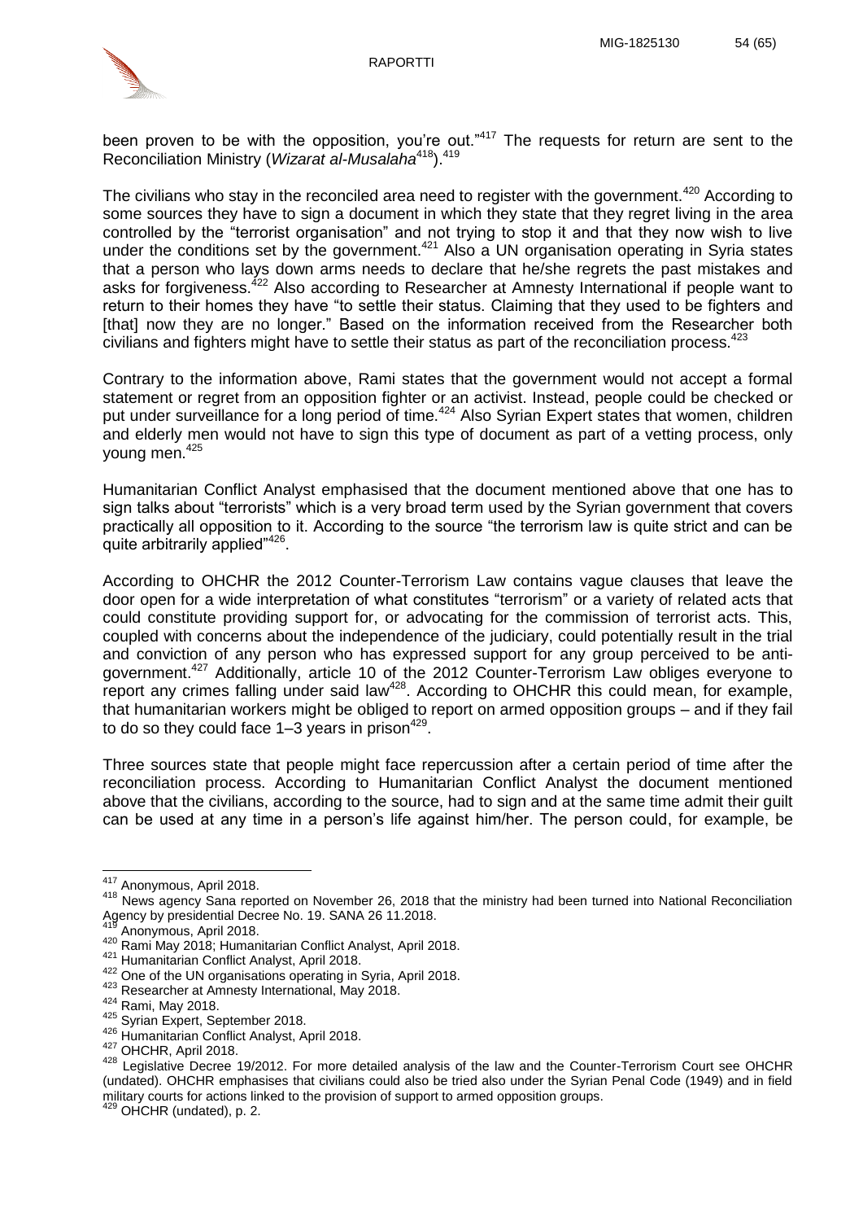been proven to be with the opposition, you're out."[417] The requests for return are sent to the Reconciliation Ministry (*Wizarat al-Musalaha*[418]).[419]

The civilians who stay in the reconciled area need to register with the government.[420] According to some sources they have to sign a document in which they state that they regret living in the area controlled by the "terrorist organisation" and not trying to stop it and that they now wish to live under the conditions set by the government.[421] Also a UN organisation operating in Syria states that a person who lays down arms needs to declare that he/she regrets the past mistakes and asks for forgiveness.[422] Also according to Researcher at Amnesty International if people want to return to their homes they have "to settle their status. Claiming that they used to be fighters and [that] now they are no longer." Based on the information received from the Researcher both civilians and fighters might have to settle their status as part of the reconciliation process.[423]

Contrary to the information above, Rami states that the government would not accept a formal statement or regret from an opposition fighter or an activist. Instead, people could be checked or put under surveillance for a long period of time.[424] Also Syrian Expert states that women, children and elderly men would not have to sign this type of document as part of a vetting process, only young men.[425]

Humanitarian Conflict Analyst emphasised that the document mentioned above that one has to sign talks about "terrorists" which is a very broad term used by the Syrian government that covers practically all opposition to it. According to the source "the terrorism law is quite strict and can be quite arbitrarily applied"[426].

According to OHCHR the 2012 Counter-Terrorism Law contains vague clauses that leave the door open for a wide interpretation of what constitutes "terrorism" or a variety of related acts that could constitute providing support for, or advocating for the commission of terrorist acts. This, coupled with concerns about the independence of the judiciary, could potentially result in the trial and conviction of any person who has expressed support for any group perceived to be anti-government.[427] Additionally, article 10 of the 2012 Counter-Terrorism Law obliges everyone to report any crimes falling under said law[428]. According to OHCHR this could mean, for example, that humanitarian workers might be obliged to report on armed opposition groups – and if they fail to do so they could face 1–3 years in prison[429].

Three sources state that people might face repercussion after a certain period of time after the reconciliation process. According to Humanitarian Conflict Analyst the document mentioned above that the civilians, according to the source, had to sign and at the same time admit their guilt can be used at any time in a person's life against him/her. The person could, for example, be

---

[417] Anonymous, April 2018.

[418] News agency Sana reported on November 26, 2018 that the ministry had been turned into National Reconciliation Agency by presidential Decree No. 19. SANA 26 11.2018.

[419] Anonymous, April 2018.

[420] Rami May 2018; Humanitarian Conflict Analyst, April 2018.

[421] Humanitarian Conflict Analyst, April 2018.

[422] One of the UN organisations operating in Syria, April 2018.

[423] Researcher at Amnesty International, May 2018.

[424] Rami, May 2018.

[425] Syrian Expert, September 2018.

[426] Humanitarian Conflict Analyst, April 2018.

[427] OHCHR, April 2018.

[428] Legislative Decree 19/2012. For more detailed analysis of the law and the Counter-Terrorism Court see OHCHR (undated). OHCHR emphasises that civilians could also be tried also under the Syrian Penal Code (1949) and in field military courts for actions linked to the provision of support to armed opposition groups.

[429] OHCHR (undated), p. 2.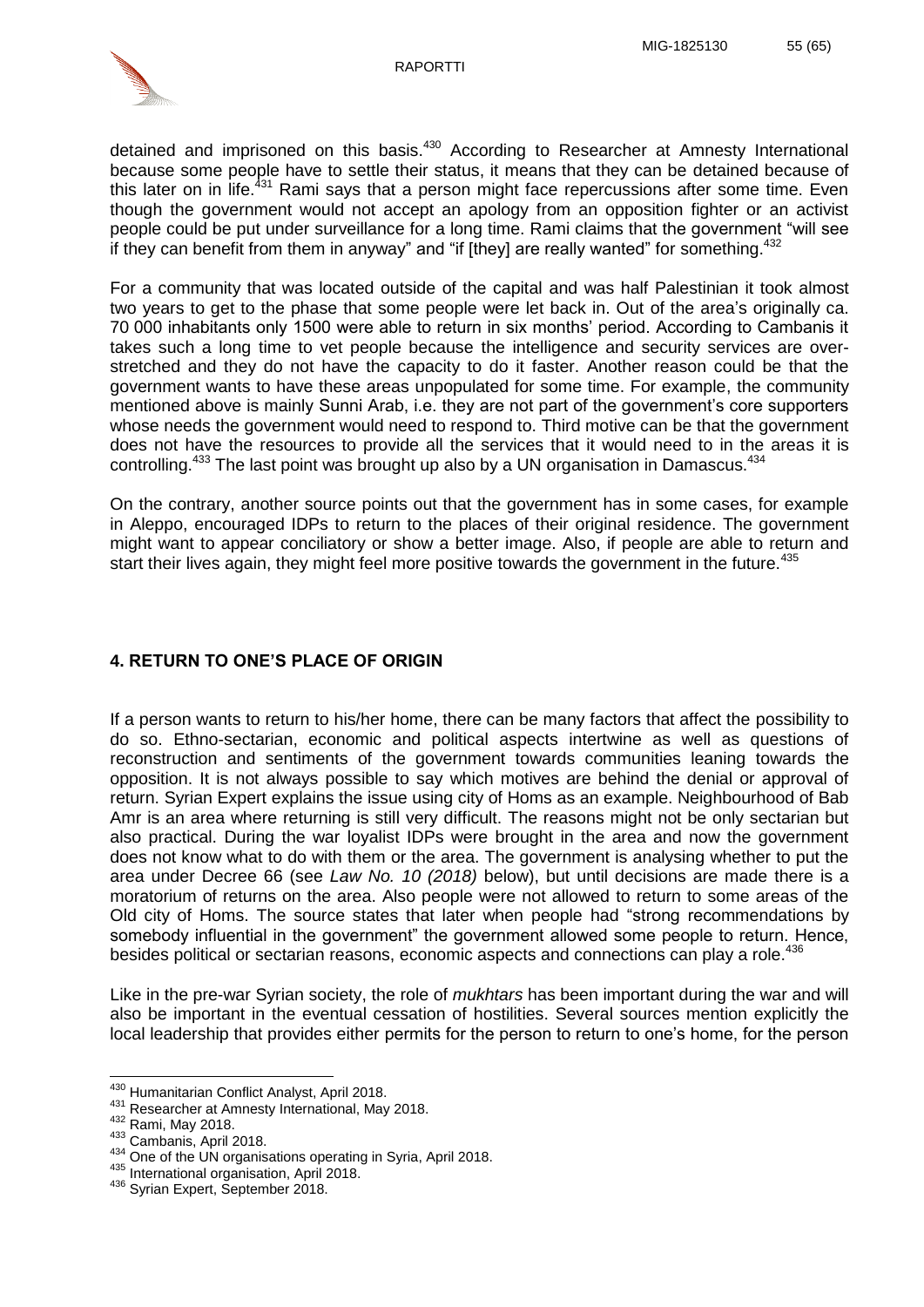detained and imprisoned on this basis.[430] According to Researcher at Amnesty International because some people have to settle their status, it means that they can be detained because of this later on in life.[431] Rami says that a person might face repercussions after some time. Even though the government would not accept an apology from an opposition fighter or an activist people could be put under surveillance for a long time. Rami claims that the government "will see if they can benefit from them in anyway" and "if [they] are really wanted" for something.[432]

For a community that was located outside of the capital and was half Palestinian it took almost two years to get to the phase that some people were let back in. Out of the area's originally ca. 70 000 inhabitants only 1500 were able to return in six months' period. According to Cambanis it takes such a long time to vet people because the intelligence and security services are over-stretched and they do not have the capacity to do it faster. Another reason could be that the government wants to have these areas unpopulated for some time. For example, the community mentioned above is mainly Sunni Arab, i.e. they are not part of the government's core supporters whose needs the government would need to respond to. Third motive can be that the government does not have the resources to provide all the services that it would need to in the areas it is controlling.[433] The last point was brought up also by a UN organisation in Damascus.[434]

On the contrary, another source points out that the government has in some cases, for example in Aleppo, encouraged IDPs to return to the places of their original residence. The government might want to appear conciliatory or show a better image. Also, if people are able to return and start their lives again, they might feel more positive towards the government in the future.[435]

## 4. RETURN TO ONE'S PLACE OF ORIGIN

If a person wants to return to his/her home, there can be many factors that affect the possibility to do so. Ethno-sectarian, economic and political aspects intertwine as well as questions of reconstruction and sentiments of the government towards communities leaning towards the opposition. It is not always possible to say which motives are behind the denial or approval of return. Syrian Expert explains the issue using city of Homs as an example. Neighbourhood of Bab Amr is an area where returning is still very difficult. The reasons might not be only sectarian but also practical. During the war loyalist IDPs were brought in the area and now the government does not know what to do with them or the area. The government is analysing whether to put the area under Decree 66 (see *Law No. 10 (2018)* below), but until decisions are made there is a moratorium of returns on the area. Also people were not allowed to return to some areas of the Old city of Homs. The source states that later when people had "strong recommendations by somebody influential in the government" the government allowed some people to return. Hence, besides political or sectarian reasons, economic aspects and connections can play a role.[436]

Like in the pre-war Syrian society, the role of *mukhtars* has been important during the war and will also be important in the eventual cessation of hostilities. Several sources mention explicitly the local leadership that provides either permits for the person to return to one's home, for the person

---

[430] Humanitarian Conflict Analyst, April 2018.
[431] Researcher at Amnesty International, May 2018.
[432] Rami, May 2018.
[433] Cambanis, April 2018.
[434] One of the UN organisations operating in Syria, April 2018.
[435] International organisation, April 2018.
[436] Syrian Expert, September 2018.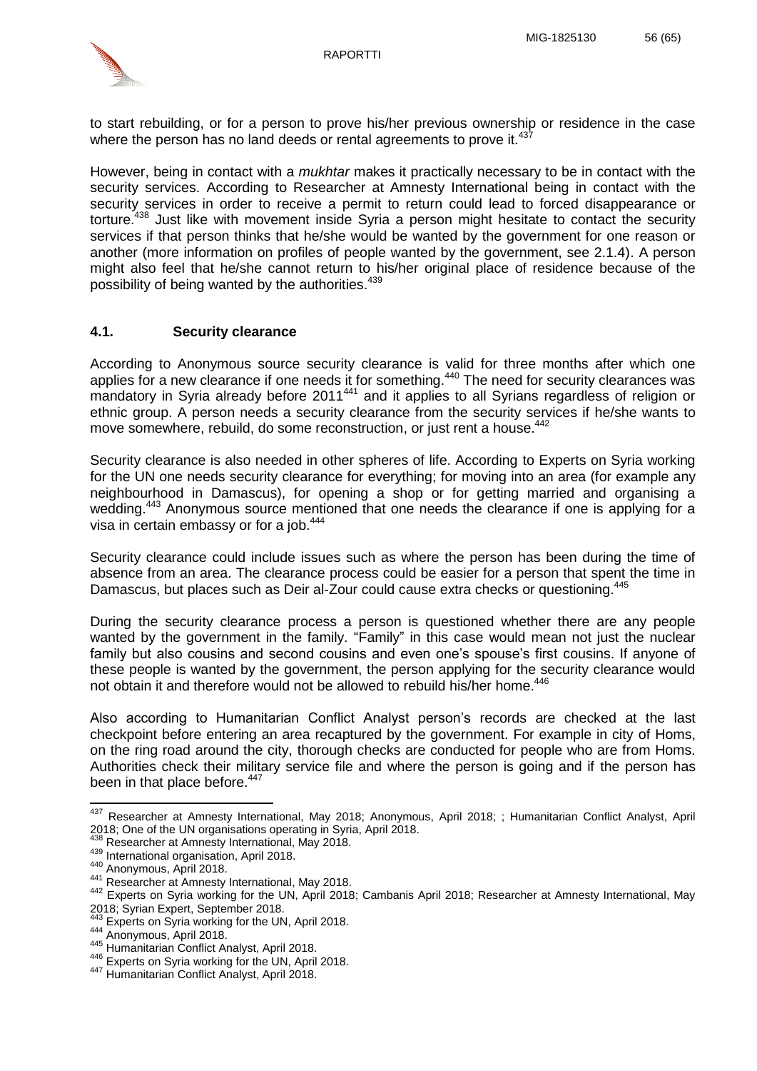to start rebuilding, or for a person to prove his/her previous ownership or residence in the case where the person has no land deeds or rental agreements to prove it.[437]

However, being in contact with a *mukhtar* makes it practically necessary to be in contact with the security services. According to Researcher at Amnesty International being in contact with the security services in order to receive a permit to return could lead to forced disappearance or torture.[438] Just like with movement inside Syria a person might hesitate to contact the security services if that person thinks that he/she would be wanted by the government for one reason or another (more information on profiles of people wanted by the government, see 2.1.4). A person might also feel that he/she cannot return to his/her original place of residence because of the possibility of being wanted by the authorities.[439]

## 4.1. Security clearance

According to Anonymous source security clearance is valid for three months after which one applies for a new clearance if one needs it for something.[440] The need for security clearances was mandatory in Syria already before 2011[441] and it applies to all Syrians regardless of religion or ethnic group. A person needs a security clearance from the security services if he/she wants to move somewhere, rebuild, do some reconstruction, or just rent a house.[442]

Security clearance is also needed in other spheres of life. According to Experts on Syria working for the UN one needs security clearance for everything; for moving into an area (for example any neighbourhood in Damascus), for opening a shop or for getting married and organising a wedding.[443] Anonymous source mentioned that one needs the clearance if one is applying for a visa in certain embassy or for a job.[444]

Security clearance could include issues such as where the person has been during the time of absence from an area. The clearance process could be easier for a person that spent the time in Damascus, but places such as Deir al-Zour could cause extra checks or questioning.[445]

During the security clearance process a person is questioned whether there are any people wanted by the government in the family. "Family" in this case would mean not just the nuclear family but also cousins and second cousins and even one's spouse's first cousins. If anyone of these people is wanted by the government, the person applying for the security clearance would not obtain it and therefore would not be allowed to rebuild his/her home.[446]

Also according to Humanitarian Conflict Analyst person's records are checked at the last checkpoint before entering an area recaptured by the government. For example in city of Homs, on the ring road around the city, thorough checks are conducted for people who are from Homs. Authorities check their military service file and where the person is going and if the person has been in that place before.[447]

---

[437] Researcher at Amnesty International, May 2018; Anonymous, April 2018; ; Humanitarian Conflict Analyst, April 2018; One of the UN organisations operating in Syria, April 2018.
[438] Researcher at Amnesty International, May 2018.
[439] International organisation, April 2018.
[440] Anonymous, April 2018.
[441] Researcher at Amnesty International, May 2018.
[442] Experts on Syria working for the UN, April 2018; Cambanis April 2018; Researcher at Amnesty International, May 2018; Syrian Expert, September 2018.
[443] Experts on Syria working for the UN, April 2018.
[444] Anonymous, April 2018.
[445] Humanitarian Conflict Analyst, April 2018.
[446] Experts on Syria working for the UN, April 2018.
[447] Humanitarian Conflict Analyst, April 2018.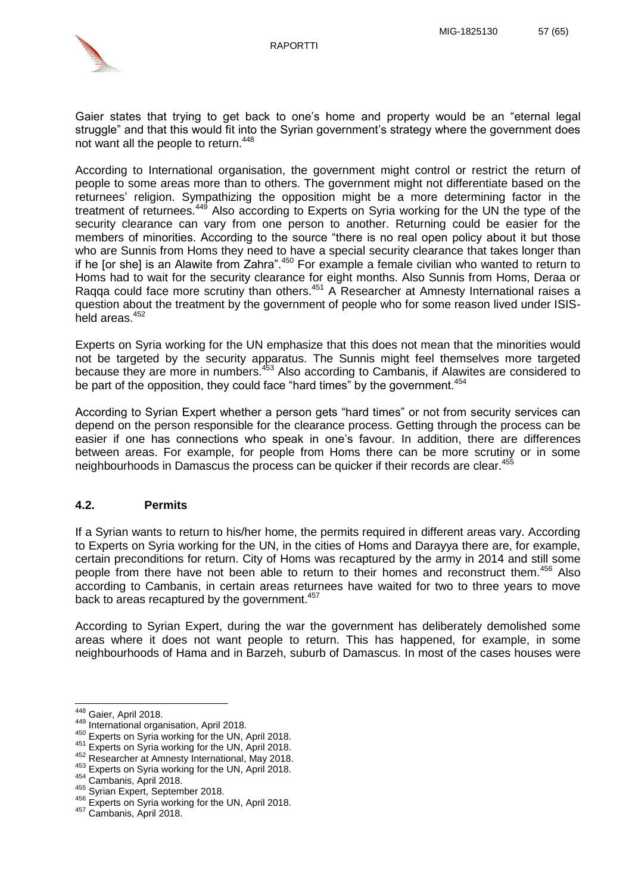Gaier states that trying to get back to one's home and property would be an "eternal legal struggle" and that this would fit into the Syrian government's strategy where the government does not want all the people to return.[448]

According to International organisation, the government might control or restrict the return of people to some areas more than to others. The government might not differentiate based on the returnees' religion. Sympathizing the opposition might be a more determining factor in the treatment of returnees.[449] Also according to Experts on Syria working for the UN the type of the security clearance can vary from one person to another. Returning could be easier for the members of minorities. According to the source "there is no real open policy about it but those who are Sunnis from Homs they need to have a special security clearance that takes longer than if he [or she] is an Alawite from Zahra".[450] For example a female civilian who wanted to return to Homs had to wait for the security clearance for eight months. Also Sunnis from Homs, Deraa or Raqqa could face more scrutiny than others.[451] A Researcher at Amnesty International raises a question about the treatment by the government of people who for some reason lived under ISIS-held areas.[452]

Experts on Syria working for the UN emphasize that this does not mean that the minorities would not be targeted by the security apparatus. The Sunnis might feel themselves more targeted because they are more in numbers.[453] Also according to Cambanis, if Alawites are considered to be part of the opposition, they could face "hard times" by the government.[454]

According to Syrian Expert whether a person gets "hard times" or not from security services can depend on the person responsible for the clearance process. Getting through the process can be easier if one has connections who speak in one's favour. In addition, there are differences between areas. For example, for people from Homs there can be more scrutiny or in some neighbourhoods in Damascus the process can be quicker if their records are clear.[455]

## 4.2. Permits

If a Syrian wants to return to his/her home, the permits required in different areas vary. According to Experts on Syria working for the UN, in the cities of Homs and Darayya there are, for example, certain preconditions for return. City of Homs was recaptured by the army in 2014 and still some people from there have not been able to return to their homes and reconstruct them.[456] Also according to Cambanis, in certain areas returnees have waited for two to three years to move back to areas recaptured by the government.[457]

According to Syrian Expert, during the war the government has deliberately demolished some areas where it does not want people to return. This has happened, for example, in some neighbourhoods of Hama and in Barzeh, suburb of Damascus. In most of the cases houses were

[448] Gaier, April 2018.
[449] International organisation, April 2018.
[450] Experts on Syria working for the UN, April 2018.
[451] Experts on Syria working for the UN, April 2018.
[452] Researcher at Amnesty International, May 2018.
[453] Experts on Syria working for the UN, April 2018.
[454] Cambanis, April 2018.
[455] Syrian Expert, September 2018.
[456] Experts on Syria working for the UN, April 2018.
[457] Cambanis, April 2018.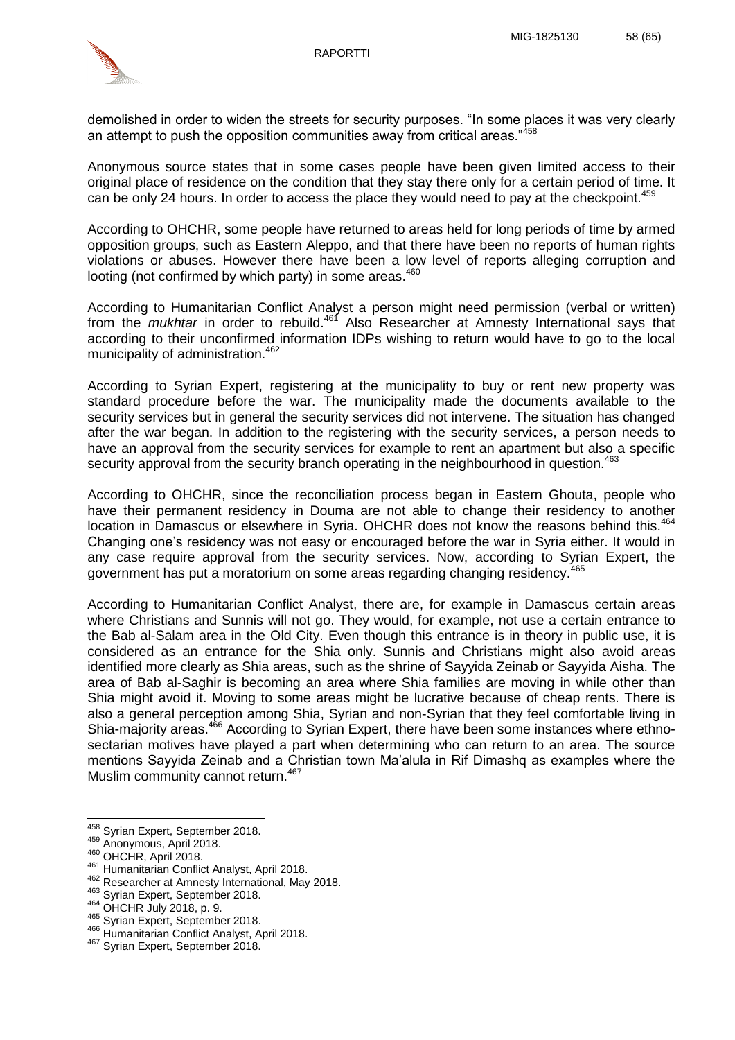demolished in order to widen the streets for security purposes. "In some places it was very clearly an attempt to push the opposition communities away from critical areas."[458]

Anonymous source states that in some cases people have been given limited access to their original place of residence on the condition that they stay there only for a certain period of time. It can be only 24 hours. In order to access the place they would need to pay at the checkpoint.[459]

According to OHCHR, some people have returned to areas held for long periods of time by armed opposition groups, such as Eastern Aleppo, and that there have been no reports of human rights violations or abuses. However there have been a low level of reports alleging corruption and looting (not confirmed by which party) in some areas.[460]

According to Humanitarian Conflict Analyst a person might need permission (verbal or written) from the *mukhtar* in order to rebuild.[461] Also Researcher at Amnesty International says that according to their unconfirmed information IDPs wishing to return would have to go to the local municipality of administration.[462]

According to Syrian Expert, registering at the municipality to buy or rent new property was standard procedure before the war. The municipality made the documents available to the security services but in general the security services did not intervene. The situation has changed after the war began. In addition to the registering with the security services, a person needs to have an approval from the security services for example to rent an apartment but also a specific security approval from the security branch operating in the neighbourhood in question.[463]

According to OHCHR, since the reconciliation process began in Eastern Ghouta, people who have their permanent residency in Douma are not able to change their residency to another location in Damascus or elsewhere in Syria. OHCHR does not know the reasons behind this.[464] Changing one's residency was not easy or encouraged before the war in Syria either. It would in any case require approval from the security services. Now, according to Syrian Expert, the government has put a moratorium on some areas regarding changing residency.[465]

According to Humanitarian Conflict Analyst, there are, for example in Damascus certain areas where Christians and Sunnis will not go. They would, for example, not use a certain entrance to the Bab al-Salam area in the Old City. Even though this entrance is in theory in public use, it is considered as an entrance for the Shia only. Sunnis and Christians might also avoid areas identified more clearly as Shia areas, such as the shrine of Sayyida Zeinab or Sayyida Aisha. The area of Bab al-Saghir is becoming an area where Shia families are moving in while other than Shia might avoid it. Moving to some areas might be lucrative because of cheap rents. There is also a general perception among Shia, Syrian and non-Syrian that they feel comfortable living in Shia-majority areas.[466] According to Syrian Expert, there have been some instances where ethno-sectarian motives have played a part when determining who can return to an area. The source mentions Sayyida Zeinab and a Christian town Ma'alula in Rif Dimashq as examples where the Muslim community cannot return.[467]

---

[458] Syrian Expert, September 2018.
[459] Anonymous, April 2018.
[460] OHCHR, April 2018.
[461] Humanitarian Conflict Analyst, April 2018.
[462] Researcher at Amnesty International, May 2018.
[463] Syrian Expert, September 2018.
[464] OHCHR July 2018, p. 9.
[465] Syrian Expert, September 2018.
[466] Humanitarian Conflict Analyst, April 2018.
[467] Syrian Expert, September 2018.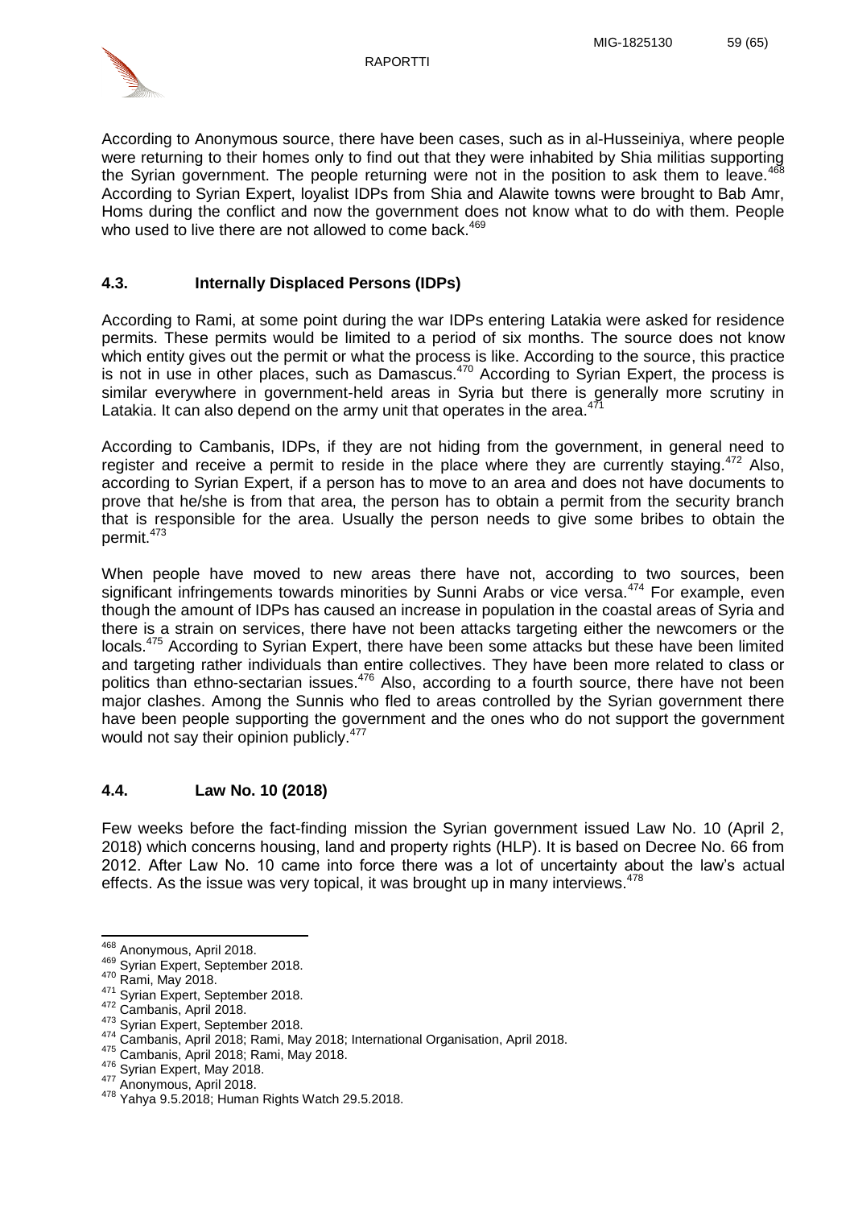According to Anonymous source, there have been cases, such as in al-Husseiniya, where people were returning to their homes only to find out that they were inhabited by Shia militias supporting the Syrian government. The people returning were not in the position to ask them to leave.[468] According to Syrian Expert, loyalist IDPs from Shia and Alawite towns were brought to Bab Amr, Homs during the conflict and now the government does not know what to do with them. People who used to live there are not allowed to come back.[469]

### 4.3. Internally Displaced Persons (IDPs)

According to Rami, at some point during the war IDPs entering Latakia were asked for residence permits. These permits would be limited to a period of six months. The source does not know which entity gives out the permit or what the process is like. According to the source, this practice is not in use in other places, such as Damascus.[470] According to Syrian Expert, the process is similar everywhere in government-held areas in Syria but there is generally more scrutiny in Latakia. It can also depend on the army unit that operates in the area.[471]

According to Cambanis, IDPs, if they are not hiding from the government, in general need to register and receive a permit to reside in the place where they are currently staying.[472] Also, according to Syrian Expert, if a person has to move to an area and does not have documents to prove that he/she is from that area, the person has to obtain a permit from the security branch that is responsible for the area. Usually the person needs to give some bribes to obtain the permit.[473]

When people have moved to new areas there have not, according to two sources, been significant infringements towards minorities by Sunni Arabs or vice versa.[474] For example, even though the amount of IDPs has caused an increase in population in the coastal areas of Syria and there is a strain on services, there have not been attacks targeting either the newcomers or the locals.[475] According to Syrian Expert, there have been some attacks but these have been limited and targeting rather individuals than entire collectives. They have been more related to class or politics than ethno-sectarian issues.[476] Also, according to a fourth source, there have not been major clashes. Among the Sunnis who fled to areas controlled by the Syrian government there have been people supporting the government and the ones who do not support the government would not say their opinion publicly.[477]

### 4.4. Law No. 10 (2018)

Few weeks before the fact-finding mission the Syrian government issued Law No. 10 (April 2, 2018) which concerns housing, land and property rights (HLP). It is based on Decree No. 66 from 2012. After Law No. 10 came into force there was a lot of uncertainty about the law's actual effects. As the issue was very topical, it was brought up in many interviews.[478]

---

[468] Anonymous, April 2018.
[469] Syrian Expert, September 2018.
[470] Rami, May 2018.
[471] Syrian Expert, September 2018.
[472] Cambanis, April 2018.
[473] Syrian Expert, September 2018.
[474] Cambanis, April 2018; Rami, May 2018; International Organisation, April 2018.
[475] Cambanis, April 2018; Rami, May 2018.
[476] Syrian Expert, May 2018.
[477] Anonymous, April 2018.
[478] Yahya 9.5.2018; Human Rights Watch 29.5.2018.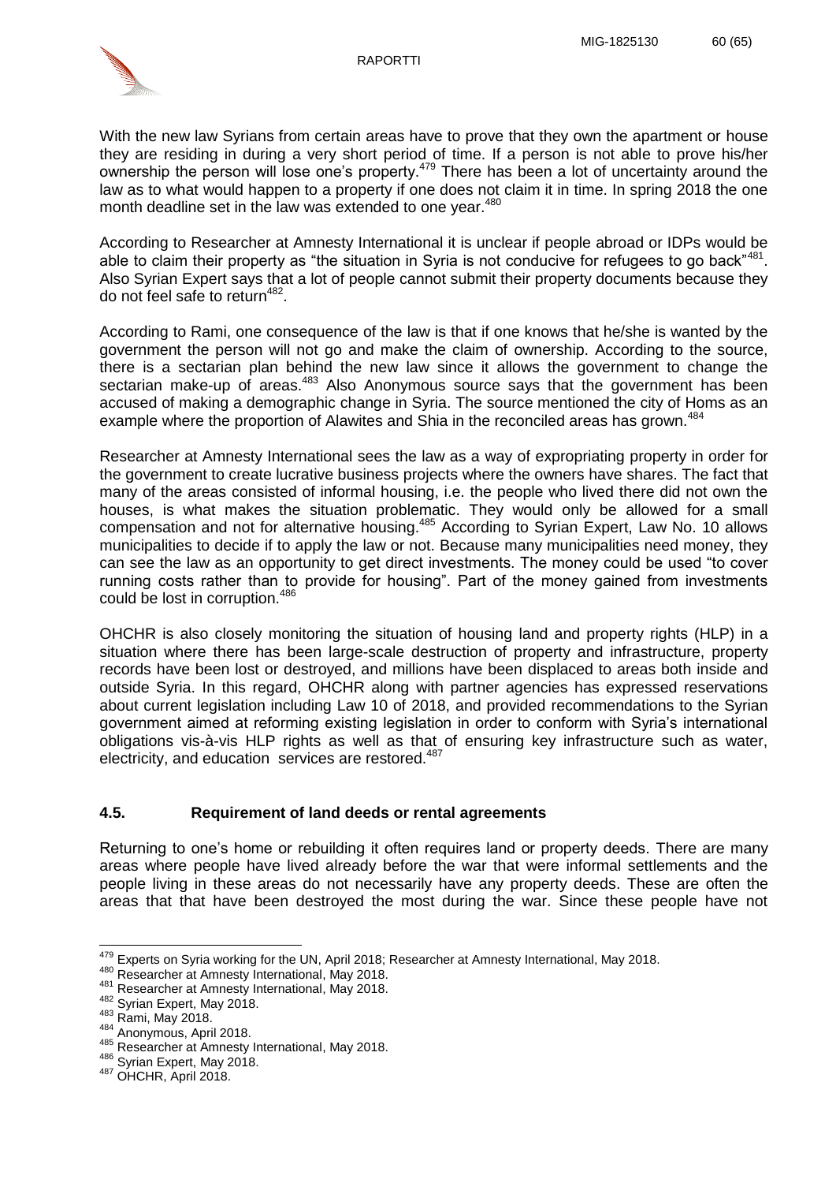With the new law Syrians from certain areas have to prove that they own the apartment or house they are residing in during a very short period of time. If a person is not able to prove his/her ownership the person will lose one's property.[479] There has been a lot of uncertainty around the law as to what would happen to a property if one does not claim it in time. In spring 2018 the one month deadline set in the law was extended to one year.[480]

According to Researcher at Amnesty International it is unclear if people abroad or IDPs would be able to claim their property as "the situation in Syria is not conducive for refugees to go back"[481]. Also Syrian Expert says that a lot of people cannot submit their property documents because they do not feel safe to return[482].

According to Rami, one consequence of the law is that if one knows that he/she is wanted by the government the person will not go and make the claim of ownership. According to the source, there is a sectarian plan behind the new law since it allows the government to change the sectarian make-up of areas.[483] Also Anonymous source says that the government has been accused of making a demographic change in Syria. The source mentioned the city of Homs as an example where the proportion of Alawites and Shia in the reconciled areas has grown.[484]

Researcher at Amnesty International sees the law as a way of expropriating property in order for the government to create lucrative business projects where the owners have shares. The fact that many of the areas consisted of informal housing, i.e. the people who lived there did not own the houses, is what makes the situation problematic. They would only be allowed for a small compensation and not for alternative housing.[485] According to Syrian Expert, Law No. 10 allows municipalities to decide if to apply the law or not. Because many municipalities need money, they can see the law as an opportunity to get direct investments. The money could be used "to cover running costs rather than to provide for housing". Part of the money gained from investments could be lost in corruption.[486]

OHCHR is also closely monitoring the situation of housing land and property rights (HLP) in a situation where there has been large-scale destruction of property and infrastructure, property records have been lost or destroyed, and millions have been displaced to areas both inside and outside Syria. In this regard, OHCHR along with partner agencies has expressed reservations about current legislation including Law 10 of 2018, and provided recommendations to the Syrian government aimed at reforming existing legislation in order to conform with Syria's international obligations vis-à-vis HLP rights as well as that of ensuring key infrastructure such as water, electricity, and education services are restored.[487]

### 4.5. Requirement of land deeds or rental agreements

Returning to one's home or rebuilding it often requires land or property deeds. There are many areas where people have lived already before the war that were informal settlements and the people living in these areas do not necessarily have any property deeds. These are often the areas that that have been destroyed the most during the war. Since these people have not

---

[479] Experts on Syria working for the UN, April 2018; Researcher at Amnesty International, May 2018.

[480] Researcher at Amnesty International, May 2018.

[481] Researcher at Amnesty International, May 2018.

[482] Syrian Expert, May 2018.

[483] Rami, May 2018.

[484] Anonymous, April 2018.

[485] Researcher at Amnesty International, May 2018.

[486] Syrian Expert, May 2018.

[487] OHCHR, April 2018.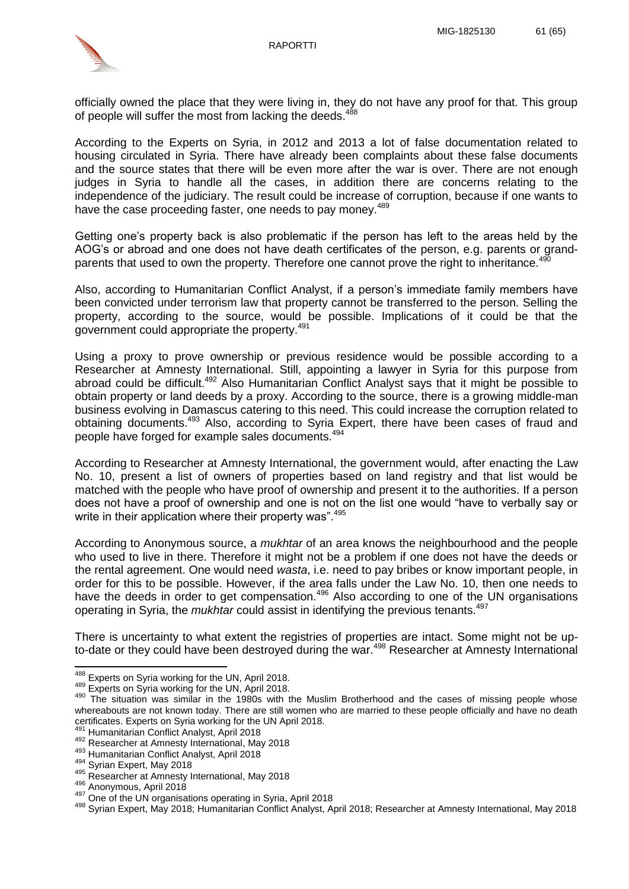officially owned the place that they were living in, they do not have any proof for that. This group of people will suffer the most from lacking the deeds.[488]

According to the Experts on Syria, in 2012 and 2013 a lot of false documentation related to housing circulated in Syria. There have already been complaints about these false documents and the source states that there will be even more after the war is over. There are not enough judges in Syria to handle all the cases, in addition there are concerns relating to the independence of the judiciary. The result could be increase of corruption, because if one wants to have the case proceeding faster, one needs to pay money.[489]

Getting one's property back is also problematic if the person has left to the areas held by the AOG's or abroad and one does not have death certificates of the person, e.g. parents or grand-parents that used to own the property. Therefore one cannot prove the right to inheritance.[490]

Also, according to Humanitarian Conflict Analyst, if a person's immediate family members have been convicted under terrorism law that property cannot be transferred to the person. Selling the property, according to the source, would be possible. Implications of it could be that the government could appropriate the property.[491]

Using a proxy to prove ownership or previous residence would be possible according to a Researcher at Amnesty International. Still, appointing a lawyer in Syria for this purpose from abroad could be difficult.[492] Also Humanitarian Conflict Analyst says that it might be possible to obtain property or land deeds by a proxy. According to the source, there is a growing middle-man business evolving in Damascus catering to this need. This could increase the corruption related to obtaining documents.[493] Also, according to Syria Expert, there have been cases of fraud and people have forged for example sales documents.[494]

According to Researcher at Amnesty International, the government would, after enacting the Law No. 10, present a list of owners of properties based on land registry and that list would be matched with the people who have proof of ownership and present it to the authorities. If a person does not have a proof of ownership and one is not on the list one would "have to verbally say or write in their application where their property was".[495]

According to Anonymous source, a *mukhtar* of an area knows the neighbourhood and the people who used to live in there. Therefore it might not be a problem if one does not have the deeds or the rental agreement. One would need *wasta*, i.e. need to pay bribes or know important people, in order for this to be possible. However, if the area falls under the Law No. 10, then one needs to have the deeds in order to get compensation.[496] Also according to one of the UN organisations operating in Syria, the *mukhtar* could assist in identifying the previous tenants.[497]

There is uncertainty to what extent the registries of properties are intact. Some might not be up-to-date or they could have been destroyed during the war.[498] Researcher at Amnesty International

---

[488] Experts on Syria working for the UN, April 2018.

[489] Experts on Syria working for the UN, April 2018.

[490] The situation was similar in the 1980s with the Muslim Brotherhood and the cases of missing people whose whereabouts are not known today. There are still women who are married to these people officially and have no death certificates. Experts on Syria working for the UN April 2018.

[491] Humanitarian Conflict Analyst, April 2018

[492] Researcher at Amnesty International, May 2018

[493] Humanitarian Conflict Analyst, April 2018

[494] Syrian Expert, May 2018

[495] Researcher at Amnesty International, May 2018

[496] Anonymous, April 2018

[497] One of the UN organisations operating in Syria, April 2018

[498] Syrian Expert, May 2018; Humanitarian Conflict Analyst, April 2018; Researcher at Amnesty International, May 2018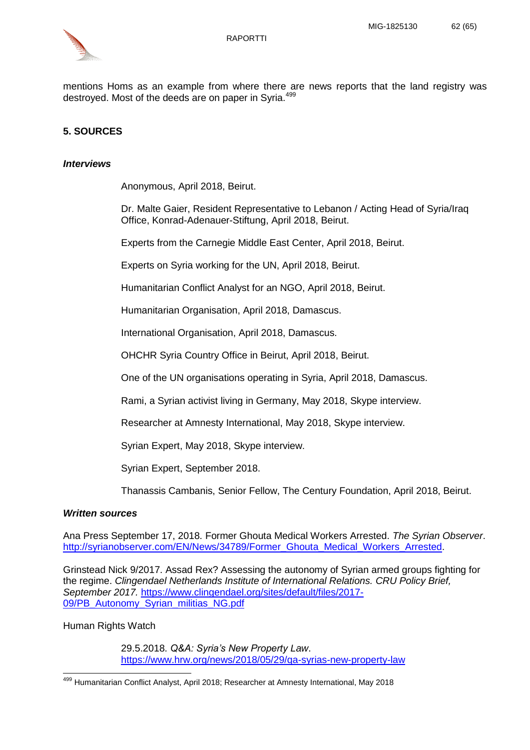mentions Homs as an example from where there are news reports that the land registry was destroyed. Most of the deeds are on paper in Syria.[499]

## 5. SOURCES

### *Interviews*

Anonymous, April 2018, Beirut.

Dr. Malte Gaier, Resident Representative to Lebanon / Acting Head of Syria/Iraq Office, Konrad-Adenauer-Stiftung, April 2018, Beirut.

Experts from the Carnegie Middle East Center, April 2018, Beirut.

Experts on Syria working for the UN, April 2018, Beirut.

Humanitarian Conflict Analyst for an NGO, April 2018, Beirut.

Humanitarian Organisation, April 2018, Damascus.

International Organisation, April 2018, Damascus.

OHCHR Syria Country Office in Beirut, April 2018, Beirut.

One of the UN organisations operating in Syria, April 2018, Damascus.

Rami, a Syrian activist living in Germany, May 2018, Skype interview.

Researcher at Amnesty International, May 2018, Skype interview.

Syrian Expert, May 2018, Skype interview.

Syrian Expert, September 2018.

Thanassis Cambanis, Senior Fellow, The Century Foundation, April 2018, Beirut.

### *Written sources*

Ana Press September 17, 2018. Former Ghouta Medical Workers Arrested. *The Syrian Observer*. http://syrianobserver.com/EN/News/34789/Former_Ghouta_Medical_Workers_Arrested.

Grinstead Nick 9/2017. Assad Rex? Assessing the autonomy of Syrian armed groups fighting for the regime. *Clingendael Netherlands Institute of International Relations. CRU Policy Brief, September 2017.* https://www.clingendael.org/sites/default/files/2017-09/PB_Autonomy_Syrian_militias_NG.pdf

Human Rights Watch

29.5.2018. *Q&A: Syria's New Property Law*. https://www.hrw.org/news/2018/05/29/qa-syrias-new-property-law

[499] Humanitarian Conflict Analyst, April 2018; Researcher at Amnesty International, May 2018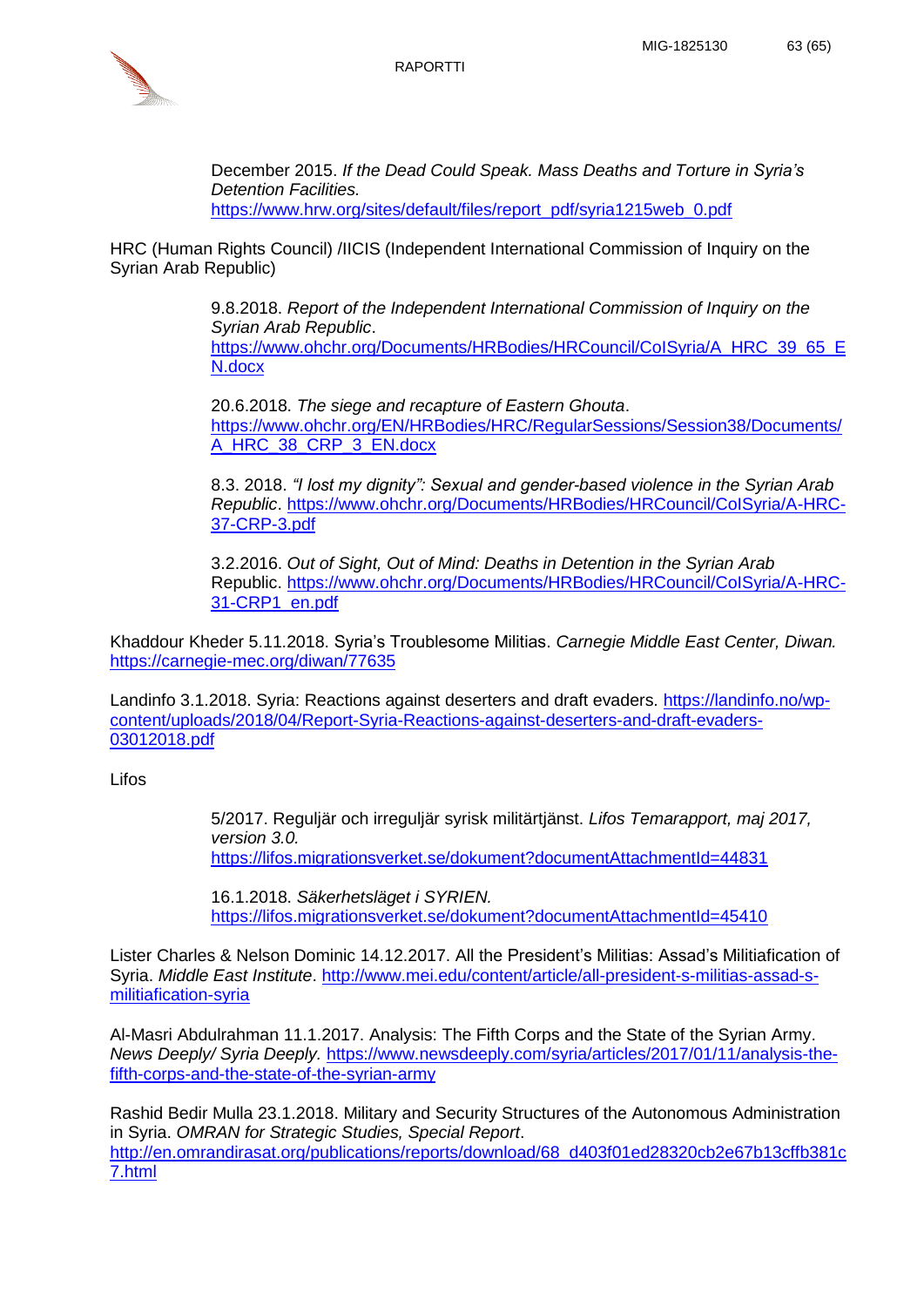December 2015. *If the Dead Could Speak. Mass Deaths and Torture in Syria's Detention Facilities.* https://www.hrw.org/sites/default/files/report_pdf/syria1215web_0.pdf

HRC (Human Rights Council) /IICIS (Independent International Commission of Inquiry on the Syrian Arab Republic)

9.8.2018. *Report of the Independent International Commission of Inquiry on the Syrian Arab Republic*. https://www.ohchr.org/Documents/HRBodies/HRCouncil/CoISyria/A_HRC_39_65_EN.docx

20.6.2018. *The siege and recapture of Eastern Ghouta*. https://www.ohchr.org/EN/HRBodies/HRC/RegularSessions/Session38/Documents/A_HRC_38_CRP_3_EN.docx

8.3. 2018. *"I lost my dignity": Sexual and gender-based violence in the Syrian Arab Republic*. https://www.ohchr.org/Documents/HRBodies/HRCouncil/CoISyria/A-HRC-37-CRP-3.pdf

3.2.2016. *Out of Sight, Out of Mind: Deaths in Detention in the Syrian Arab* Republic. https://www.ohchr.org/Documents/HRBodies/HRCouncil/CoISyria/A-HRC-31-CRP1_en.pdf

Khaddour Kheder 5.11.2018. Syria's Troublesome Militias. *Carnegie Middle East Center, Diwan.* https://carnegie-mec.org/diwan/77635

Landinfo 3.1.2018. Syria: Reactions against deserters and draft evaders. https://landinfo.no/wp-content/uploads/2018/04/Report-Syria-Reactions-against-deserters-and-draft-evaders-03012018.pdf

Lifos

5/2017. Reguljär och irreguljär syrisk militärtjänst. *Lifos Temarapport, maj 2017, version 3.0.* https://lifos.migrationsverket.se/dokument?documentAttachmentId=44831

16.1.2018. *Säkerhetsläget i SYRIEN.* https://lifos.migrationsverket.se/dokument?documentAttachmentId=45410

Lister Charles & Nelson Dominic 14.12.2017. All the President's Militias: Assad's Militiafication of Syria. *Middle East Institute*. http://www.mei.edu/content/article/all-president-s-militias-assad-s-militiafication-syria

Al-Masri Abdulrahman 11.1.2017. Analysis: The Fifth Corps and the State of the Syrian Army. *News Deeply/ Syria Deeply.* https://www.newsdeeply.com/syria/articles/2017/01/11/analysis-the-fifth-corps-and-the-state-of-the-syrian-army

Rashid Bedir Mulla 23.1.2018. Military and Security Structures of the Autonomous Administration in Syria. *OMRAN for Strategic Studies, Special Report*. http://en.omrandirasat.org/publications/reports/download/68_d403f01ed28320cb2e67b13cffb381c7.html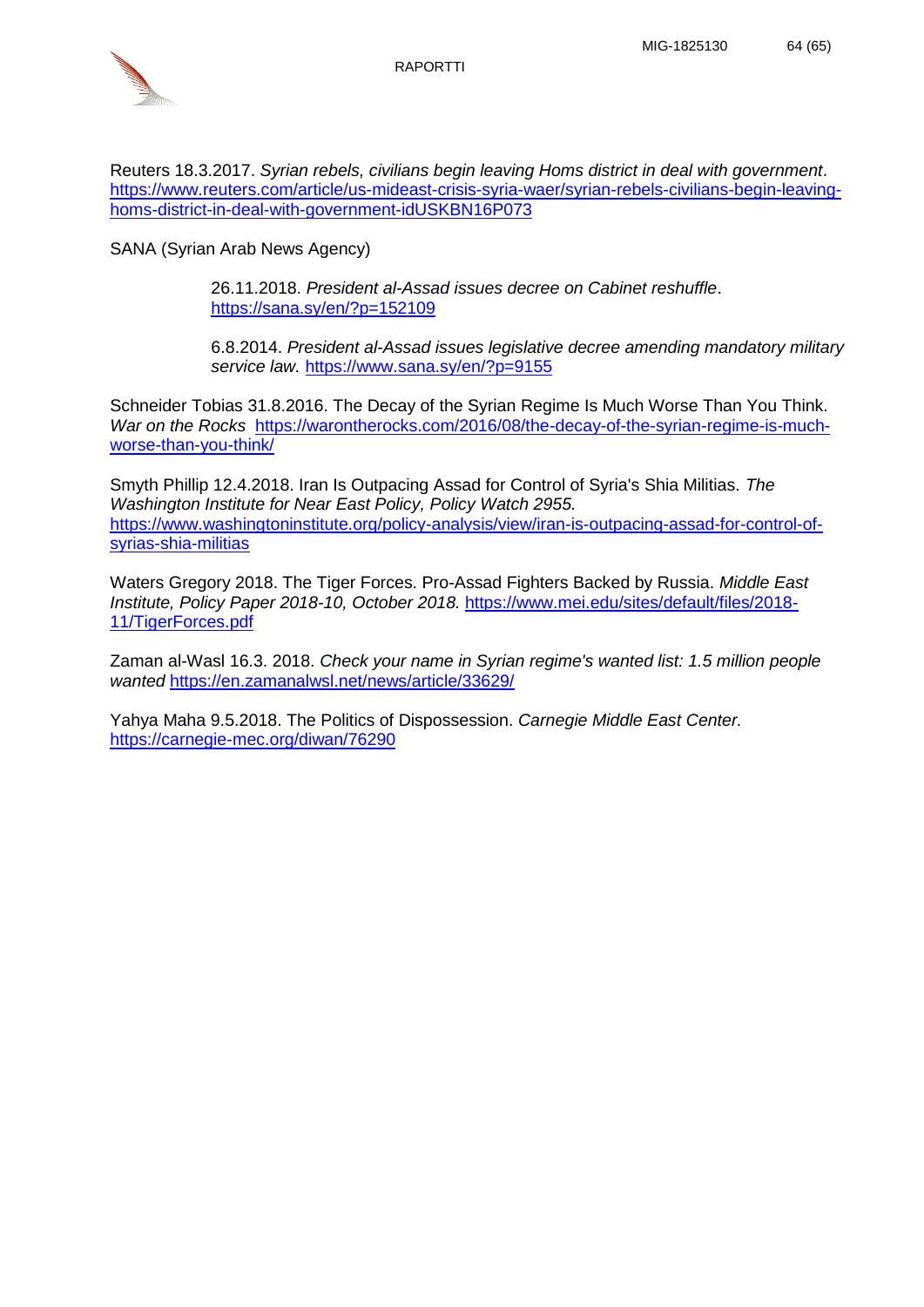Reuters 18.3.2017. *Syrian rebels, civilians begin leaving Homs district in deal with government*. https://www.reuters.com/article/us-mideast-crisis-syria-waer/syrian-rebels-civilians-begin-leaving-homs-district-in-deal-with-government-idUSKBN16P073

SANA (Syrian Arab News Agency)

> 26.11.2018. *President al-Assad issues decree on Cabinet reshuffle*. https://sana.sy/en/?p=152109
>
> 6.8.2014. *President al-Assad issues legislative decree amending mandatory military service law.* https://www.sana.sy/en/?p=9155

Schneider Tobias 31.8.2016. The Decay of the Syrian Regime Is Much Worse Than You Think. *War on the Rocks* https://warontherocks.com/2016/08/the-decay-of-the-syrian-regime-is-much-worse-than-you-think/

Smyth Phillip 12.4.2018. Iran Is Outpacing Assad for Control of Syria's Shia Militias. *The Washington Institute for Near East Policy, Policy Watch 2955.* https://www.washingtoninstitute.org/policy-analysis/view/iran-is-outpacing-assad-for-control-of-syrias-shia-militias

Waters Gregory 2018. The Tiger Forces. Pro-Assad Fighters Backed by Russia. *Middle East Institute, Policy Paper 2018-10, October 2018.* https://www.mei.edu/sites/default/files/2018-11/TigerForces.pdf

Zaman al-Wasl 16.3. 2018. *Check your name in Syrian regime's wanted list: 1.5 million people wanted* https://en.zamanalwsl.net/news/article/33629/

Yahya Maha 9.5.2018. The Politics of Dispossession. *Carnegie Middle East Center.* https://carnegie-mec.org/diwan/76290